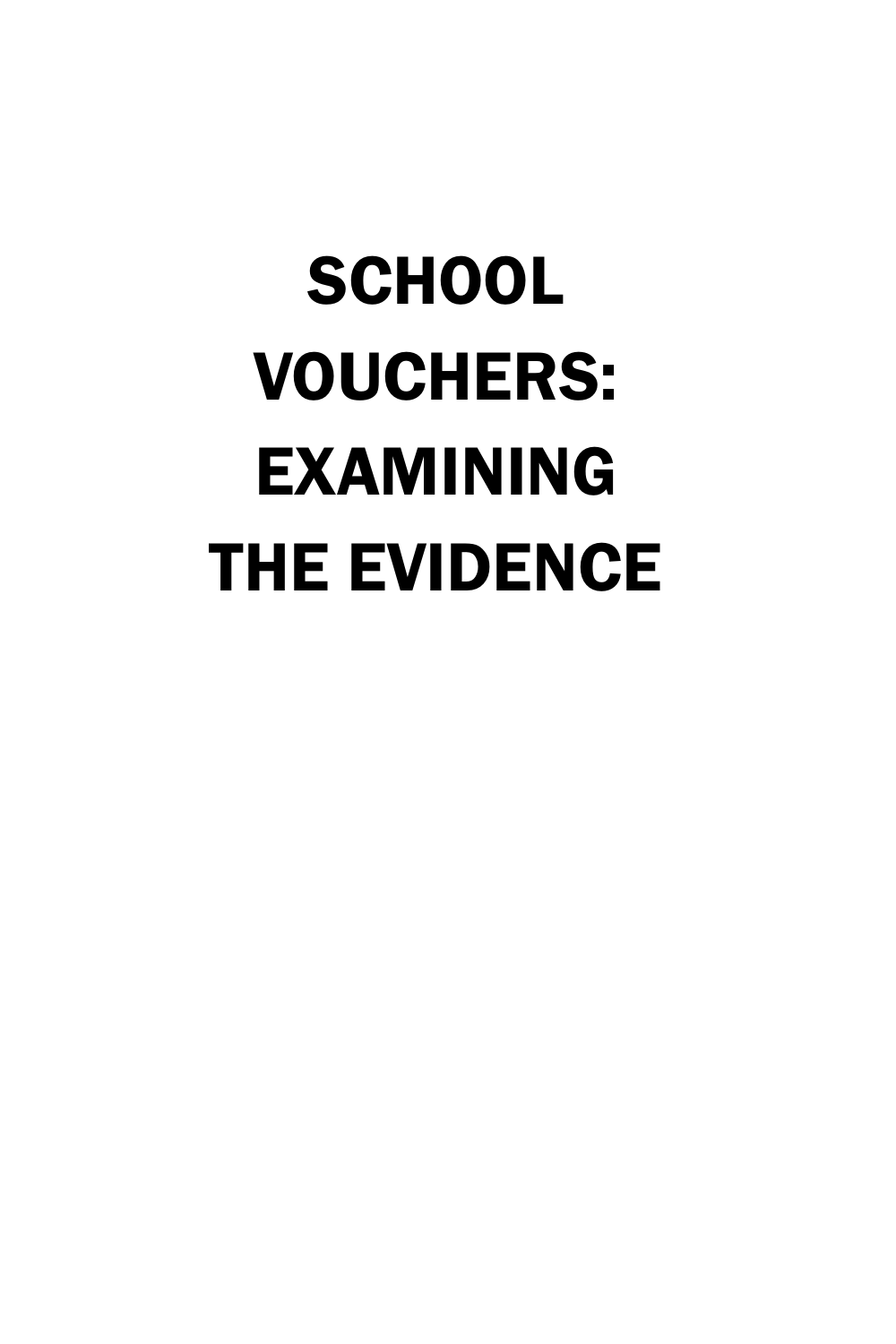# SCHOOL VOUCHERS: EXAMINING THE EVIDENCE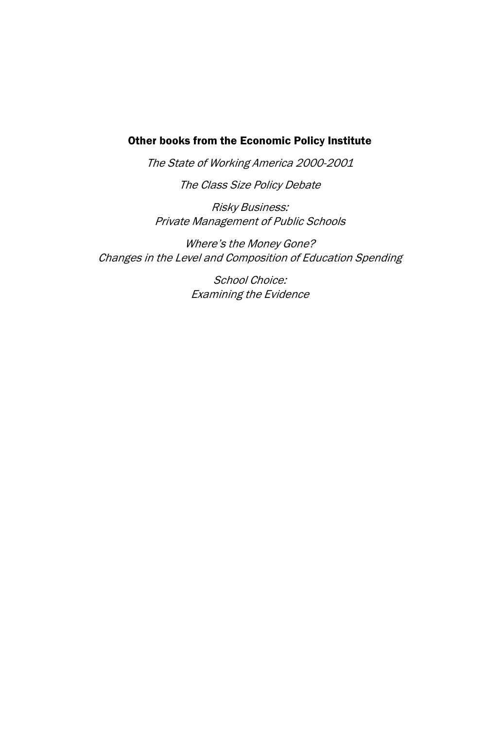**Other books from the Economic Policy Institute**

*The State of Working America 2000-2001*

*The Class Size Policy Debate*

*Risky Business:
Private Management of Public Schools*

*Where's the Money Gone?
Changes in the Level and Composition of Education Spending*

*School Choice:
Examining the Evidence*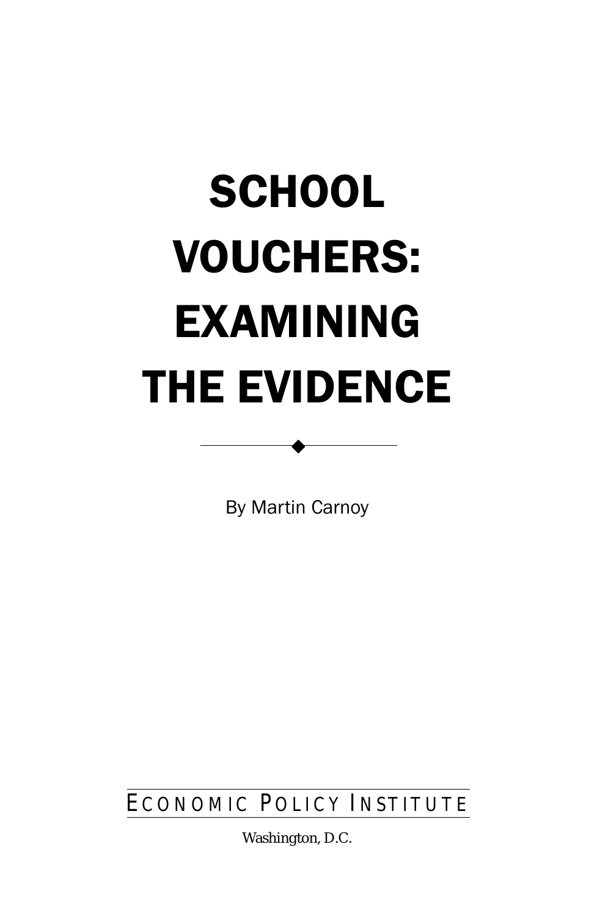# SCHOOL VOUCHERS: EXAMINING THE EVIDENCE

By Martin Carnoy

ECONOMIC POLICY INSTITUTE

Washington, D.C.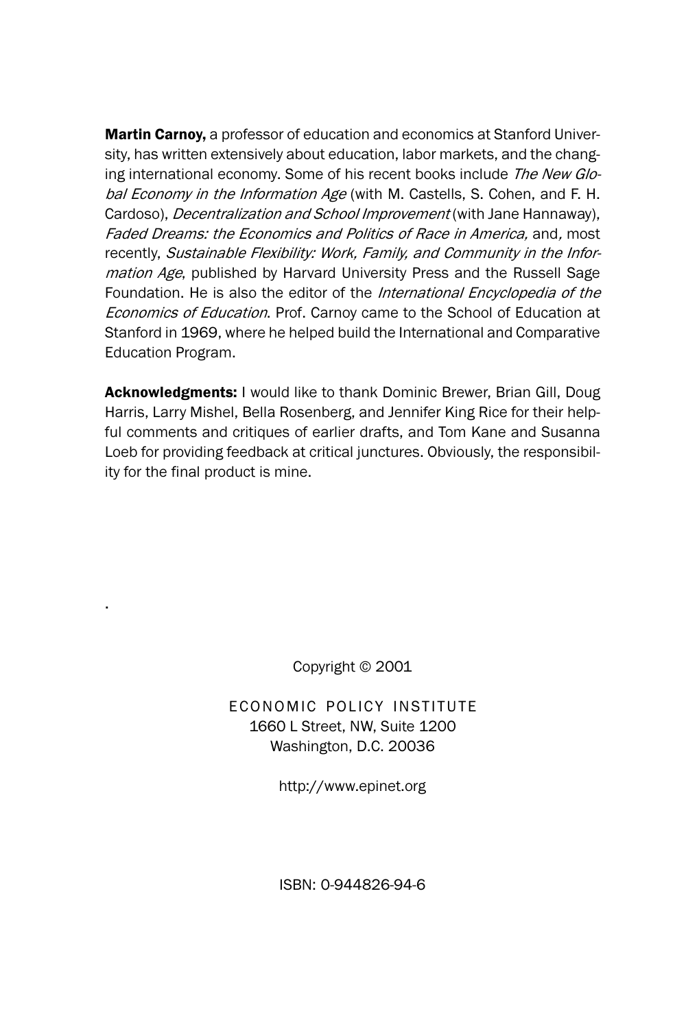**Martin Carnoy,** a professor of education and economics at Stanford University, has written extensively about education, labor markets, and the changing international economy. Some of his recent books include *The New Global Economy in the Information Age* (with M. Castells, S. Cohen, and F. H. Cardoso), *Decentralization and School Improvement* (with Jane Hannaway), *Faded Dreams: the Economics and Politics of Race in America,* and, most recently, *Sustainable Flexibility: Work, Family, and Community in the Information Age*, published by Harvard University Press and the Russell Sage Foundation. He is also the editor of the *International Encyclopedia of the Economics of Education*. Prof. Carnoy came to the School of Education at Stanford in 1969, where he helped build the International and Comparative Education Program.

**Acknowledgments:** I would like to thank Dominic Brewer, Brian Gill, Doug Harris, Larry Mishel, Bella Rosenberg, and Jennifer King Rice for their helpful comments and critiques of earlier drafts, and Tom Kane and Susanna Loeb for providing feedback at critical junctures. Obviously, the responsibility for the final product is mine.

.

Copyright © 2001

ECONOMIC POLICY INSTITUTE
1660 L Street, NW, Suite 1200
Washington, D.C. 20036

http://www.epinet.org

ISBN: 0-944826-94-6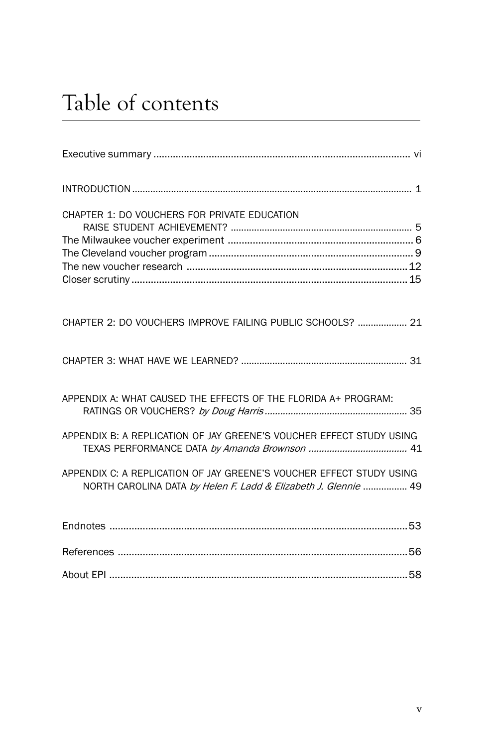# Table of contents

Executive summary ........................................................................................ vi

INTRODUCTION ............................................................................................... 1

CHAPTER 1: DO VOUCHERS FOR PRIVATE EDUCATION RAISE STUDENT ACHIEVEMENT? .................................................................... 5

The Milwaukee voucher experiment ................................................................... 6

The Cleveland voucher program ......................................................................... 9

The new voucher research ................................................................................ 12

Closer scrutiny .................................................................................................. 15

CHAPTER 2: DO VOUCHERS IMPROVE FAILING PUBLIC SCHOOLS? .................. 21

CHAPTER 3: WHAT HAVE WE LEARNED? ............................................................ 31

APPENDIX A: WHAT CAUSED THE EFFECTS OF THE FLORIDA A+ PROGRAM: RATINGS OR VOUCHERS? *by Doug Harris* ....................................................... 35

APPENDIX B: A REPLICATION OF JAY GREENE'S VOUCHER EFFECT STUDY USING TEXAS PERFORMANCE DATA *by Amanda Brownson* ...................................... 41

APPENDIX C: A REPLICATION OF JAY GREENE'S VOUCHER EFFECT STUDY USING NORTH CAROLINA DATA *by Helen F. Ladd & Elizabeth J. Glennie* ................. 49

Endnotes .......................................................................................................... 53

References ........................................................................................................ 56

About EPI .......................................................................................................... 58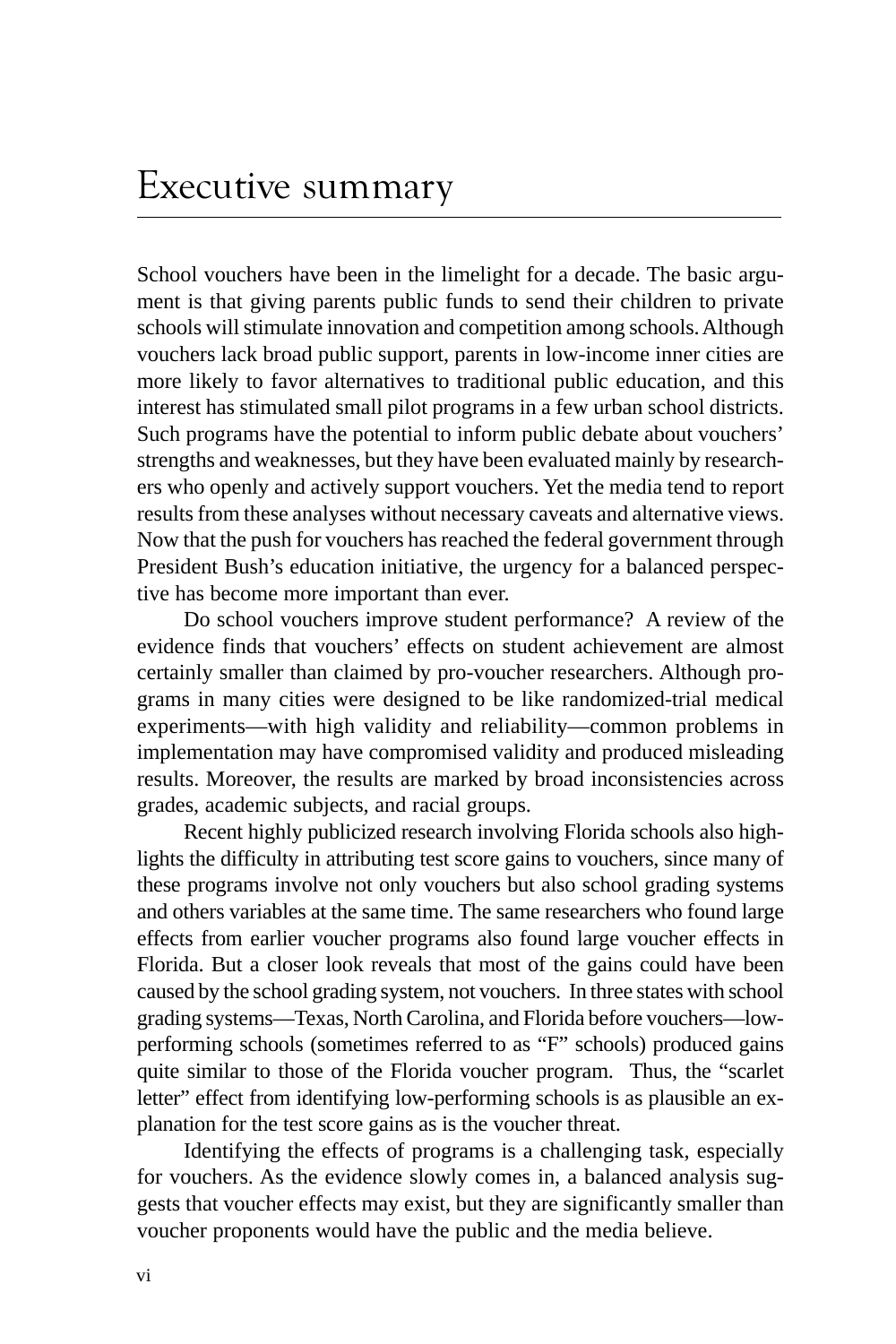# Executive summary

School vouchers have been in the limelight for a decade. The basic argument is that giving parents public funds to send their children to private schools will stimulate innovation and competition among schools. Although vouchers lack broad public support, parents in low-income inner cities are more likely to favor alternatives to traditional public education, and this interest has stimulated small pilot programs in a few urban school districts. Such programs have the potential to inform public debate about vouchers' strengths and weaknesses, but they have been evaluated mainly by researchers who openly and actively support vouchers. Yet the media tend to report results from these analyses without necessary caveats and alternative views. Now that the push for vouchers has reached the federal government through President Bush's education initiative, the urgency for a balanced perspective has become more important than ever.

Do school vouchers improve student performance? A review of the evidence finds that vouchers' effects on student achievement are almost certainly smaller than claimed by pro-voucher researchers. Although programs in many cities were designed to be like randomized-trial medical experiments—with high validity and reliability—common problems in implementation may have compromised validity and produced misleading results. Moreover, the results are marked by broad inconsistencies across grades, academic subjects, and racial groups.

Recent highly publicized research involving Florida schools also highlights the difficulty in attributing test score gains to vouchers, since many of these programs involve not only vouchers but also school grading systems and others variables at the same time. The same researchers who found large effects from earlier voucher programs also found large voucher effects in Florida. But a closer look reveals that most of the gains could have been caused by the school grading system, not vouchers. In three states with school grading systems—Texas, North Carolina, and Florida before vouchers—low-performing schools (sometimes referred to as "F" schools) produced gains quite similar to those of the Florida voucher program. Thus, the "scarlet letter" effect from identifying low-performing schools is as plausible an explanation for the test score gains as is the voucher threat.

Identifying the effects of programs is a challenging task, especially for vouchers. As the evidence slowly comes in, a balanced analysis suggests that voucher effects may exist, but they are significantly smaller than voucher proponents would have the public and the media believe.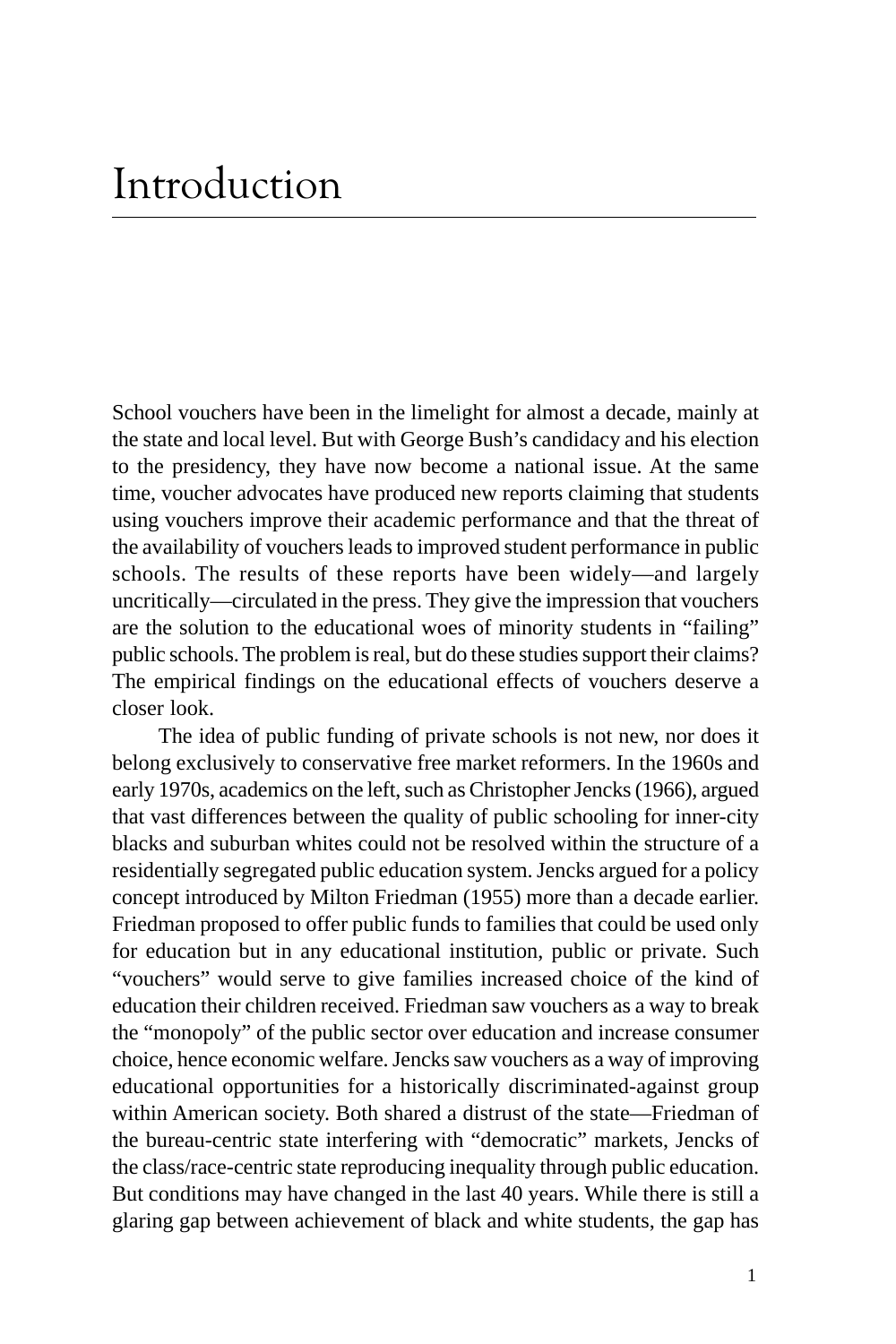# Introduction

School vouchers have been in the limelight for almost a decade, mainly at the state and local level. But with George Bush's candidacy and his election to the presidency, they have now become a national issue. At the same time, voucher advocates have produced new reports claiming that students using vouchers improve their academic performance and that the threat of the availability of vouchers leads to improved student performance in public schools. The results of these reports have been widely—and largely uncritically—circulated in the press. They give the impression that vouchers are the solution to the educational woes of minority students in "failing" public schools. The problem is real, but do these studies support their claims? The empirical findings on the educational effects of vouchers deserve a closer look.

The idea of public funding of private schools is not new, nor does it belong exclusively to conservative free market reformers. In the 1960s and early 1970s, academics on the left, such as Christopher Jencks (1966), argued that vast differences between the quality of public schooling for inner-city blacks and suburban whites could not be resolved within the structure of a residentially segregated public education system. Jencks argued for a policy concept introduced by Milton Friedman (1955) more than a decade earlier. Friedman proposed to offer public funds to families that could be used only for education but in any educational institution, public or private. Such "vouchers" would serve to give families increased choice of the kind of education their children received. Friedman saw vouchers as a way to break the "monopoly" of the public sector over education and increase consumer choice, hence economic welfare. Jencks saw vouchers as a way of improving educational opportunities for a historically discriminated-against group within American society. Both shared a distrust of the state—Friedman of the bureau-centric state interfering with "democratic" markets, Jencks of the class/race-centric state reproducing inequality through public education. But conditions may have changed in the last 40 years. While there is still a glaring gap between achievement of black and white students, the gap has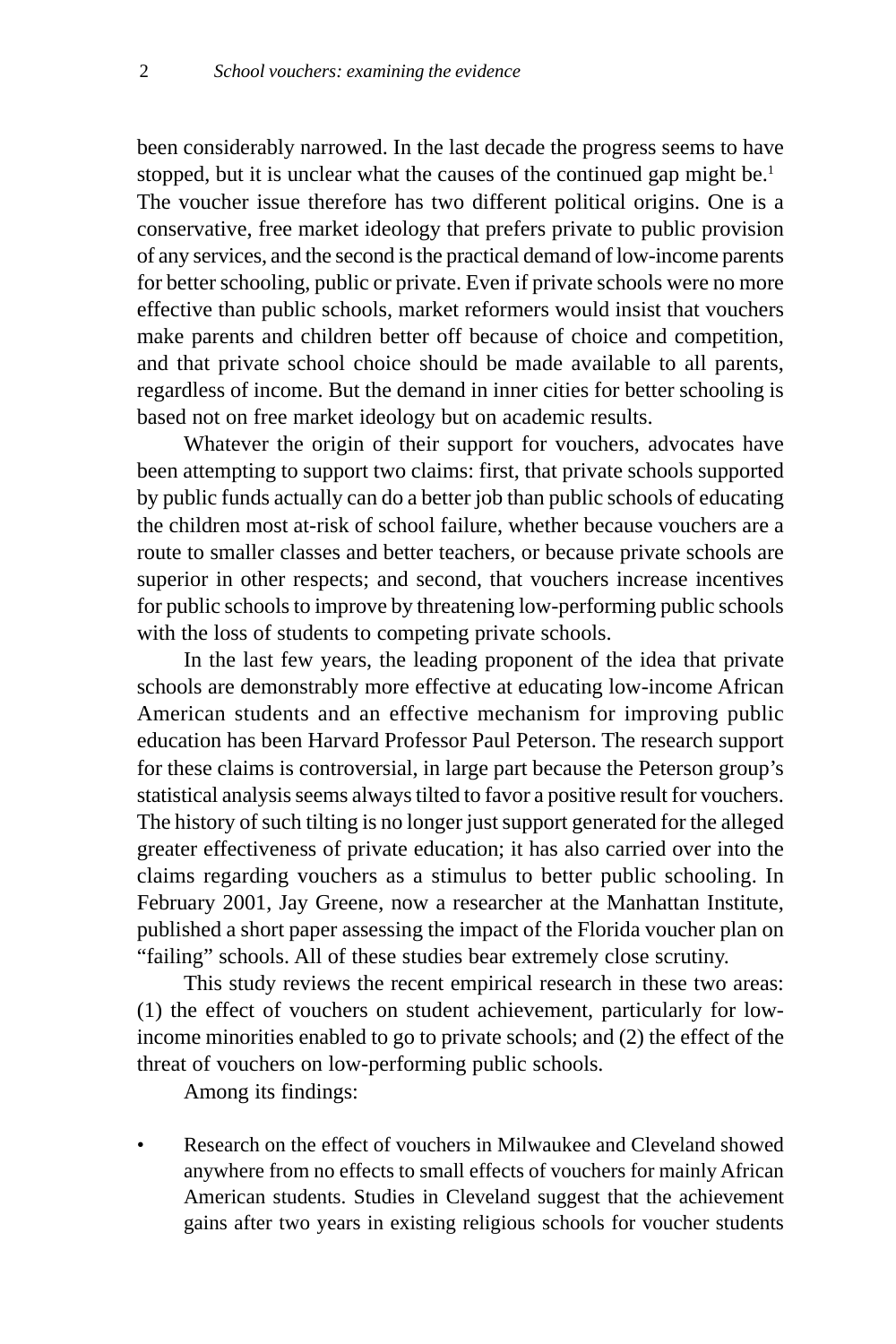been considerably narrowed. In the last decade the progress seems to have stopped, but it is unclear what the causes of the continued gap might be.[1] The voucher issue therefore has two different political origins. One is a conservative, free market ideology that prefers private to public provision of any services, and the second is the practical demand of low-income parents for better schooling, public or private. Even if private schools were no more effective than public schools, market reformers would insist that vouchers make parents and children better off because of choice and competition, and that private school choice should be made available to all parents, regardless of income. But the demand in inner cities for better schooling is based not on free market ideology but on academic results.

Whatever the origin of their support for vouchers, advocates have been attempting to support two claims: first, that private schools supported by public funds actually can do a better job than public schools of educating the children most at-risk of school failure, whether because vouchers are a route to smaller classes and better teachers, or because private schools are superior in other respects; and second, that vouchers increase incentives for public schools to improve by threatening low-performing public schools with the loss of students to competing private schools.

In the last few years, the leading proponent of the idea that private schools are demonstrably more effective at educating low-income African American students and an effective mechanism for improving public education has been Harvard Professor Paul Peterson. The research support for these claims is controversial, in large part because the Peterson group's statistical analysis seems always tilted to favor a positive result for vouchers. The history of such tilting is no longer just support generated for the alleged greater effectiveness of private education; it has also carried over into the claims regarding vouchers as a stimulus to better public schooling. In February 2001, Jay Greene, now a researcher at the Manhattan Institute, published a short paper assessing the impact of the Florida voucher plan on "failing" schools. All of these studies bear extremely close scrutiny.

This study reviews the recent empirical research in these two areas: (1) the effect of vouchers on student achievement, particularly for low-income minorities enabled to go to private schools; and (2) the effect of the threat of vouchers on low-performing public schools.

Among its findings:

- Research on the effect of vouchers in Milwaukee and Cleveland showed anywhere from no effects to small effects of vouchers for mainly African American students. Studies in Cleveland suggest that the achievement gains after two years in existing religious schools for voucher students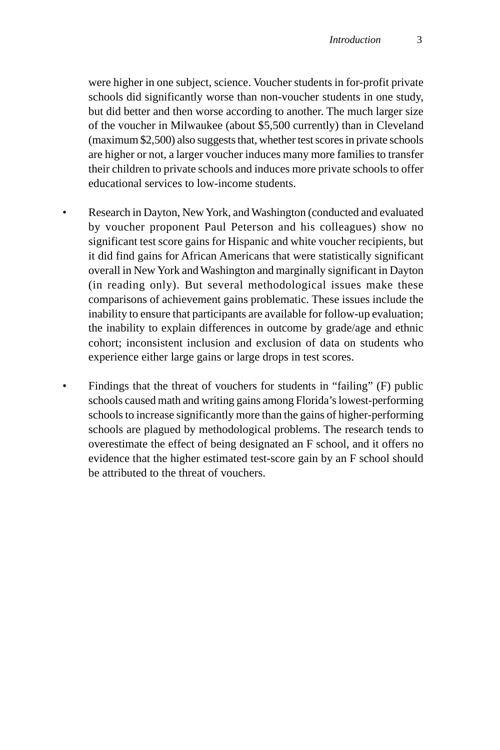were higher in one subject, science. Voucher students in for-profit private schools did significantly worse than non-voucher students in one study, but did better and then worse according to another. The much larger size of the voucher in Milwaukee (about $5,500 currently) than in Cleveland (maximum $2,500) also suggests that, whether test scores in private schools are higher or not, a larger voucher induces many more families to transfer their children to private schools and induces more private schools to offer educational services to low-income students.

- Research in Dayton, New York, and Washington (conducted and evaluated by voucher proponent Paul Peterson and his colleagues) show no significant test score gains for Hispanic and white voucher recipients, but it did find gains for African Americans that were statistically significant overall in New York and Washington and marginally significant in Dayton (in reading only). But several methodological issues make these comparisons of achievement gains problematic. These issues include the inability to ensure that participants are available for follow-up evaluation; the inability to explain differences in outcome by grade/age and ethnic cohort; inconsistent inclusion and exclusion of data on students who experience either large gains or large drops in test scores.

- Findings that the threat of vouchers for students in “failing” (F) public schools caused math and writing gains among Florida’s lowest-performing schools to increase significantly more than the gains of higher-performing schools are plagued by methodological problems. The research tends to overestimate the effect of being designated an F school, and it offers no evidence that the higher estimated test-score gain by an F school should be attributed to the threat of vouchers.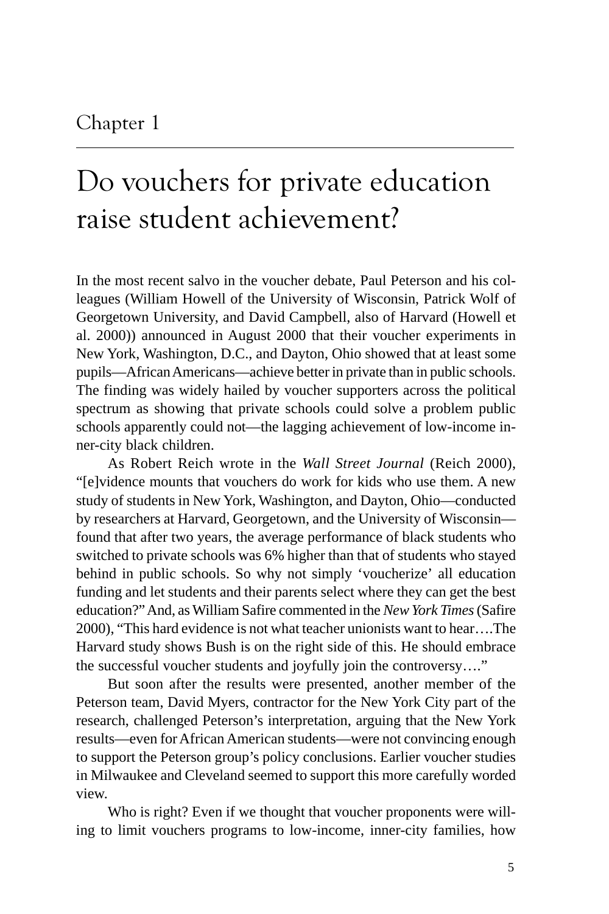Chapter 1

# Do vouchers for private education raise student achievement?

In the most recent salvo in the voucher debate, Paul Peterson and his colleagues (William Howell of the University of Wisconsin, Patrick Wolf of Georgetown University, and David Campbell, also of Harvard (Howell et al. 2000)) announced in August 2000 that their voucher experiments in New York, Washington, D.C., and Dayton, Ohio showed that at least some pupils—African Americans—achieve better in private than in public schools. The finding was widely hailed by voucher supporters across the political spectrum as showing that private schools could solve a problem public schools apparently could not—the lagging achievement of low-income inner-city black children.

As Robert Reich wrote in the *Wall Street Journal* (Reich 2000), "[e]vidence mounts that vouchers do work for kids who use them. A new study of students in New York, Washington, and Dayton, Ohio—conducted by researchers at Harvard, Georgetown, and the University of Wisconsin—found that after two years, the average performance of black students who switched to private schools was 6% higher than that of students who stayed behind in public schools. So why not simply 'voucherize' all education funding and let students and their parents select where they can get the best education?" And, as William Safire commented in the *New York Times* (Safire 2000), "This hard evidence is not what teacher unionists want to hear….The Harvard study shows Bush is on the right side of this. He should embrace the successful voucher students and joyfully join the controversy…."

But soon after the results were presented, another member of the Peterson team, David Myers, contractor for the New York City part of the research, challenged Peterson's interpretation, arguing that the New York results—even for African American students—were not convincing enough to support the Peterson group's policy conclusions. Earlier voucher studies in Milwaukee and Cleveland seemed to support this more carefully worded view.

Who is right? Even if we thought that voucher proponents were willing to limit vouchers programs to low-income, inner-city families, how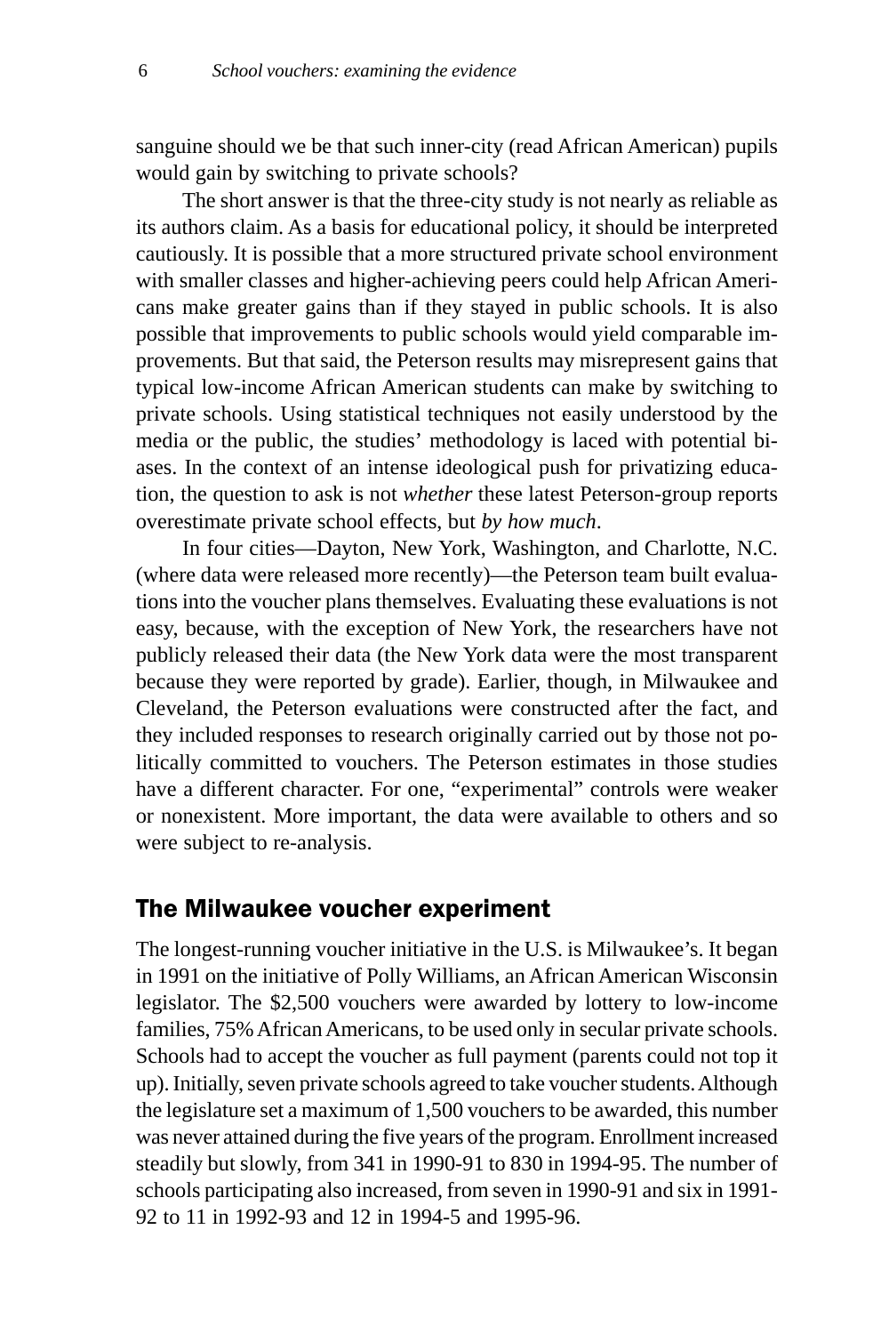sanguine should we be that such inner-city (read African American) pupils would gain by switching to private schools?

The short answer is that the three-city study is not nearly as reliable as its authors claim. As a basis for educational policy, it should be interpreted cautiously. It is possible that a more structured private school environment with smaller classes and higher-achieving peers could help African Americans make greater gains than if they stayed in public schools. It is also possible that improvements to public schools would yield comparable improvements. But that said, the Peterson results may misrepresent gains that typical low-income African American students can make by switching to private schools. Using statistical techniques not easily understood by the media or the public, the studies' methodology is laced with potential biases. In the context of an intense ideological push for privatizing education, the question to ask is not *whether* these latest Peterson-group reports overestimate private school effects, but *by how much*.

In four cities—Dayton, New York, Washington, and Charlotte, N.C. (where data were released more recently)—the Peterson team built evaluations into the voucher plans themselves. Evaluating these evaluations is not easy, because, with the exception of New York, the researchers have not publicly released their data (the New York data were the most transparent because they were reported by grade). Earlier, though, in Milwaukee and Cleveland, the Peterson evaluations were constructed after the fact, and they included responses to research originally carried out by those not politically committed to vouchers. The Peterson estimates in those studies have a different character. For one, "experimental" controls were weaker or nonexistent. More important, the data were available to others and so were subject to re-analysis.

## The Milwaukee voucher experiment

The longest-running voucher initiative in the U.S. is Milwaukee's. It began in 1991 on the initiative of Polly Williams, an African American Wisconsin legislator. The $2,500 vouchers were awarded by lottery to low-income families, 75% African Americans, to be used only in secular private schools. Schools had to accept the voucher as full payment (parents could not top it up). Initially, seven private schools agreed to take voucher students. Although the legislature set a maximum of 1,500 vouchers to be awarded, this number was never attained during the five years of the program. Enrollment increased steadily but slowly, from 341 in 1990-91 to 830 in 1994-95. The number of schools participating also increased, from seven in 1990-91 and six in 1991-92 to 11 in 1992-93 and 12 in 1994-5 and 1995-96.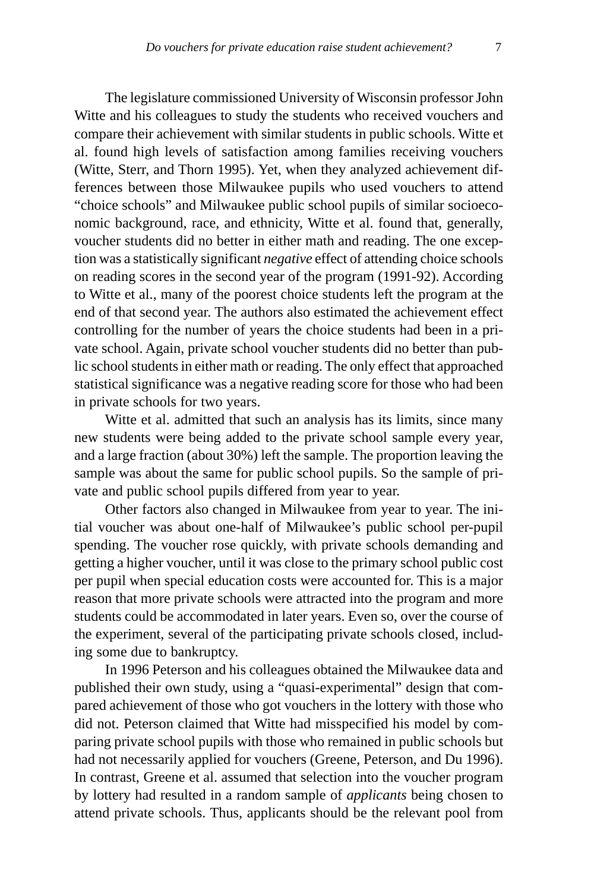The legislature commissioned University of Wisconsin professor John Witte and his colleagues to study the students who received vouchers and compare their achievement with similar students in public schools. Witte et al. found high levels of satisfaction among families receiving vouchers (Witte, Sterr, and Thorn 1995). Yet, when they analyzed achievement differences between those Milwaukee pupils who used vouchers to attend "choice schools" and Milwaukee public school pupils of similar socioeconomic background, race, and ethnicity, Witte et al. found that, generally, voucher students did no better in either math and reading. The one exception was a statistically significant *negative* effect of attending choice schools on reading scores in the second year of the program (1991-92). According to Witte et al., many of the poorest choice students left the program at the end of that second year. The authors also estimated the achievement effect controlling for the number of years the choice students had been in a private school. Again, private school voucher students did no better than public school students in either math or reading. The only effect that approached statistical significance was a negative reading score for those who had been in private schools for two years.

Witte et al. admitted that such an analysis has its limits, since many new students were being added to the private school sample every year, and a large fraction (about 30%) left the sample. The proportion leaving the sample was about the same for public school pupils. So the sample of private and public school pupils differed from year to year.

Other factors also changed in Milwaukee from year to year. The initial voucher was about one-half of Milwaukee's public school per-pupil spending. The voucher rose quickly, with private schools demanding and getting a higher voucher, until it was close to the primary school public cost per pupil when special education costs were accounted for. This is a major reason that more private schools were attracted into the program and more students could be accommodated in later years. Even so, over the course of the experiment, several of the participating private schools closed, including some due to bankruptcy.

In 1996 Peterson and his colleagues obtained the Milwaukee data and published their own study, using a "quasi-experimental" design that compared achievement of those who got vouchers in the lottery with those who did not. Peterson claimed that Witte had misspecified his model by comparing private school pupils with those who remained in public schools but had not necessarily applied for vouchers (Greene, Peterson, and Du 1996). In contrast, Greene et al. assumed that selection into the voucher program by lottery had resulted in a random sample of *applicants* being chosen to attend private schools. Thus, applicants should be the relevant pool from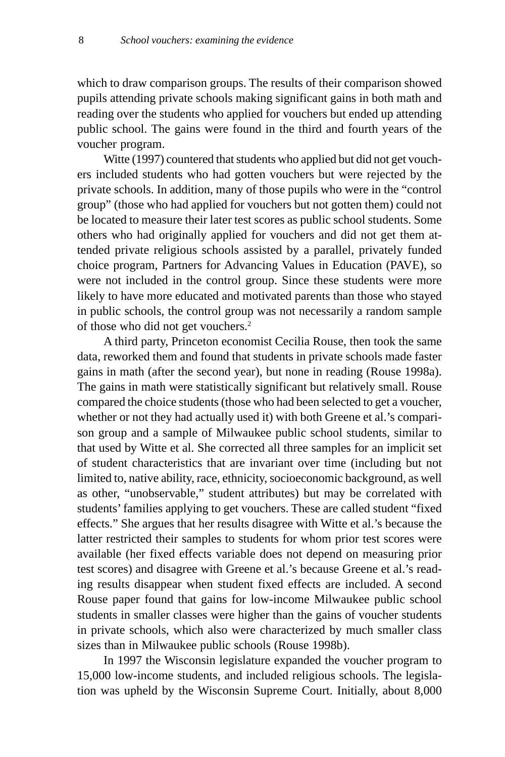which to draw comparison groups. The results of their comparison showed pupils attending private schools making significant gains in both math and reading over the students who applied for vouchers but ended up attending public school. The gains were found in the third and fourth years of the voucher program.

Witte (1997) countered that students who applied but did not get vouchers included students who had gotten vouchers but were rejected by the private schools. In addition, many of those pupils who were in the "control group" (those who had applied for vouchers but not gotten them) could not be located to measure their later test scores as public school students. Some others who had originally applied for vouchers and did not get them attended private religious schools assisted by a parallel, privately funded choice program, Partners for Advancing Values in Education (PAVE), so were not included in the control group. Since these students were more likely to have more educated and motivated parents than those who stayed in public schools, the control group was not necessarily a random sample of those who did not get vouchers.[2]

A third party, Princeton economist Cecilia Rouse, then took the same data, reworked them and found that students in private schools made faster gains in math (after the second year), but none in reading (Rouse 1998a). The gains in math were statistically significant but relatively small. Rouse compared the choice students (those who had been selected to get a voucher, whether or not they had actually used it) with both Greene et al.'s comparison group and a sample of Milwaukee public school students, similar to that used by Witte et al. She corrected all three samples for an implicit set of student characteristics that are invariant over time (including but not limited to, native ability, race, ethnicity, socioeconomic background, as well as other, "unobservable," student attributes) but may be correlated with students' families applying to get vouchers. These are called student "fixed effects." She argues that her results disagree with Witte et al.'s because the latter restricted their samples to students for whom prior test scores were available (her fixed effects variable does not depend on measuring prior test scores) and disagree with Greene et al.'s because Greene et al.'s reading results disappear when student fixed effects are included. A second Rouse paper found that gains for low-income Milwaukee public school students in smaller classes were higher than the gains of voucher students in private schools, which also were characterized by much smaller class sizes than in Milwaukee public schools (Rouse 1998b).

In 1997 the Wisconsin legislature expanded the voucher program to 15,000 low-income students, and included religious schools. The legislation was upheld by the Wisconsin Supreme Court. Initially, about 8,000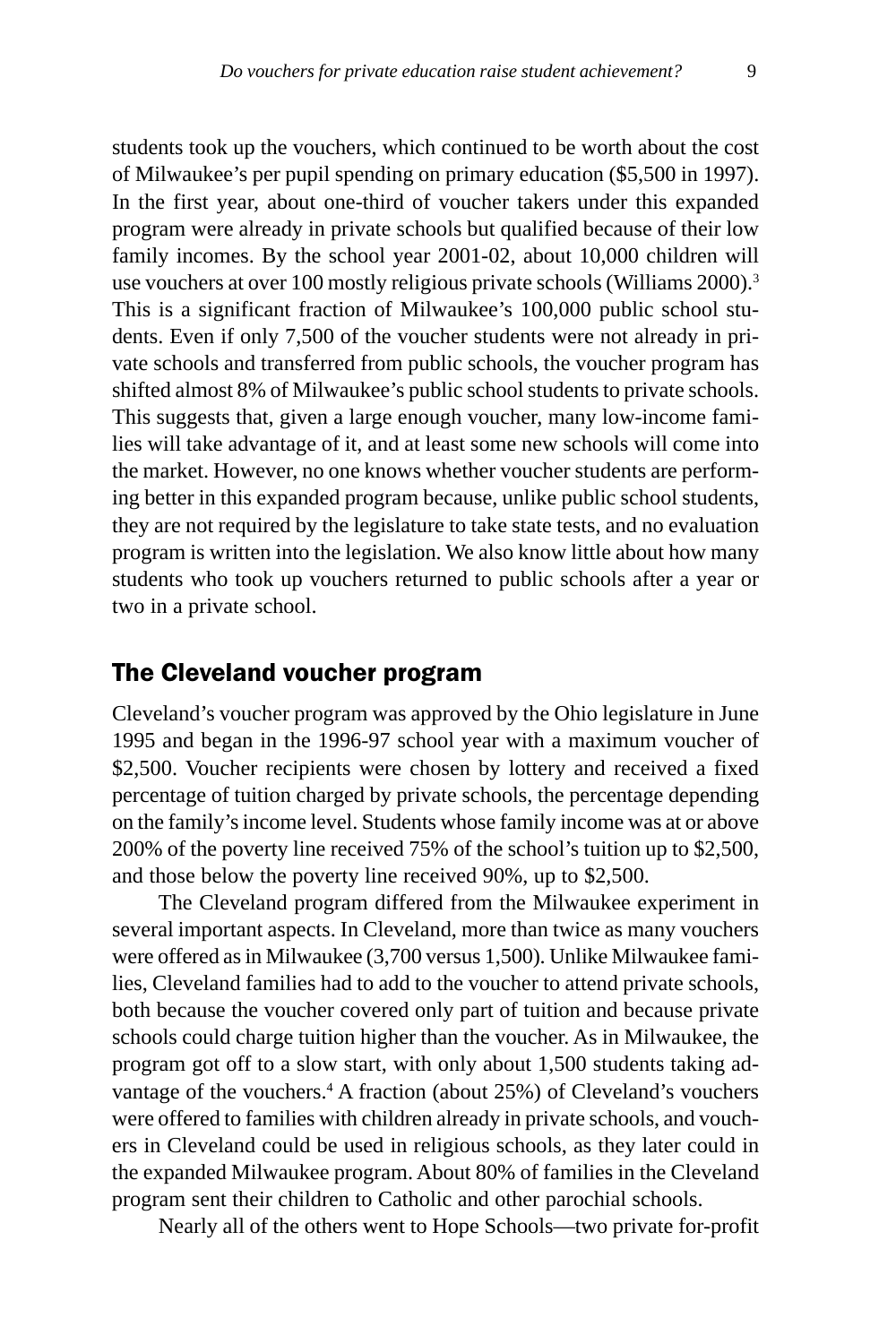students took up the vouchers, which continued to be worth about the cost of Milwaukee's per pupil spending on primary education ($5,500 in 1997). In the first year, about one-third of voucher takers under this expanded program were already in private schools but qualified because of their low family incomes. By the school year 2001-02, about 10,000 children will use vouchers at over 100 mostly religious private schools (Williams 2000).[3] This is a significant fraction of Milwaukee's 100,000 public school students. Even if only 7,500 of the voucher students were not already in private schools and transferred from public schools, the voucher program has shifted almost 8% of Milwaukee's public school students to private schools. This suggests that, given a large enough voucher, many low-income families will take advantage of it, and at least some new schools will come into the market. However, no one knows whether voucher students are performing better in this expanded program because, unlike public school students, they are not required by the legislature to take state tests, and no evaluation program is written into the legislation. We also know little about how many students who took up vouchers returned to public schools after a year or two in a private school.

## The Cleveland voucher program

Cleveland's voucher program was approved by the Ohio legislature in June 1995 and began in the 1996-97 school year with a maximum voucher of $2,500. Voucher recipients were chosen by lottery and received a fixed percentage of tuition charged by private schools, the percentage depending on the family's income level. Students whose family income was at or above 200% of the poverty line received 75% of the school's tuition up to $2,500, and those below the poverty line received 90%, up to $2,500.

The Cleveland program differed from the Milwaukee experiment in several important aspects. In Cleveland, more than twice as many vouchers were offered as in Milwaukee (3,700 versus 1,500). Unlike Milwaukee families, Cleveland families had to add to the voucher to attend private schools, both because the voucher covered only part of tuition and because private schools could charge tuition higher than the voucher. As in Milwaukee, the program got off to a slow start, with only about 1,500 students taking advantage of the vouchers.[4] A fraction (about 25%) of Cleveland's vouchers were offered to families with children already in private schools, and vouchers in Cleveland could be used in religious schools, as they later could in the expanded Milwaukee program. About 80% of families in the Cleveland program sent their children to Catholic and other parochial schools.

Nearly all of the others went to Hope Schools—two private for-profit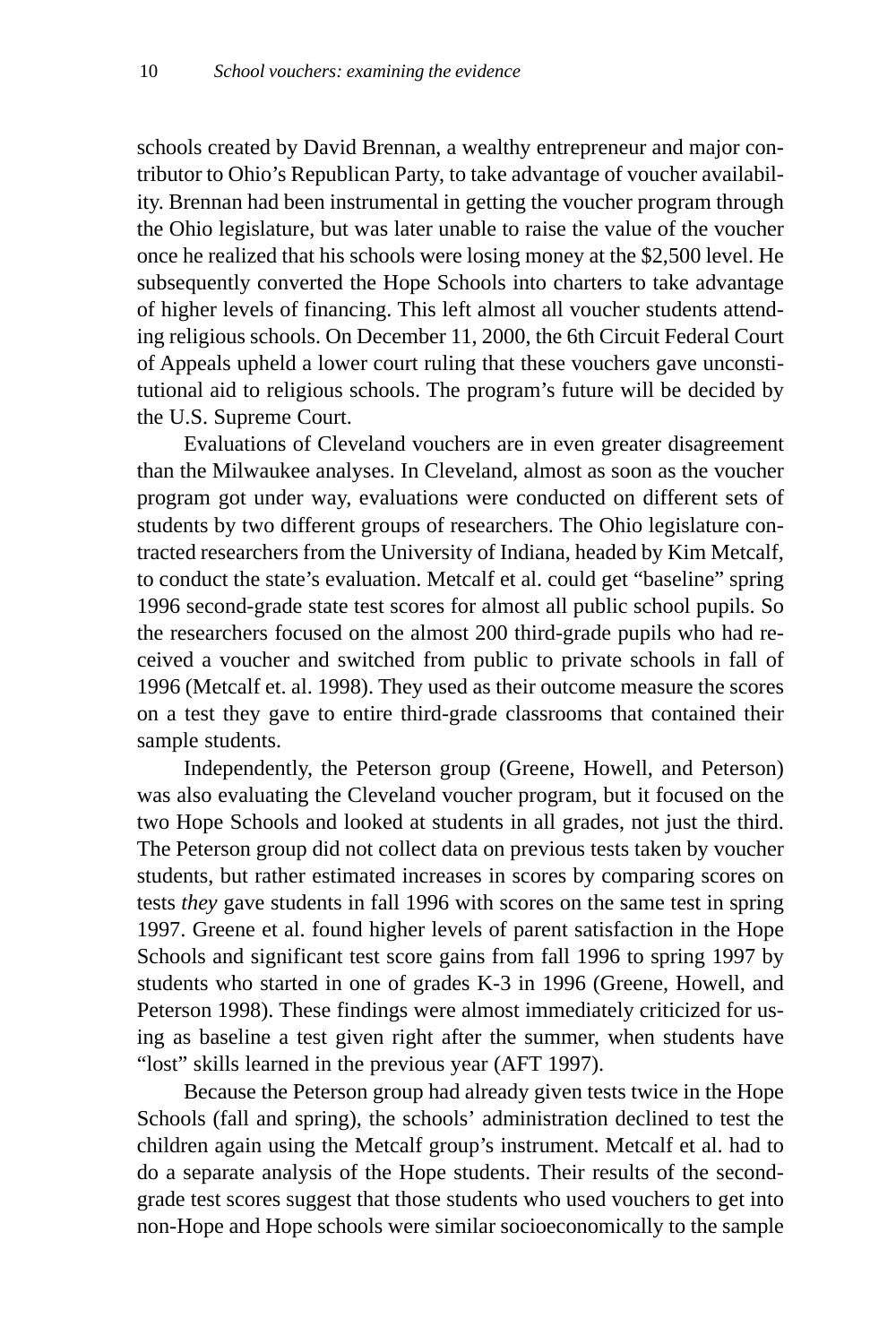schools created by David Brennan, a wealthy entrepreneur and major contributor to Ohio's Republican Party, to take advantage of voucher availability. Brennan had been instrumental in getting the voucher program through the Ohio legislature, but was later unable to raise the value of the voucher once he realized that his schools were losing money at the $2,500 level. He subsequently converted the Hope Schools into charters to take advantage of higher levels of financing. This left almost all voucher students attending religious schools. On December 11, 2000, the 6th Circuit Federal Court of Appeals upheld a lower court ruling that these vouchers gave unconstitutional aid to religious schools. The program's future will be decided by the U.S. Supreme Court.

Evaluations of Cleveland vouchers are in even greater disagreement than the Milwaukee analyses. In Cleveland, almost as soon as the voucher program got under way, evaluations were conducted on different sets of students by two different groups of researchers. The Ohio legislature contracted researchers from the University of Indiana, headed by Kim Metcalf, to conduct the state's evaluation. Metcalf et al. could get "baseline" spring 1996 second-grade state test scores for almost all public school pupils. So the researchers focused on the almost 200 third-grade pupils who had received a voucher and switched from public to private schools in fall of 1996 (Metcalf et. al. 1998). They used as their outcome measure the scores on a test they gave to entire third-grade classrooms that contained their sample students.

Independently, the Peterson group (Greene, Howell, and Peterson) was also evaluating the Cleveland voucher program, but it focused on the two Hope Schools and looked at students in all grades, not just the third. The Peterson group did not collect data on previous tests taken by voucher students, but rather estimated increases in scores by comparing scores on tests *they* gave students in fall 1996 with scores on the same test in spring 1997. Greene et al. found higher levels of parent satisfaction in the Hope Schools and significant test score gains from fall 1996 to spring 1997 by students who started in one of grades K-3 in 1996 (Greene, Howell, and Peterson 1998). These findings were almost immediately criticized for using as baseline a test given right after the summer, when students have "lost" skills learned in the previous year (AFT 1997).

Because the Peterson group had already given tests twice in the Hope Schools (fall and spring), the schools' administration declined to test the children again using the Metcalf group's instrument. Metcalf et al. had to do a separate analysis of the Hope students. Their results of the second-grade test scores suggest that those students who used vouchers to get into non-Hope and Hope schools were similar socioeconomically to the sample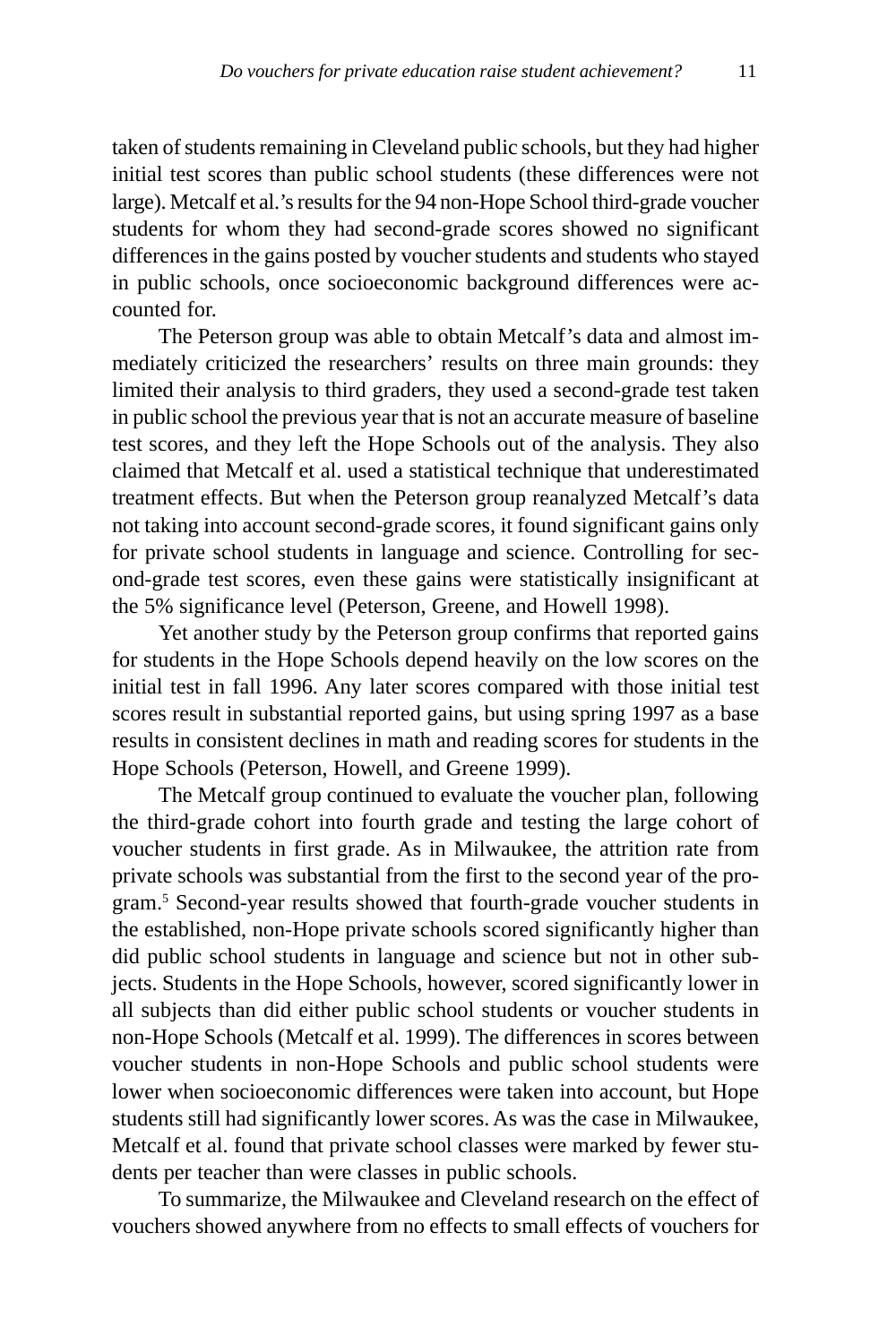taken of students remaining in Cleveland public schools, but they had higher initial test scores than public school students (these differences were not large). Metcalf et al.'s results for the 94 non-Hope School third-grade voucher students for whom they had second-grade scores showed no significant differences in the gains posted by voucher students and students who stayed in public schools, once socioeconomic background differences were accounted for.

The Peterson group was able to obtain Metcalf's data and almost immediately criticized the researchers' results on three main grounds: they limited their analysis to third graders, they used a second-grade test taken in public school the previous year that is not an accurate measure of baseline test scores, and they left the Hope Schools out of the analysis. They also claimed that Metcalf et al. used a statistical technique that underestimated treatment effects. But when the Peterson group reanalyzed Metcalf's data not taking into account second-grade scores, it found significant gains only for private school students in language and science. Controlling for second-grade test scores, even these gains were statistically insignificant at the 5% significance level (Peterson, Greene, and Howell 1998).

Yet another study by the Peterson group confirms that reported gains for students in the Hope Schools depend heavily on the low scores on the initial test in fall 1996. Any later scores compared with those initial test scores result in substantial reported gains, but using spring 1997 as a base results in consistent declines in math and reading scores for students in the Hope Schools (Peterson, Howell, and Greene 1999).

The Metcalf group continued to evaluate the voucher plan, following the third-grade cohort into fourth grade and testing the large cohort of voucher students in first grade. As in Milwaukee, the attrition rate from private schools was substantial from the first to the second year of the program.[5] Second-year results showed that fourth-grade voucher students in the established, non-Hope private schools scored significantly higher than did public school students in language and science but not in other subjects. Students in the Hope Schools, however, scored significantly lower in all subjects than did either public school students or voucher students in non-Hope Schools (Metcalf et al. 1999). The differences in scores between voucher students in non-Hope Schools and public school students were lower when socioeconomic differences were taken into account, but Hope students still had significantly lower scores. As was the case in Milwaukee, Metcalf et al. found that private school classes were marked by fewer students per teacher than were classes in public schools.

To summarize, the Milwaukee and Cleveland research on the effect of vouchers showed anywhere from no effects to small effects of vouchers for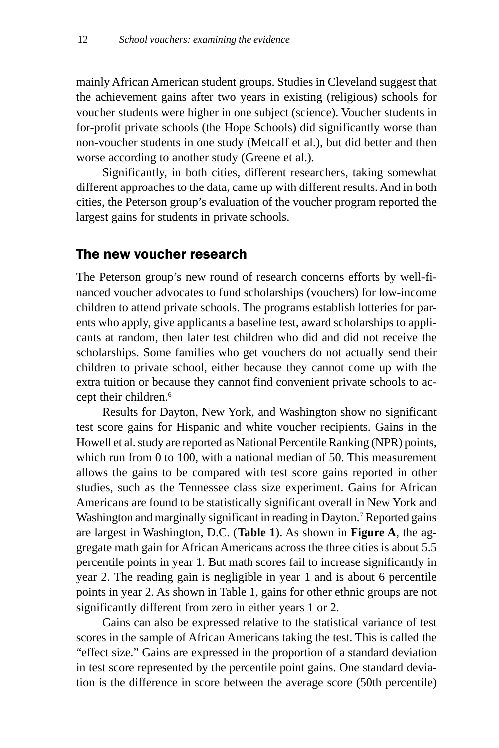mainly African American student groups. Studies in Cleveland suggest that the achievement gains after two years in existing (religious) schools for voucher students were higher in one subject (science). Voucher students in for-profit private schools (the Hope Schools) did significantly worse than non-voucher students in one study (Metcalf et al.), but did better and then worse according to another study (Greene et al.).

Significantly, in both cities, different researchers, taking somewhat different approaches to the data, came up with different results. And in both cities, the Peterson group's evaluation of the voucher program reported the largest gains for students in private schools.

## The new voucher research

The Peterson group's new round of research concerns efforts by well-financed voucher advocates to fund scholarships (vouchers) for low-income children to attend private schools. The programs establish lotteries for parents who apply, give applicants a baseline test, award scholarships to applicants at random, then later test children who did and did not receive the scholarships. Some families who get vouchers do not actually send their children to private school, either because they cannot come up with the extra tuition or because they cannot find convenient private schools to accept their children.[6]

Results for Dayton, New York, and Washington show no significant test score gains for Hispanic and white voucher recipients. Gains in the Howell et al. study are reported as National Percentile Ranking (NPR) points, which run from 0 to 100, with a national median of 50. This measurement allows the gains to be compared with test score gains reported in other studies, such as the Tennessee class size experiment. Gains for African Americans are found to be statistically significant overall in New York and Washington and marginally significant in reading in Dayton.[7] Reported gains are largest in Washington, D.C. (**Table 1**). As shown in **Figure A**, the aggregate math gain for African Americans across the three cities is about 5.5 percentile points in year 1. But math scores fail to increase significantly in year 2. The reading gain is negligible in year 1 and is about 6 percentile points in year 2. As shown in Table 1, gains for other ethnic groups are not significantly different from zero in either years 1 or 2.

Gains can also be expressed relative to the statistical variance of test scores in the sample of African Americans taking the test. This is called the "effect size." Gains are expressed in the proportion of a standard deviation in test score represented by the percentile point gains. One standard deviation is the difference in score between the average score (50th percentile)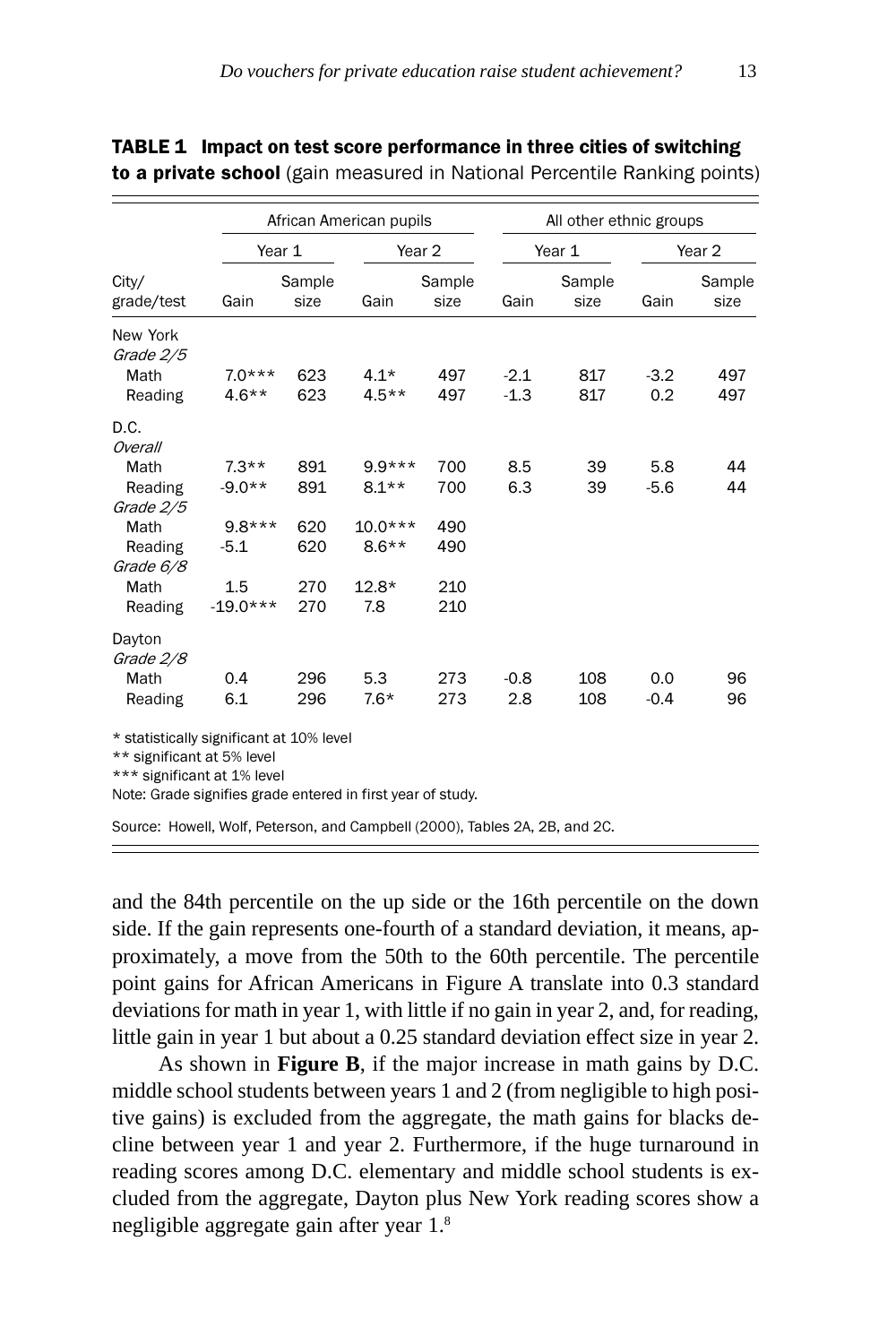**TABLE 1 Impact on test score performance in three cities of switching to a private school** (gain measured in National Percentile Ranking points)

| | African American pupils | | | | All other ethnic groups | | | |
|---|---|---|---|---|---|---|---|---|
| | Year 1 | | Year 2 | | Year 1 | | Year 2 | |
| City/ grade/test | Gain | Sample size | Gain | Sample size | Gain | Sample size | Gain | Sample size |
| New York | | | | | | | | |
| *Grade 2/5* | | | | | | | | |
| Math | 7.0*** | 623 | 4.1* | 497 | -2.1 | 817 | -3.2 | 497 |
| Reading | 4.6** | 623 | 4.5** | 497 | -1.3 | 817 | 0.2 | 497 |
| D.C. | | | | | | | | |
| *Overall* | | | | | | | | |
| Math | 7.3** | 891 | 9.9*** | 700 | 8.5 | 39 | 5.8 | 44 |
| Reading | -9.0** | 891 | 8.1** | 700 | 6.3 | 39 | -5.6 | 44 |
| *Grade 2/5* | | | | | | | | |
| Math | 9.8*** | 620 | 10.0*** | 490 | | | | |
| Reading | -5.1 | 620 | 8.6** | 490 | | | | |
| *Grade 6/8* | | | | | | | | |
| Math | 1.5 | 270 | 12.8* | 210 | | | | |
| Reading | -19.0*** | 270 | 7.8 | 210 | | | | |
| Dayton | | | | | | | | |
| *Grade 2/8* | | | | | | | | |
| Math | 0.4 | 296 | 5.3 | 273 | -0.8 | 108 | 0.0 | 96 |
| Reading | 6.1 | 296 | 7.6* | 273 | 2.8 | 108 | -0.4 | 96 |

\* statistically significant at 10% level
** significant at 5% level
*** significant at 1% level
Note: Grade signifies grade entered in first year of study.

Source: Howell, Wolf, Peterson, and Campbell (2000), Tables 2A, 2B, and 2C.

and the 84th percentile on the up side or the 16th percentile on the down side. If the gain represents one-fourth of a standard deviation, it means, approximately, a move from the 50th to the 60th percentile. The percentile point gains for African Americans in Figure A translate into 0.3 standard deviations for math in year 1, with little if no gain in year 2, and, for reading, little gain in year 1 but about a 0.25 standard deviation effect size in year 2.

As shown in **Figure B**, if the major increase in math gains by D.C. middle school students between years 1 and 2 (from negligible to high positive gains) is excluded from the aggregate, the math gains for blacks decline between year 1 and year 2. Furthermore, if the huge turnaround in reading scores among D.C. elementary and middle school students is excluded from the aggregate, Dayton plus New York reading scores show a negligible aggregate gain after year 1.[8]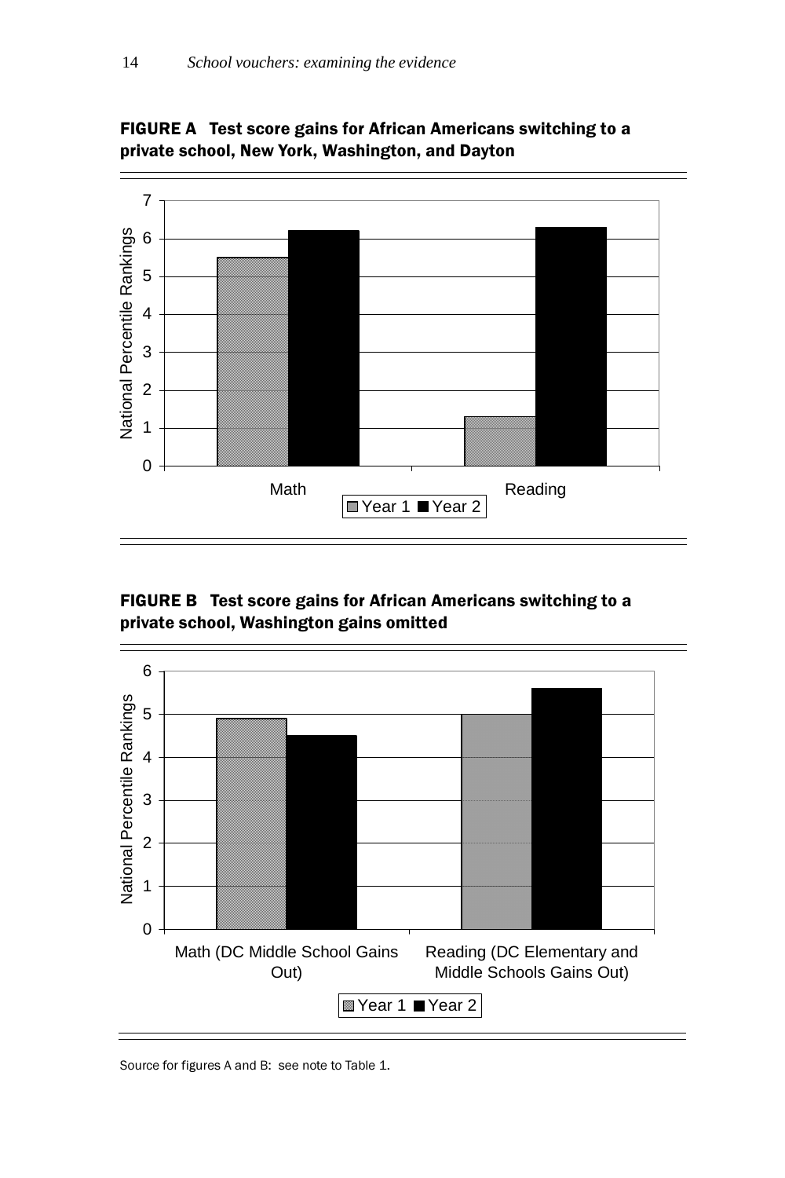**FIGURE A Test score gains for African Americans switching to a private school, New York, Washington, and Dayton**

National Percentile Rankings

7
6
5
4
3
2
1
0

Math
Reading

Year 1 ■ Year 2

**FIGURE B Test score gains for African Americans switching to a private school, Washington gains omitted**

National Percentile Rankings

6
5
4
3
2
1
0

Math (DC Middle School Gains Out)
Reading (DC Elementary and Middle Schools Gains Out)

Year 1 ■ Year 2

Source for figures A and B: see note to Table 1.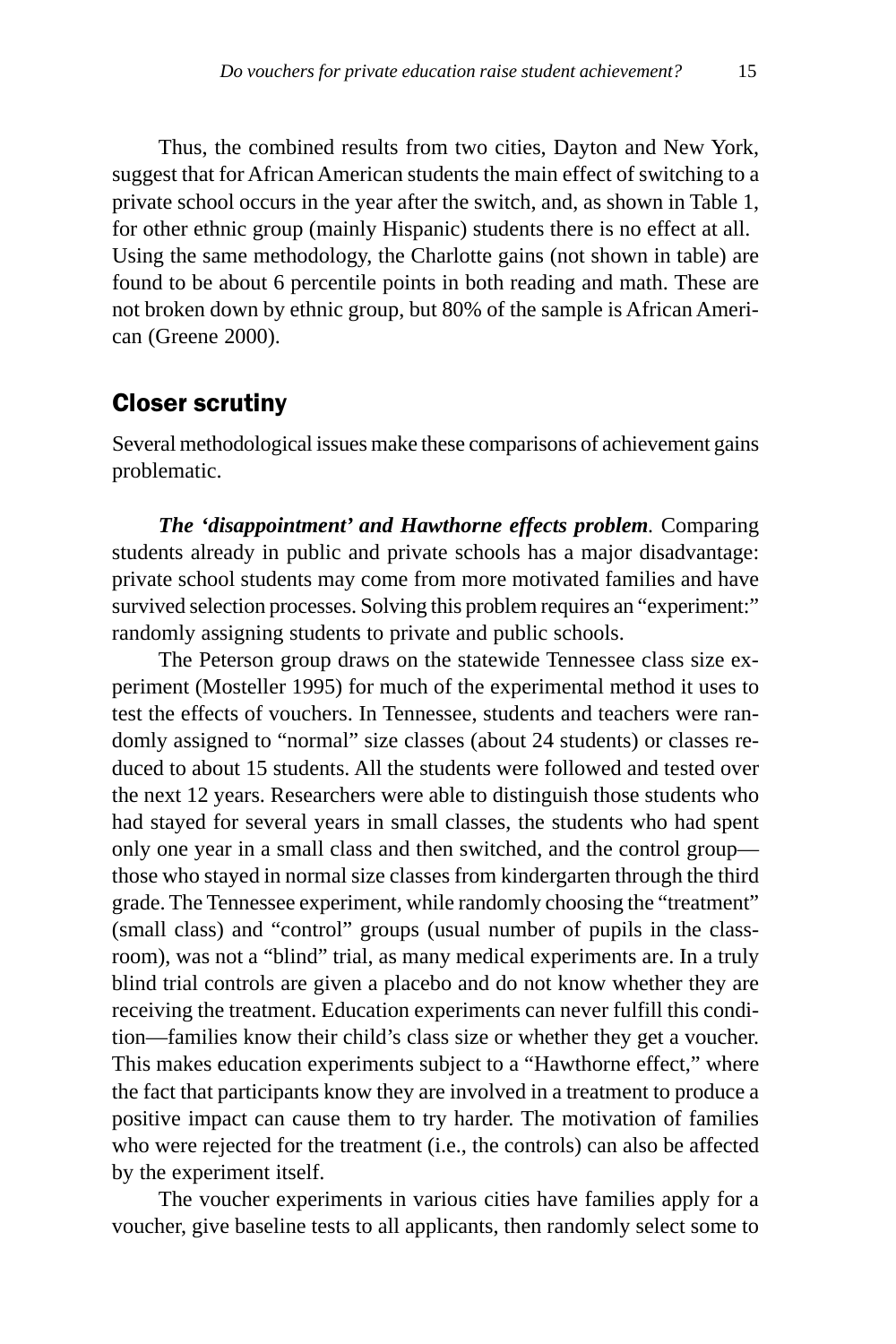Thus, the combined results from two cities, Dayton and New York, suggest that for African American students the main effect of switching to a private school occurs in the year after the switch, and, as shown in Table 1, for other ethnic group (mainly Hispanic) students there is no effect at all. Using the same methodology, the Charlotte gains (not shown in table) are found to be about 6 percentile points in both reading and math. These are not broken down by ethnic group, but 80% of the sample is African American (Greene 2000).

## Closer scrutiny

Several methodological issues make these comparisons of achievement gains problematic.

***The 'disappointment' and Hawthorne effects problem***. Comparing students already in public and private schools has a major disadvantage: private school students may come from more motivated families and have survived selection processes. Solving this problem requires an "experiment:" randomly assigning students to private and public schools.

The Peterson group draws on the statewide Tennessee class size experiment (Mosteller 1995) for much of the experimental method it uses to test the effects of vouchers. In Tennessee, students and teachers were randomly assigned to "normal" size classes (about 24 students) or classes reduced to about 15 students. All the students were followed and tested over the next 12 years. Researchers were able to distinguish those students who had stayed for several years in small classes, the students who had spent only one year in a small class and then switched, and the control group—those who stayed in normal size classes from kindergarten through the third grade. The Tennessee experiment, while randomly choosing the "treatment" (small class) and "control" groups (usual number of pupils in the classroom), was not a "blind" trial, as many medical experiments are. In a truly blind trial controls are given a placebo and do not know whether they are receiving the treatment. Education experiments can never fulfill this condition—families know their child's class size or whether they get a voucher. This makes education experiments subject to a "Hawthorne effect," where the fact that participants know they are involved in a treatment to produce a positive impact can cause them to try harder. The motivation of families who were rejected for the treatment (i.e., the controls) can also be affected by the experiment itself.

The voucher experiments in various cities have families apply for a voucher, give baseline tests to all applicants, then randomly select some to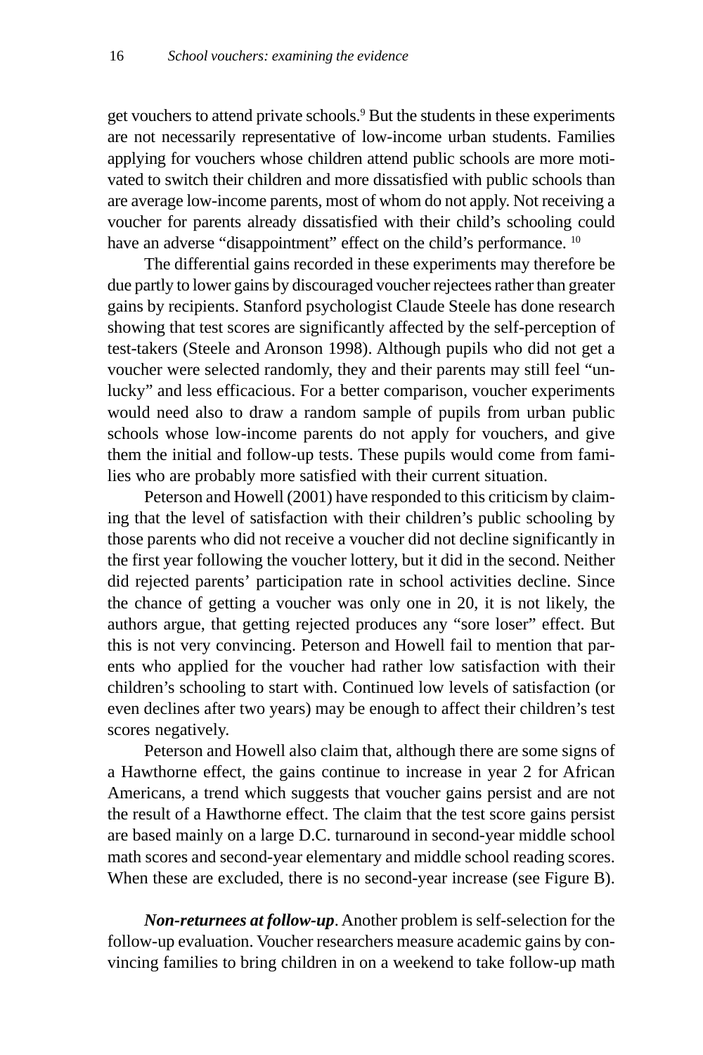get vouchers to attend private schools.[9] But the students in these experiments are not necessarily representative of low-income urban students. Families applying for vouchers whose children attend public schools are more motivated to switch their children and more dissatisfied with public schools than are average low-income parents, most of whom do not apply. Not receiving a voucher for parents already dissatisfied with their child's schooling could have an adverse "disappointment" effect on the child's performance. [10]

The differential gains recorded in these experiments may therefore be due partly to lower gains by discouraged voucher rejectees rather than greater gains by recipients. Stanford psychologist Claude Steele has done research showing that test scores are significantly affected by the self-perception of test-takers (Steele and Aronson 1998). Although pupils who did not get a voucher were selected randomly, they and their parents may still feel "unlucky" and less efficacious. For a better comparison, voucher experiments would need also to draw a random sample of pupils from urban public schools whose low-income parents do not apply for vouchers, and give them the initial and follow-up tests. These pupils would come from families who are probably more satisfied with their current situation.

Peterson and Howell (2001) have responded to this criticism by claiming that the level of satisfaction with their children's public schooling by those parents who did not receive a voucher did not decline significantly in the first year following the voucher lottery, but it did in the second. Neither did rejected parents' participation rate in school activities decline. Since the chance of getting a voucher was only one in 20, it is not likely, the authors argue, that getting rejected produces any "sore loser" effect. But this is not very convincing. Peterson and Howell fail to mention that parents who applied for the voucher had rather low satisfaction with their children's schooling to start with. Continued low levels of satisfaction (or even declines after two years) may be enough to affect their children's test scores negatively.

Peterson and Howell also claim that, although there are some signs of a Hawthorne effect, the gains continue to increase in year 2 for African Americans, a trend which suggests that voucher gains persist and are not the result of a Hawthorne effect. The claim that the test score gains persist are based mainly on a large D.C. turnaround in second-year middle school math scores and second-year elementary and middle school reading scores. When these are excluded, there is no second-year increase (see Figure B).

***Non-returnees at follow-up***. Another problem is self-selection for the follow-up evaluation. Voucher researchers measure academic gains by convincing families to bring children in on a weekend to take follow-up math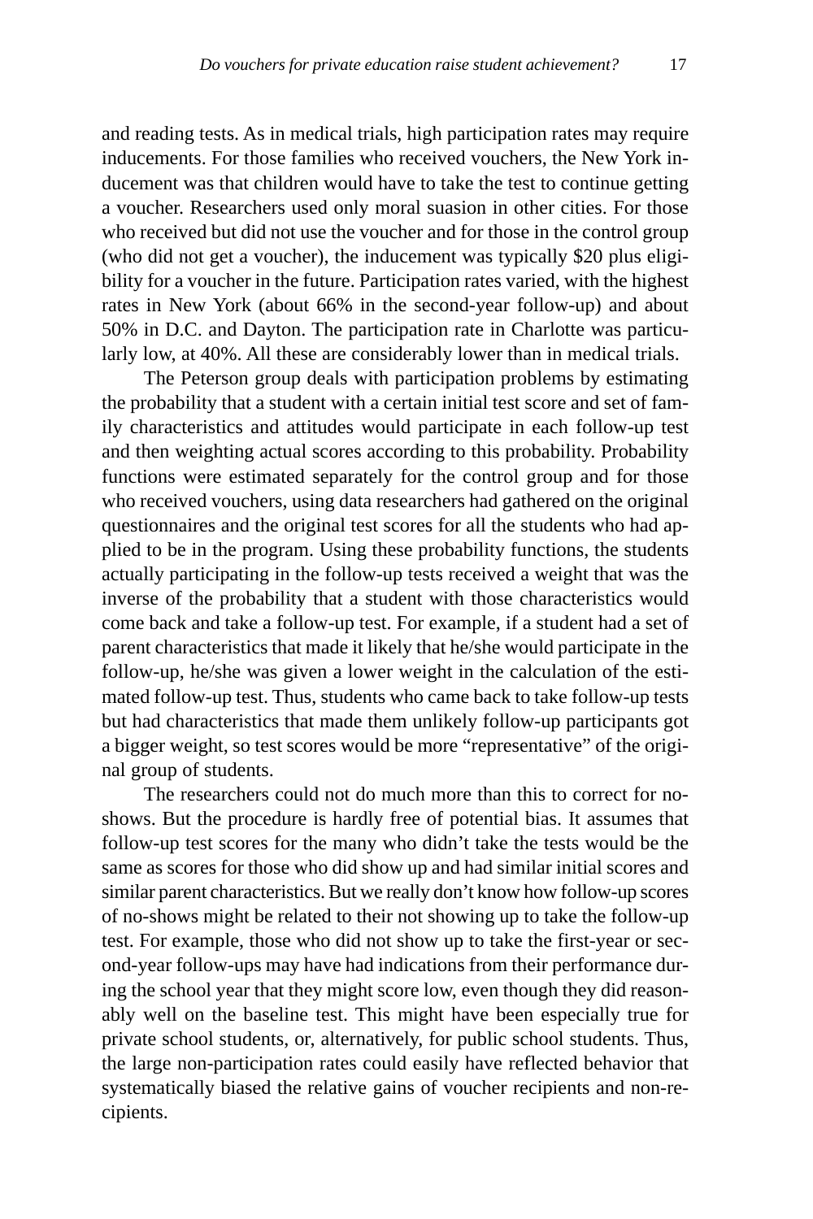and reading tests. As in medical trials, high participation rates may require inducements. For those families who received vouchers, the New York inducement was that children would have to take the test to continue getting a voucher. Researchers used only moral suasion in other cities. For those who received but did not use the voucher and for those in the control group (who did not get a voucher), the inducement was typically $20 plus eligibility for a voucher in the future. Participation rates varied, with the highest rates in New York (about 66% in the second-year follow-up) and about 50% in D.C. and Dayton. The participation rate in Charlotte was particularly low, at 40%. All these are considerably lower than in medical trials.

The Peterson group deals with participation problems by estimating the probability that a student with a certain initial test score and set of family characteristics and attitudes would participate in each follow-up test and then weighting actual scores according to this probability. Probability functions were estimated separately for the control group and for those who received vouchers, using data researchers had gathered on the original questionnaires and the original test scores for all the students who had applied to be in the program. Using these probability functions, the students actually participating in the follow-up tests received a weight that was the inverse of the probability that a student with those characteristics would come back and take a follow-up test. For example, if a student had a set of parent characteristics that made it likely that he/she would participate in the follow-up, he/she was given a lower weight in the calculation of the estimated follow-up test. Thus, students who came back to take follow-up tests but had characteristics that made them unlikely follow-up participants got a bigger weight, so test scores would be more "representative" of the original group of students.

The researchers could not do much more than this to correct for no-shows. But the procedure is hardly free of potential bias. It assumes that follow-up test scores for the many who didn't take the tests would be the same as scores for those who did show up and had similar initial scores and similar parent characteristics. But we really don't know how follow-up scores of no-shows might be related to their not showing up to take the follow-up test. For example, those who did not show up to take the first-year or second-year follow-ups may have had indications from their performance during the school year that they might score low, even though they did reasonably well on the baseline test. This might have been especially true for private school students, or, alternatively, for public school students. Thus, the large non-participation rates could easily have reflected behavior that systematically biased the relative gains of voucher recipients and non-recipients.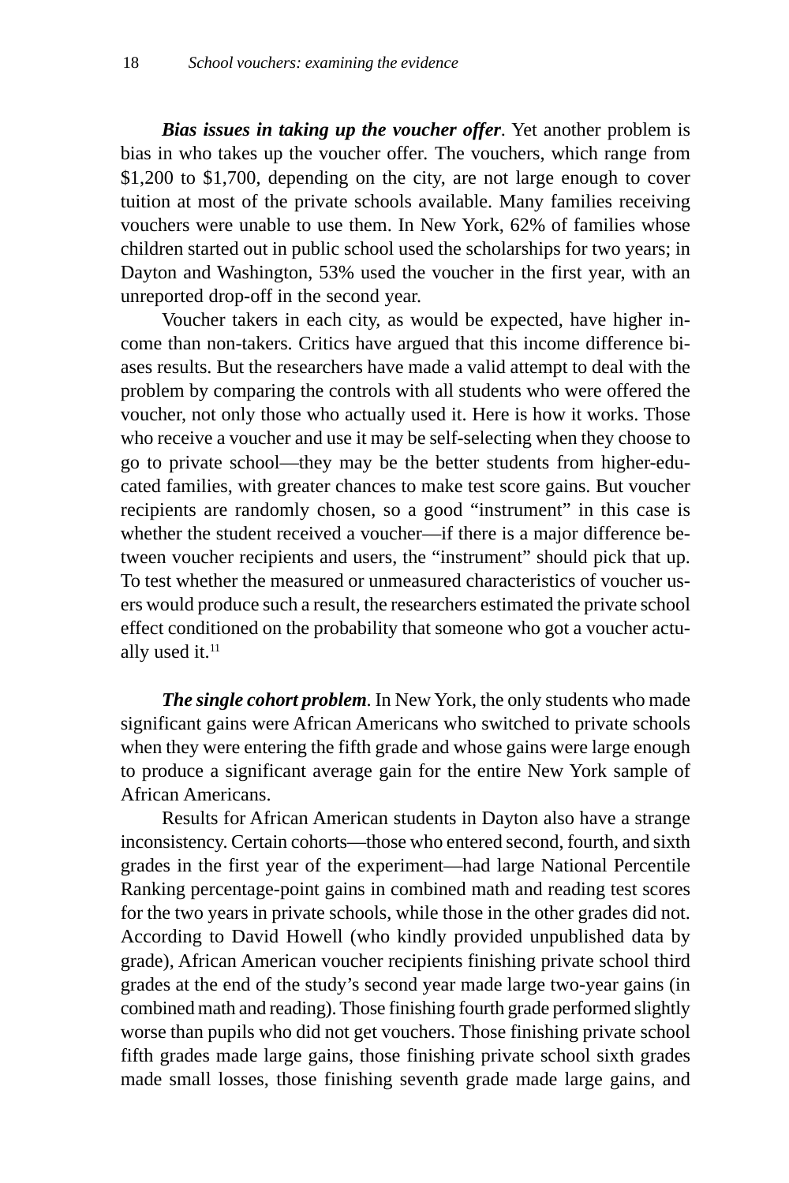***Bias issues in taking up the voucher offer***. Yet another problem is bias in who takes up the voucher offer. The vouchers, which range from $1,200 to $1,700, depending on the city, are not large enough to cover tuition at most of the private schools available. Many families receiving vouchers were unable to use them. In New York, 62% of families whose children started out in public school used the scholarships for two years; in Dayton and Washington, 53% used the voucher in the first year, with an unreported drop-off in the second year.

Voucher takers in each city, as would be expected, have higher income than non-takers. Critics have argued that this income difference biases results. But the researchers have made a valid attempt to deal with the problem by comparing the controls with all students who were offered the voucher, not only those who actually used it. Here is how it works. Those who receive a voucher and use it may be self-selecting when they choose to go to private school—they may be the better students from higher-educated families, with greater chances to make test score gains. But voucher recipients are randomly chosen, so a good "instrument" in this case is whether the student received a voucher—if there is a major difference between voucher recipients and users, the "instrument" should pick that up. To test whether the measured or unmeasured characteristics of voucher users would produce such a result, the researchers estimated the private school effect conditioned on the probability that someone who got a voucher actually used it.[11]

***The single cohort problem***. In New York, the only students who made significant gains were African Americans who switched to private schools when they were entering the fifth grade and whose gains were large enough to produce a significant average gain for the entire New York sample of African Americans.

Results for African American students in Dayton also have a strange inconsistency. Certain cohorts—those who entered second, fourth, and sixth grades in the first year of the experiment—had large National Percentile Ranking percentage-point gains in combined math and reading test scores for the two years in private schools, while those in the other grades did not. According to David Howell (who kindly provided unpublished data by grade), African American voucher recipients finishing private school third grades at the end of the study's second year made large two-year gains (in combined math and reading). Those finishing fourth grade performed slightly worse than pupils who did not get vouchers. Those finishing private school fifth grades made large gains, those finishing private school sixth grades made small losses, those finishing seventh grade made large gains, and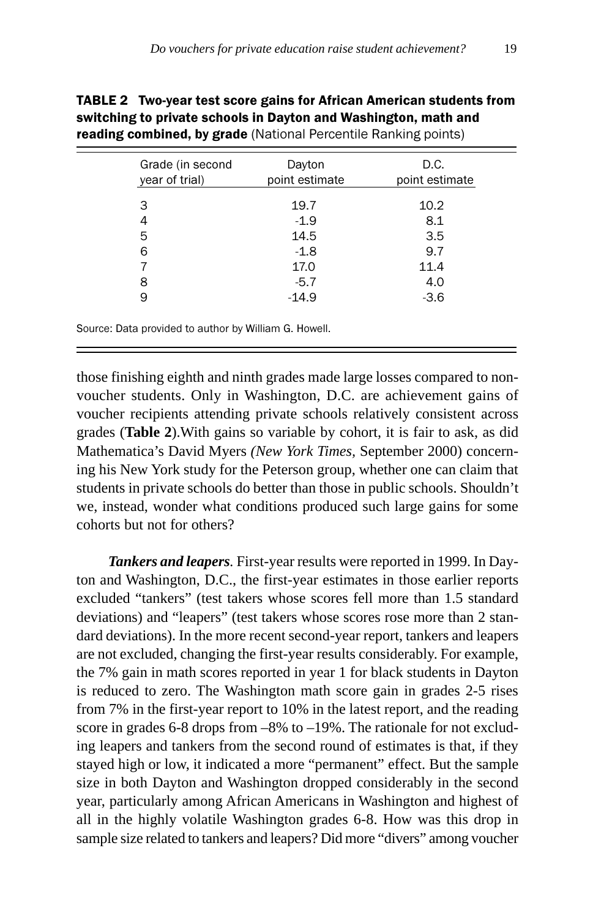**TABLE 2 Two-year test score gains for African American students from switching to private schools in Dayton and Washington, math and reading combined, by grade** (National Percentile Ranking points)

| Grade (in second year of trial) | Dayton point estimate | D.C. point estimate |
|---|---|---|
| 3 | 19.7 | 10.2 |
| 4 | -1.9 | 8.1 |
| 5 | 14.5 | 3.5 |
| 6 | -1.8 | 9.7 |
| 7 | 17.0 | 11.4 |
| 8 | -5.7 | 4.0 |
| 9 | -14.9 | -3.6 |

Source: Data provided to author by William G. Howell.

those finishing eighth and ninth grades made large losses compared to non-voucher students. Only in Washington, D.C. are achievement gains of voucher recipients attending private schools relatively consistent across grades (**Table 2**).With gains so variable by cohort, it is fair to ask, as did Mathematica's David Myers *(New York Times*, September 2000) concerning his New York study for the Peterson group, whether one can claim that students in private schools do better than those in public schools. Shouldn't we, instead, wonder what conditions produced such large gains for some cohorts but not for others?

***Tankers and leapers***. First-year results were reported in 1999. In Dayton and Washington, D.C., the first-year estimates in those earlier reports excluded "tankers" (test takers whose scores fell more than 1.5 standard deviations) and "leapers" (test takers whose scores rose more than 2 standard deviations). In the more recent second-year report, tankers and leapers are not excluded, changing the first-year results considerably. For example, the 7% gain in math scores reported in year 1 for black students in Dayton is reduced to zero. The Washington math score gain in grades 2-5 rises from 7% in the first-year report to 10% in the latest report, and the reading score in grades 6-8 drops from –8% to –19%. The rationale for not excluding leapers and tankers from the second round of estimates is that, if they stayed high or low, it indicated a more "permanent" effect. But the sample size in both Dayton and Washington dropped considerably in the second year, particularly among African Americans in Washington and highest of all in the highly volatile Washington grades 6-8. How was this drop in sample size related to tankers and leapers? Did more "divers" among voucher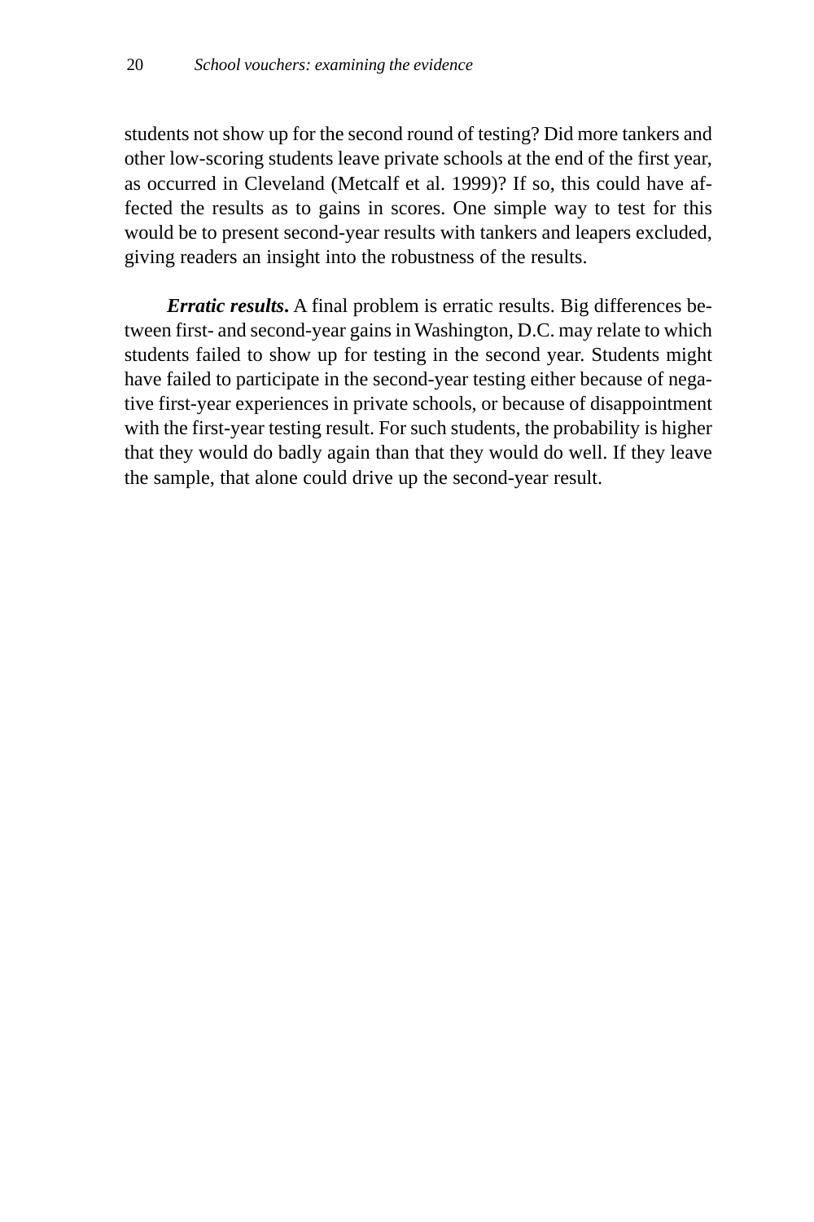students not show up for the second round of testing? Did more tankers and other low-scoring students leave private schools at the end of the first year, as occurred in Cleveland (Metcalf et al. 1999)? If so, this could have affected the results as to gains in scores. One simple way to test for this would be to present second-year results with tankers and leapers excluded, giving readers an insight into the robustness of the results.

***Erratic results*.** A final problem is erratic results. Big differences between first- and second-year gains in Washington, D.C. may relate to which students failed to show up for testing in the second year. Students might have failed to participate in the second-year testing either because of negative first-year experiences in private schools, or because of disappointment with the first-year testing result. For such students, the probability is higher that they would do badly again than that they would do well. If they leave the sample, that alone could drive up the second-year result.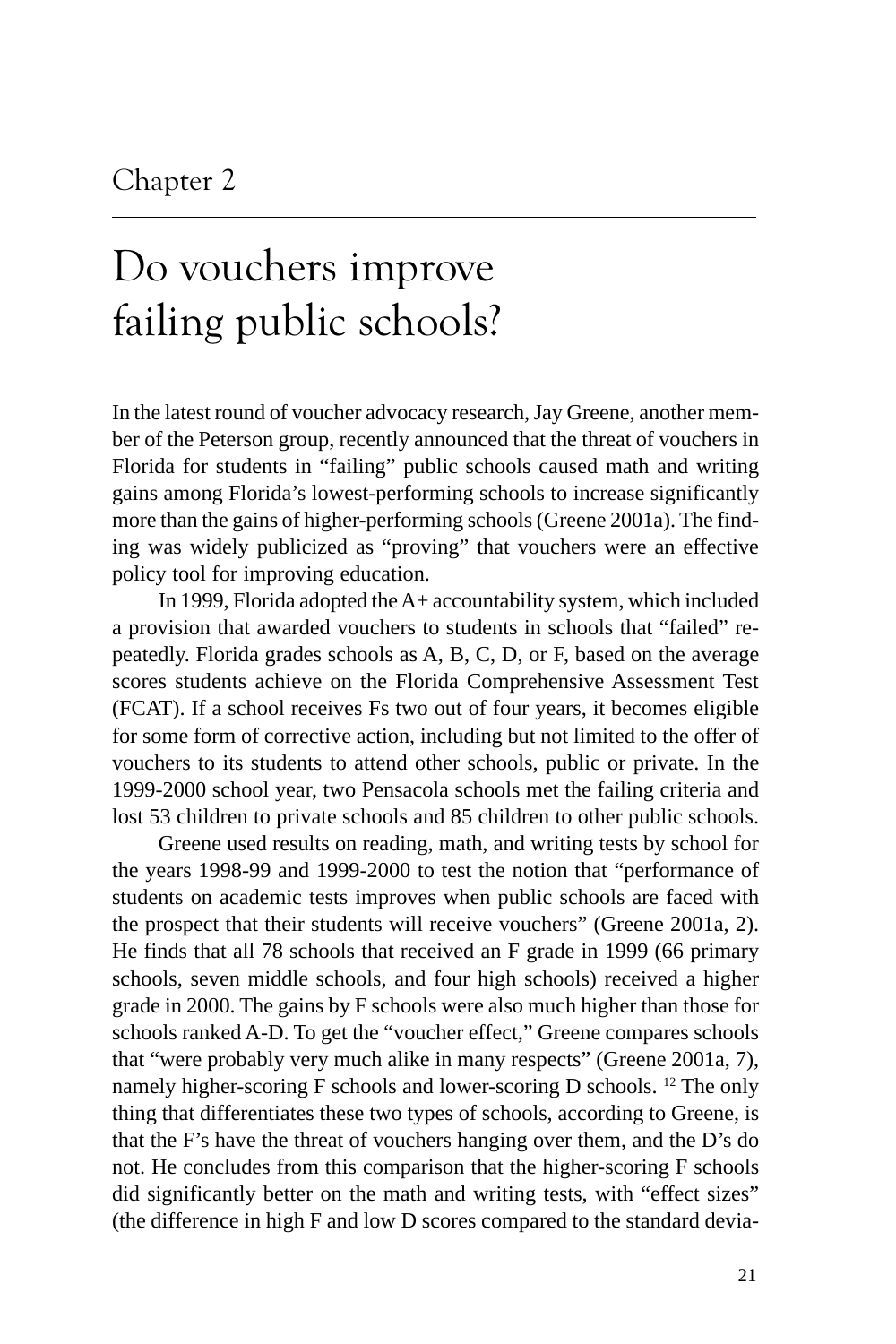Chapter 2

# Do vouchers improve failing public schools?

In the latest round of voucher advocacy research, Jay Greene, another member of the Peterson group, recently announced that the threat of vouchers in Florida for students in "failing" public schools caused math and writing gains among Florida's lowest-performing schools to increase significantly more than the gains of higher-performing schools (Greene 2001a). The finding was widely publicized as "proving" that vouchers were an effective policy tool for improving education.

In 1999, Florida adopted the A+ accountability system, which included a provision that awarded vouchers to students in schools that "failed" repeatedly. Florida grades schools as A, B, C, D, or F, based on the average scores students achieve on the Florida Comprehensive Assessment Test (FCAT). If a school receives Fs two out of four years, it becomes eligible for some form of corrective action, including but not limited to the offer of vouchers to its students to attend other schools, public or private. In the 1999-2000 school year, two Pensacola schools met the failing criteria and lost 53 children to private schools and 85 children to other public schools.

Greene used results on reading, math, and writing tests by school for the years 1998-99 and 1999-2000 to test the notion that "performance of students on academic tests improves when public schools are faced with the prospect that their students will receive vouchers" (Greene 2001a, 2). He finds that all 78 schools that received an F grade in 1999 (66 primary schools, seven middle schools, and four high schools) received a higher grade in 2000. The gains by F schools were also much higher than those for schools ranked A-D. To get the "voucher effect," Greene compares schools that "were probably very much alike in many respects" (Greene 2001a, 7), namely higher-scoring F schools and lower-scoring D schools. [12] The only thing that differentiates these two types of schools, according to Greene, is that the F's have the threat of vouchers hanging over them, and the D's do not. He concludes from this comparison that the higher-scoring F schools did significantly better on the math and writing tests, with "effect sizes" (the difference in high F and low D scores compared to the standard devia-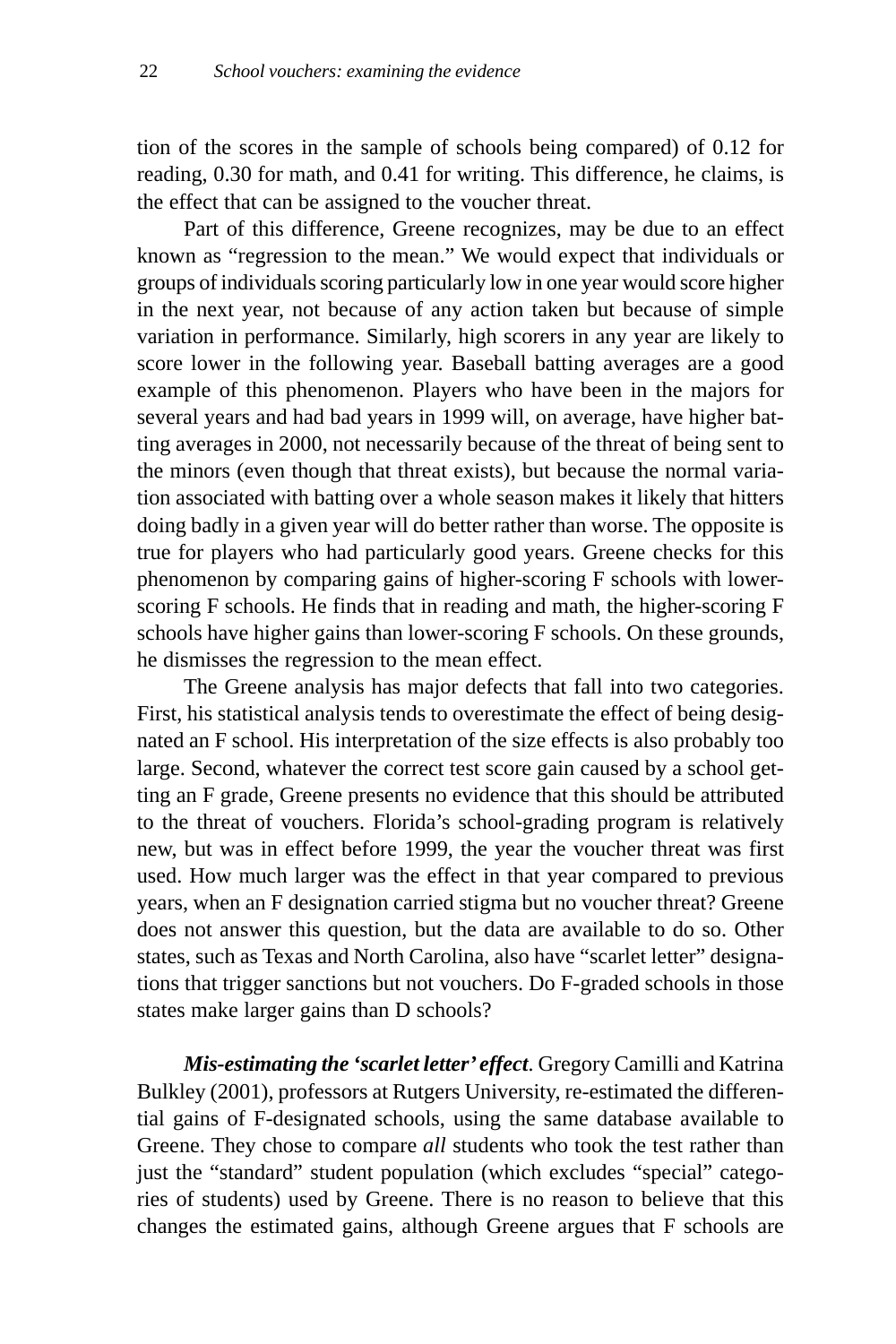tion of the scores in the sample of schools being compared) of 0.12 for reading, 0.30 for math, and 0.41 for writing. This difference, he claims, is the effect that can be assigned to the voucher threat.

Part of this difference, Greene recognizes, may be due to an effect known as "regression to the mean." We would expect that individuals or groups of individuals scoring particularly low in one year would score higher in the next year, not because of any action taken but because of simple variation in performance. Similarly, high scorers in any year are likely to score lower in the following year. Baseball batting averages are a good example of this phenomenon. Players who have been in the majors for several years and had bad years in 1999 will, on average, have higher batting averages in 2000, not necessarily because of the threat of being sent to the minors (even though that threat exists), but because the normal variation associated with batting over a whole season makes it likely that hitters doing badly in a given year will do better rather than worse. The opposite is true for players who had particularly good years. Greene checks for this phenomenon by comparing gains of higher-scoring F schools with lower-scoring F schools. He finds that in reading and math, the higher-scoring F schools have higher gains than lower-scoring F schools. On these grounds, he dismisses the regression to the mean effect.

The Greene analysis has major defects that fall into two categories. First, his statistical analysis tends to overestimate the effect of being designated an F school. His interpretation of the size effects is also probably too large. Second, whatever the correct test score gain caused by a school getting an F grade, Greene presents no evidence that this should be attributed to the threat of vouchers. Florida's school-grading program is relatively new, but was in effect before 1999, the year the voucher threat was first used. How much larger was the effect in that year compared to previous years, when an F designation carried stigma but no voucher threat? Greene does not answer this question, but the data are available to do so. Other states, such as Texas and North Carolina, also have "scarlet letter" designations that trigger sanctions but not vouchers. Do F-graded schools in those states make larger gains than D schools?

***Mis-estimating the 'scarlet letter' effect*.** Gregory Camilli and Katrina Bulkley (2001), professors at Rutgers University, re-estimated the differential gains of F-designated schools, using the same database available to Greene. They chose to compare *all* students who took the test rather than just the "standard" student population (which excludes "special" categories of students) used by Greene. There is no reason to believe that this changes the estimated gains, although Greene argues that F schools are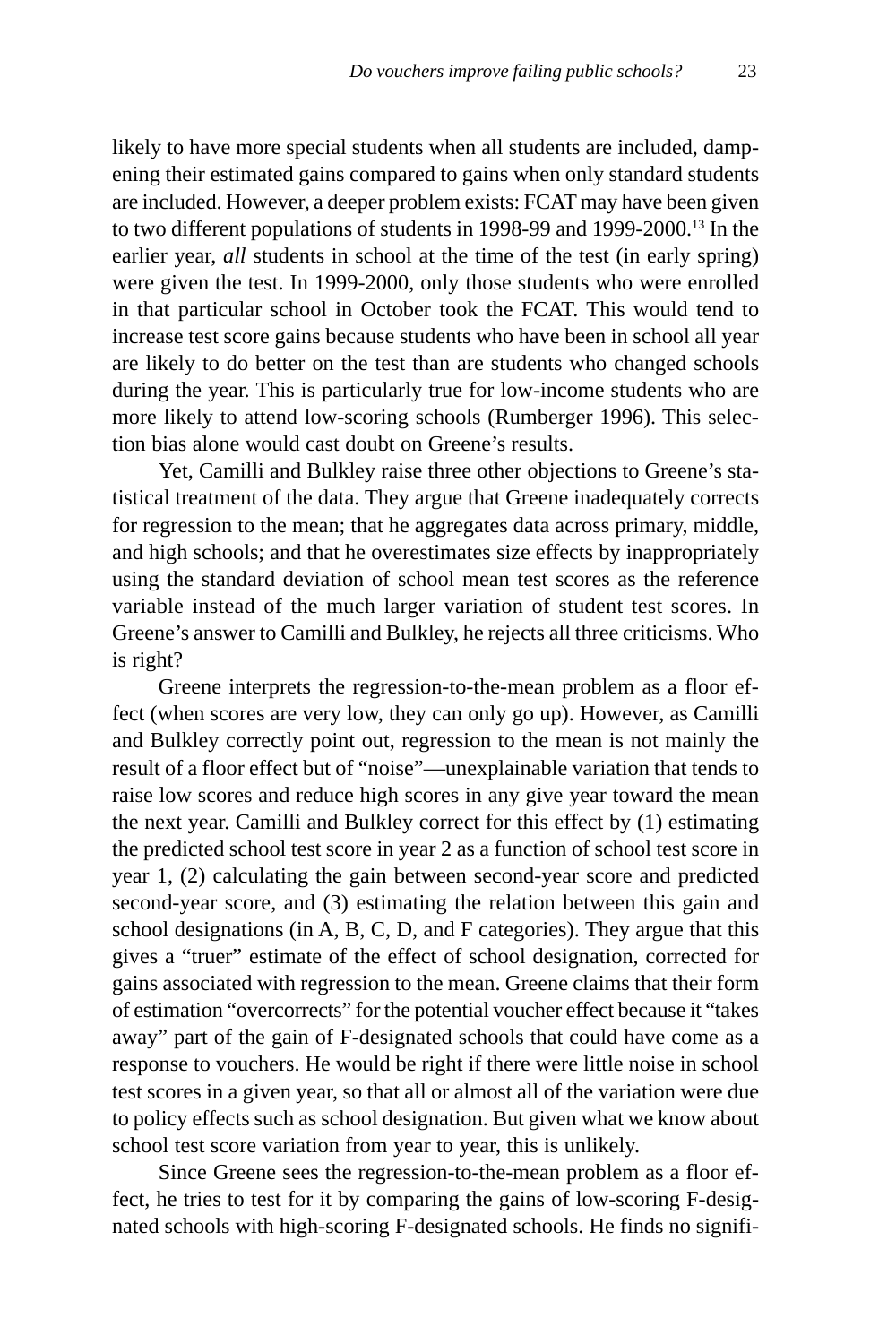likely to have more special students when all students are included, dampening their estimated gains compared to gains when only standard students are included. However, a deeper problem exists: FCAT may have been given to two different populations of students in 1998-99 and 1999-2000.[13] In the earlier year, *all* students in school at the time of the test (in early spring) were given the test. In 1999-2000, only those students who were enrolled in that particular school in October took the FCAT. This would tend to increase test score gains because students who have been in school all year are likely to do better on the test than are students who changed schools during the year. This is particularly true for low-income students who are more likely to attend low-scoring schools (Rumberger 1996). This selection bias alone would cast doubt on Greene's results.

Yet, Camilli and Bulkley raise three other objections to Greene's statistical treatment of the data. They argue that Greene inadequately corrects for regression to the mean; that he aggregates data across primary, middle, and high schools; and that he overestimates size effects by inappropriately using the standard deviation of school mean test scores as the reference variable instead of the much larger variation of student test scores. In Greene's answer to Camilli and Bulkley, he rejects all three criticisms. Who is right?

Greene interprets the regression-to-the-mean problem as a floor effect (when scores are very low, they can only go up). However, as Camilli and Bulkley correctly point out, regression to the mean is not mainly the result of a floor effect but of "noise"—unexplainable variation that tends to raise low scores and reduce high scores in any give year toward the mean the next year. Camilli and Bulkley correct for this effect by (1) estimating the predicted school test score in year 2 as a function of school test score in year 1, (2) calculating the gain between second-year score and predicted second-year score, and (3) estimating the relation between this gain and school designations (in A, B, C, D, and F categories). They argue that this gives a "truer" estimate of the effect of school designation, corrected for gains associated with regression to the mean. Greene claims that their form of estimation "overcorrects" for the potential voucher effect because it "takes away" part of the gain of F-designated schools that could have come as a response to vouchers. He would be right if there were little noise in school test scores in a given year, so that all or almost all of the variation were due to policy effects such as school designation. But given what we know about school test score variation from year to year, this is unlikely.

Since Greene sees the regression-to-the-mean problem as a floor effect, he tries to test for it by comparing the gains of low-scoring F-designated schools with high-scoring F-designated schools. He finds no signifi-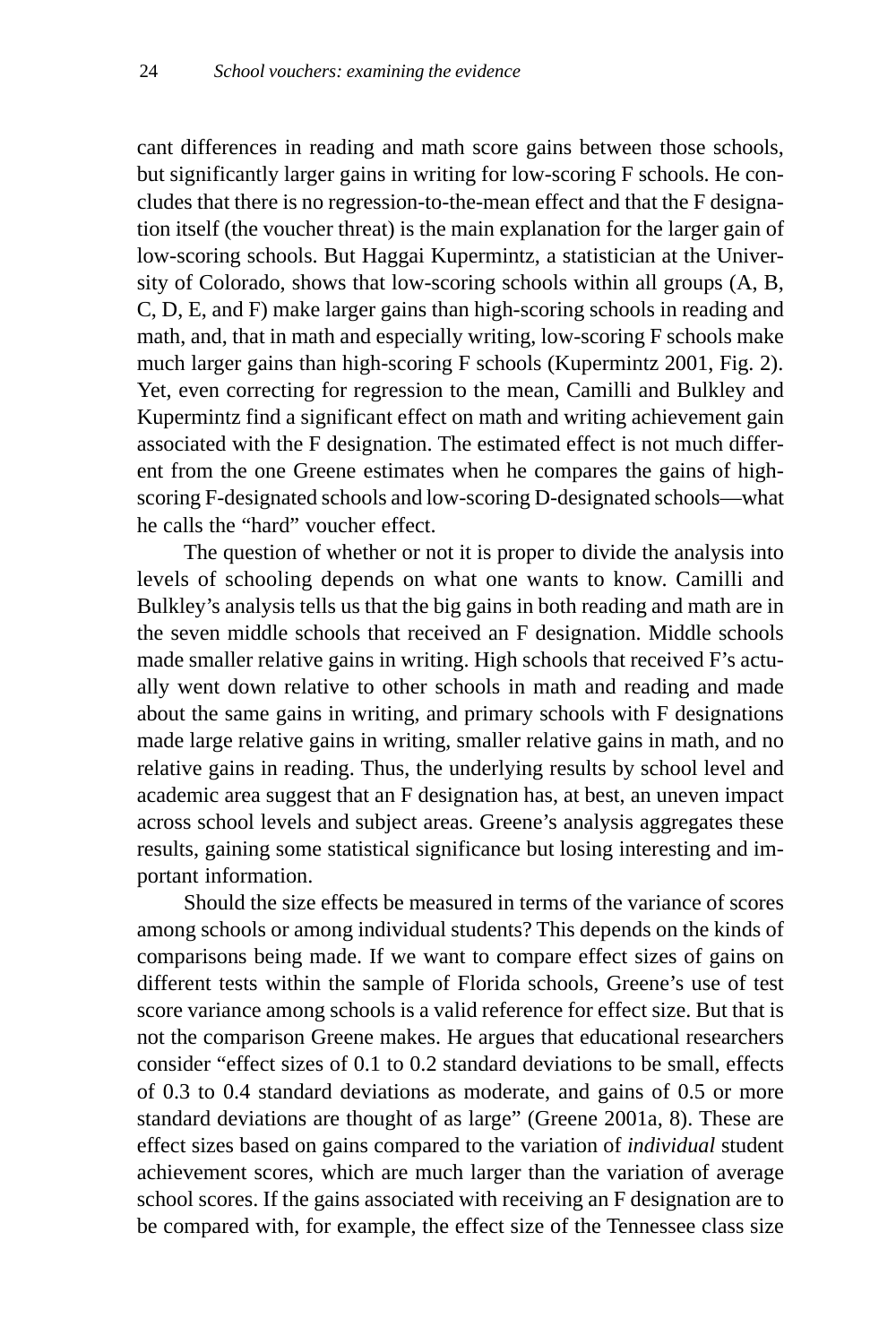cant differences in reading and math score gains between those schools, but significantly larger gains in writing for low-scoring F schools. He concludes that there is no regression-to-the-mean effect and that the F designation itself (the voucher threat) is the main explanation for the larger gain of low-scoring schools. But Haggai Kupermintz, a statistician at the University of Colorado, shows that low-scoring schools within all groups (A, B, C, D, E, and F) make larger gains than high-scoring schools in reading and math, and, that in math and especially writing, low-scoring F schools make much larger gains than high-scoring F schools (Kupermintz 2001, Fig. 2). Yet, even correcting for regression to the mean, Camilli and Bulkley and Kupermintz find a significant effect on math and writing achievement gain associated with the F designation. The estimated effect is not much different from the one Greene estimates when he compares the gains of high-scoring F-designated schools and low-scoring D-designated schools—what he calls the "hard" voucher effect.

The question of whether or not it is proper to divide the analysis into levels of schooling depends on what one wants to know. Camilli and Bulkley's analysis tells us that the big gains in both reading and math are in the seven middle schools that received an F designation. Middle schools made smaller relative gains in writing. High schools that received F's actually went down relative to other schools in math and reading and made about the same gains in writing, and primary schools with F designations made large relative gains in writing, smaller relative gains in math, and no relative gains in reading. Thus, the underlying results by school level and academic area suggest that an F designation has, at best, an uneven impact across school levels and subject areas. Greene's analysis aggregates these results, gaining some statistical significance but losing interesting and important information.

Should the size effects be measured in terms of the variance of scores among schools or among individual students? This depends on the kinds of comparisons being made. If we want to compare effect sizes of gains on different tests within the sample of Florida schools, Greene's use of test score variance among schools is a valid reference for effect size. But that is not the comparison Greene makes. He argues that educational researchers consider "effect sizes of 0.1 to 0.2 standard deviations to be small, effects of 0.3 to 0.4 standard deviations as moderate, and gains of 0.5 or more standard deviations are thought of as large" (Greene 2001a, 8). These are effect sizes based on gains compared to the variation of *individual* student achievement scores, which are much larger than the variation of average school scores. If the gains associated with receiving an F designation are to be compared with, for example, the effect size of the Tennessee class size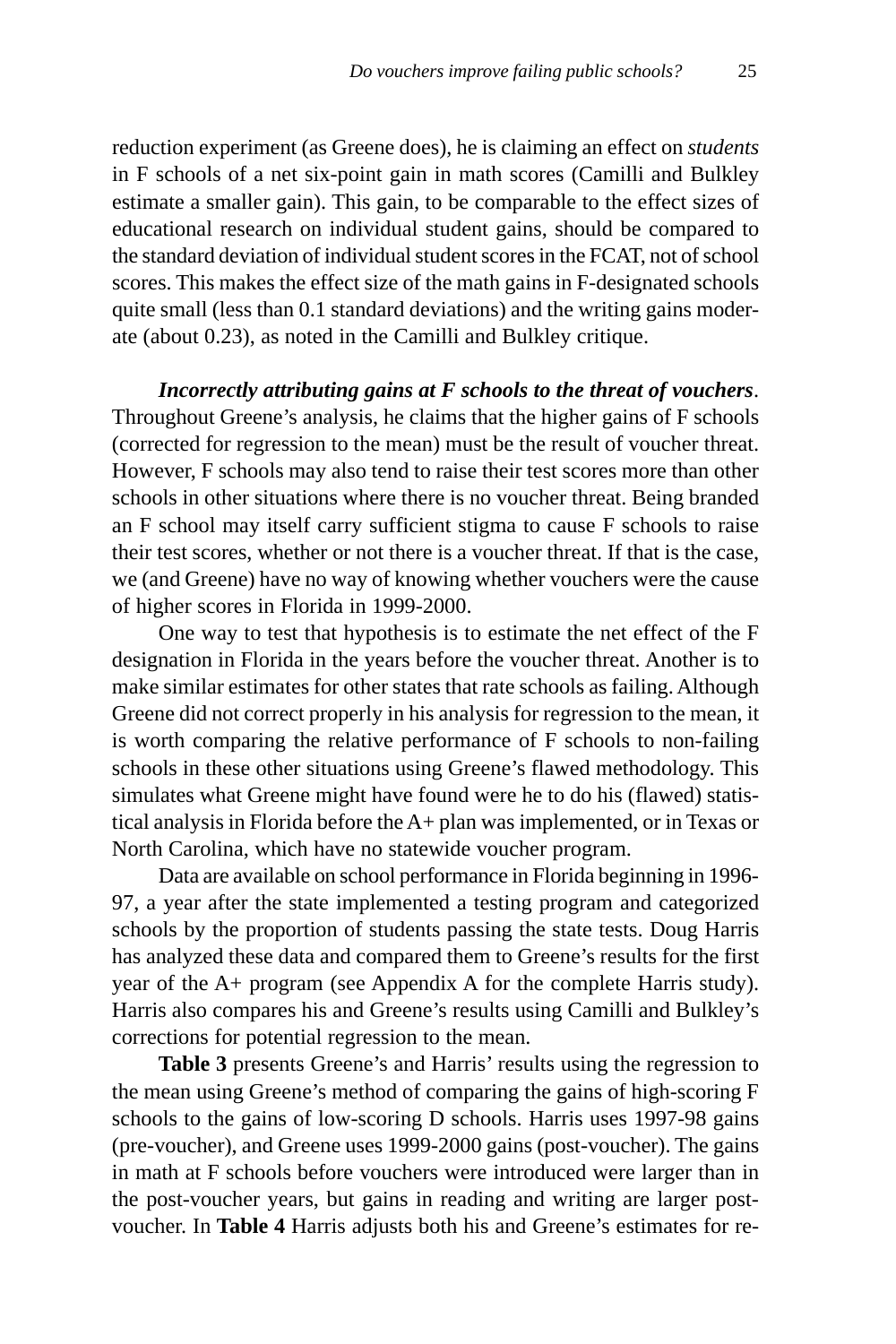reduction experiment (as Greene does), he is claiming an effect on *students* in F schools of a net six-point gain in math scores (Camilli and Bulkley estimate a smaller gain). This gain, to be comparable to the effect sizes of educational research on individual student gains, should be compared to the standard deviation of individual student scores in the FCAT, not of school scores. This makes the effect size of the math gains in F-designated schools quite small (less than 0.1 standard deviations) and the writing gains moderate (about 0.23), as noted in the Camilli and Bulkley critique.

***Incorrectly attributing gains at F schools to the threat of vouchers***. Throughout Greene's analysis, he claims that the higher gains of F schools (corrected for regression to the mean) must be the result of voucher threat. However, F schools may also tend to raise their test scores more than other schools in other situations where there is no voucher threat. Being branded an F school may itself carry sufficient stigma to cause F schools to raise their test scores, whether or not there is a voucher threat. If that is the case, we (and Greene) have no way of knowing whether vouchers were the cause of higher scores in Florida in 1999-2000.

One way to test that hypothesis is to estimate the net effect of the F designation in Florida in the years before the voucher threat. Another is to make similar estimates for other states that rate schools as failing. Although Greene did not correct properly in his analysis for regression to the mean, it is worth comparing the relative performance of F schools to non-failing schools in these other situations using Greene's flawed methodology. This simulates what Greene might have found were he to do his (flawed) statistical analysis in Florida before the A+ plan was implemented, or in Texas or North Carolina, which have no statewide voucher program.

Data are available on school performance in Florida beginning in 1996-97, a year after the state implemented a testing program and categorized schools by the proportion of students passing the state tests. Doug Harris has analyzed these data and compared them to Greene's results for the first year of the A+ program (see Appendix A for the complete Harris study). Harris also compares his and Greene's results using Camilli and Bulkley's corrections for potential regression to the mean.

**Table 3** presents Greene's and Harris' results using the regression to the mean using Greene's method of comparing the gains of high-scoring F schools to the gains of low-scoring D schools. Harris uses 1997-98 gains (pre-voucher), and Greene uses 1999-2000 gains (post-voucher). The gains in math at F schools before vouchers were introduced were larger than in the post-voucher years, but gains in reading and writing are larger post-voucher. In **Table 4** Harris adjusts both his and Greene's estimates for re-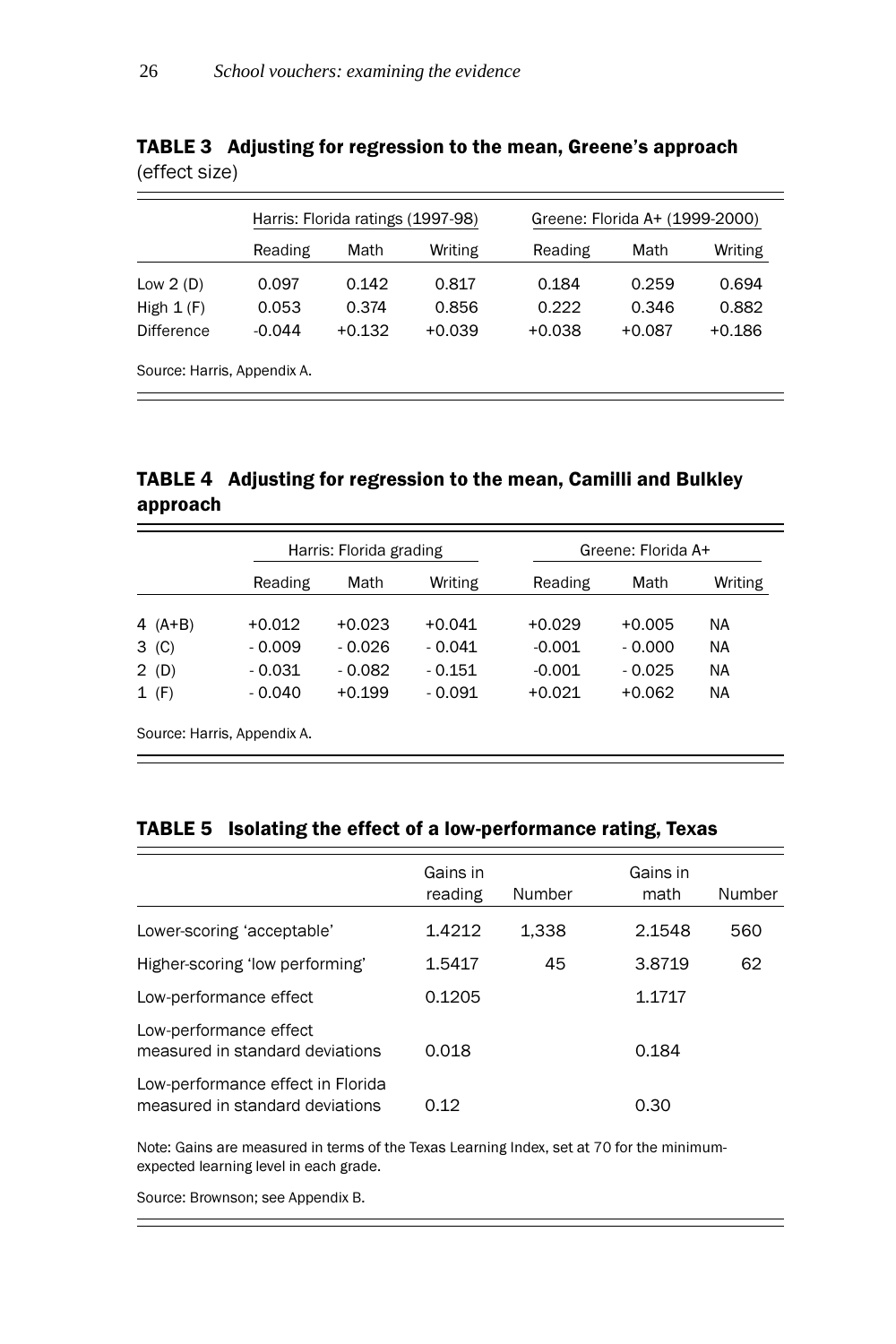**TABLE 3 Adjusting for regression to the mean, Greene's approach** (effect size)

| | Harris: Florida ratings (1997-98) | | | Greene: Florida A+ (1999-2000) | | |
|---|---|---|---|---|---|---|
| | Reading | Math | Writing | Reading | Math | Writing |
| Low 2 (D) | 0.097 | 0.142 | 0.817 | 0.184 | 0.259 | 0.694 |
| High 1 (F) | 0.053 | 0.374 | 0.856 | 0.222 | 0.346 | 0.882 |
| Difference | -0.044 | +0.132 | +0.039 | +0.038 | +0.087 | +0.186 |

Source: Harris, Appendix A.

**TABLE 4 Adjusting for regression to the mean, Camilli and Bulkley approach**

| | Harris: Florida grading | | | Greene: Florida A+ | | |
|---|---|---|---|---|---|---|
| | Reading | Math | Writing | Reading | Math | Writing |
| 4 (A+B) | +0.012 | +0.023 | +0.041 | +0.029 | +0.005 | NA |
| 3 (C) | - 0.009 | - 0.026 | - 0.041 | -0.001 | - 0.000 | NA |
| 2 (D) | - 0.031 | - 0.082 | - 0.151 | -0.001 | - 0.025 | NA |
| 1 (F) | - 0.040 | +0.199 | - 0.091 | +0.021 | +0.062 | NA |

Source: Harris, Appendix A.

**TABLE 5 Isolating the effect of a low-performance rating, Texas**

| | Gains in reading | Number | Gains in math | Number |
|---|---|---|---|---|
| Lower-scoring 'acceptable' | 1.4212 | 1,338 | 2.1548 | 560 |
| Higher-scoring 'low performing' | 1.5417 | 45 | 3.8719 | 62 |
| Low-performance effect | 0.1205 | | 1.1717 | |
| Low-performance effect measured in standard deviations | 0.018 | | 0.184 | |
| Low-performance effect in Florida measured in standard deviations | 0.12 | | 0.30 | |

Note: Gains are measured in terms of the Texas Learning Index, set at 70 for the minimum-expected learning level in each grade.

Source: Brownson; see Appendix B.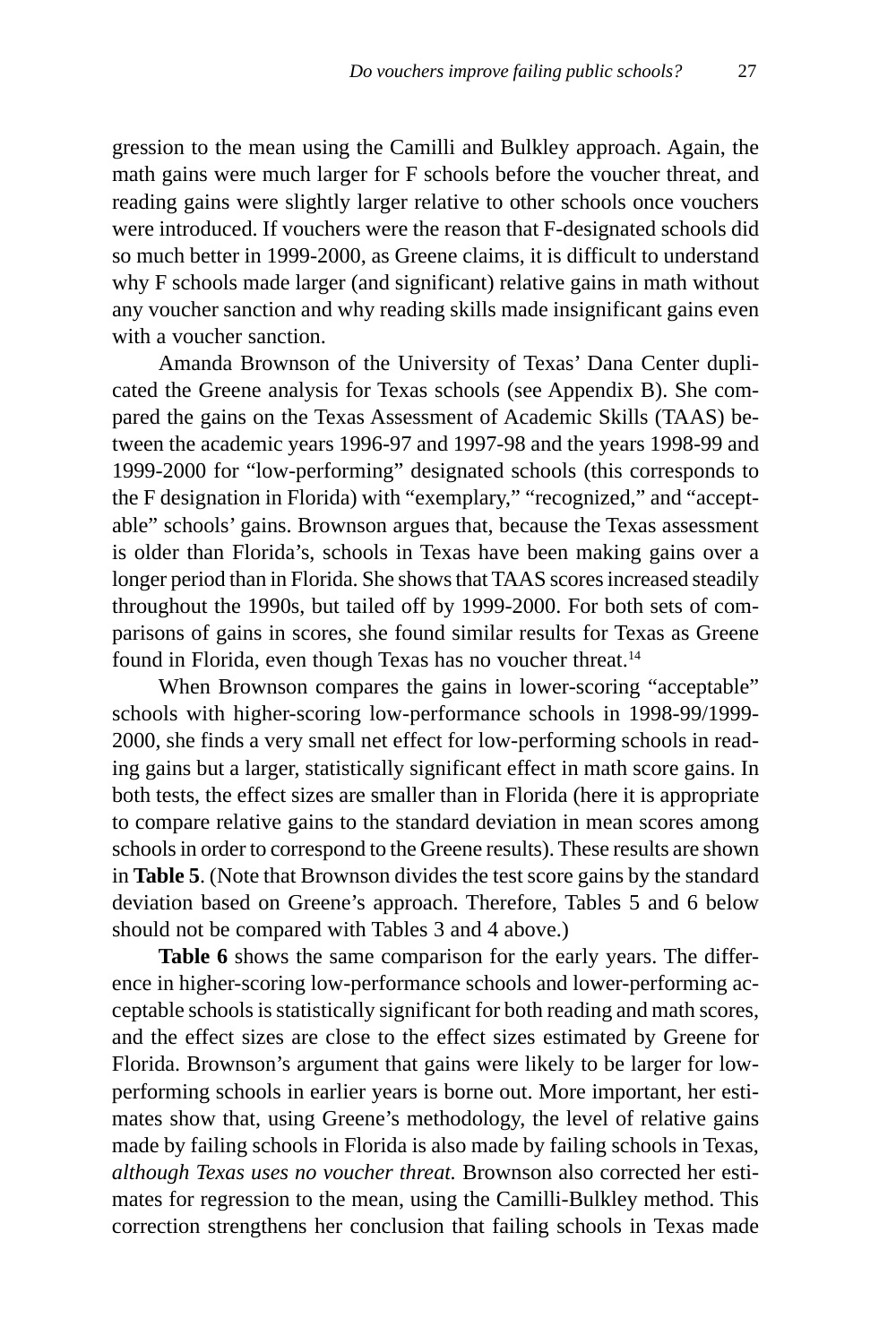gression to the mean using the Camilli and Bulkley approach. Again, the math gains were much larger for F schools before the voucher threat, and reading gains were slightly larger relative to other schools once vouchers were introduced. If vouchers were the reason that F-designated schools did so much better in 1999-2000, as Greene claims, it is difficult to understand why F schools made larger (and significant) relative gains in math without any voucher sanction and why reading skills made insignificant gains even with a voucher sanction.

Amanda Brownson of the University of Texas' Dana Center duplicated the Greene analysis for Texas schools (see Appendix B). She compared the gains on the Texas Assessment of Academic Skills (TAAS) between the academic years 1996-97 and 1997-98 and the years 1998-99 and 1999-2000 for "low-performing" designated schools (this corresponds to the F designation in Florida) with "exemplary," "recognized," and "acceptable" schools' gains. Brownson argues that, because the Texas assessment is older than Florida's, schools in Texas have been making gains over a longer period than in Florida. She shows that TAAS scores increased steadily throughout the 1990s, but tailed off by 1999-2000. For both sets of comparisons of gains in scores, she found similar results for Texas as Greene found in Florida, even though Texas has no voucher threat.[14]

When Brownson compares the gains in lower-scoring "acceptable" schools with higher-scoring low-performance schools in 1998-99/1999-2000, she finds a very small net effect for low-performing schools in reading gains but a larger, statistically significant effect in math score gains. In both tests, the effect sizes are smaller than in Florida (here it is appropriate to compare relative gains to the standard deviation in mean scores among schools in order to correspond to the Greene results). These results are shown in **Table 5**. (Note that Brownson divides the test score gains by the standard deviation based on Greene's approach. Therefore, Tables 5 and 6 below should not be compared with Tables 3 and 4 above.)

**Table 6** shows the same comparison for the early years. The difference in higher-scoring low-performance schools and lower-performing acceptable schools is statistically significant for both reading and math scores, and the effect sizes are close to the effect sizes estimated by Greene for Florida. Brownson's argument that gains were likely to be larger for low-performing schools in earlier years is borne out. More important, her estimates show that, using Greene's methodology, the level of relative gains made by failing schools in Florida is also made by failing schools in Texas, *although Texas uses no voucher threat.* Brownson also corrected her estimates for regression to the mean, using the Camilli-Bulkley method. This correction strengthens her conclusion that failing schools in Texas made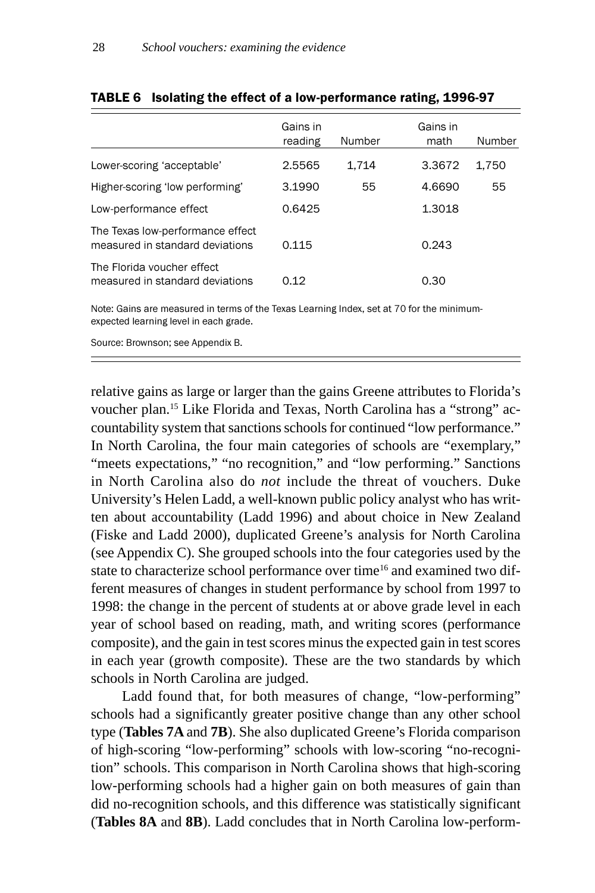**TABLE 6 Isolating the effect of a low-performance rating, 1996-97**

| | Gains in reading | Number | Gains in math | Number |
|---|---|---|---|---|
| Lower-scoring 'acceptable' | 2.5565 | 1,714 | 3.3672 | 1,750 |
| Higher-scoring 'low performing' | 3.1990 | 55 | 4.6690 | 55 |
| Low-performance effect | 0.6425 | | 1.3018 | |
| The Texas low-performance effect measured in standard deviations | 0.115 | | 0.243 | |
| The Florida voucher effect measured in standard deviations | 0.12 | | 0.30 | |

Note: Gains are measured in terms of the Texas Learning Index, set at 70 for the minimum-expected learning level in each grade.

Source: Brownson; see Appendix B.

relative gains as large or larger than the gains Greene attributes to Florida's voucher plan.[15] Like Florida and Texas, North Carolina has a "strong" accountability system that sanctions schools for continued "low performance." In North Carolina, the four main categories of schools are "exemplary," "meets expectations," "no recognition," and "low performing." Sanctions in North Carolina also do *not* include the threat of vouchers. Duke University's Helen Ladd, a well-known public policy analyst who has written about accountability (Ladd 1996) and about choice in New Zealand (Fiske and Ladd 2000), duplicated Greene's analysis for North Carolina (see Appendix C). She grouped schools into the four categories used by the state to characterize school performance over time[16] and examined two different measures of changes in student performance by school from 1997 to 1998: the change in the percent of students at or above grade level in each year of school based on reading, math, and writing scores (performance composite), and the gain in test scores minus the expected gain in test scores in each year (growth composite). These are the two standards by which schools in North Carolina are judged.

Ladd found that, for both measures of change, "low-performing" schools had a significantly greater positive change than any other school type (**Tables 7A** and **7B**). She also duplicated Greene's Florida comparison of high-scoring "low-performing" schools with low-scoring "no-recognition" schools. This comparison in North Carolina shows that high-scoring low-performing schools had a higher gain on both measures of gain than did no-recognition schools, and this difference was statistically significant (**Tables 8A** and **8B**). Ladd concludes that in North Carolina low-perform-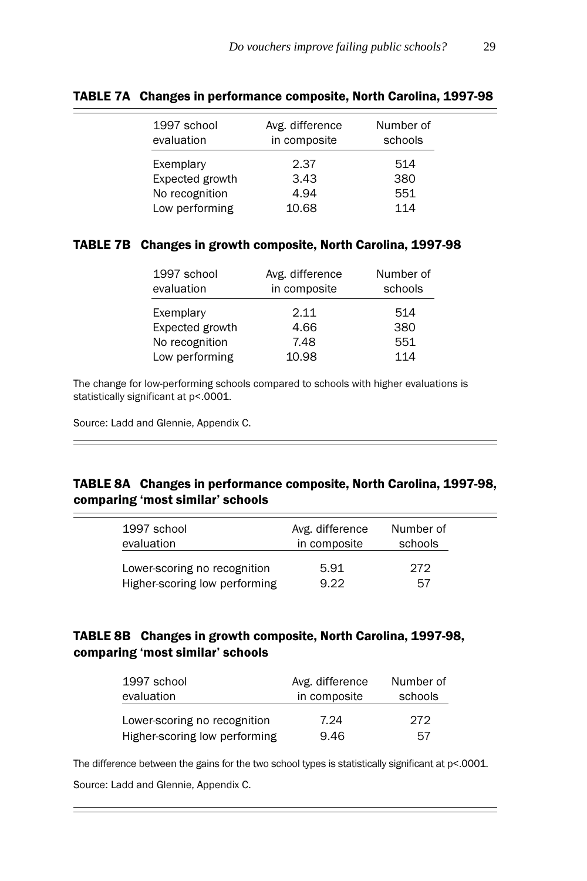**TABLE 7A Changes in performance composite, North Carolina, 1997-98**

| 1997 school evaluation | Avg. difference in composite | Number of schools |
|---|---|---|
| Exemplary | 2.37 | 514 |
| Expected growth | 3.43 | 380 |
| No recognition | 4.94 | 551 |
| Low performing | 10.68 | 114 |

**TABLE 7B Changes in growth composite, North Carolina, 1997-98**

| 1997 school evaluation | Avg. difference in composite | Number of schools |
|---|---|---|
| Exemplary | 2.11 | 514 |
| Expected growth | 4.66 | 380 |
| No recognition | 7.48 | 551 |
| Low performing | 10.98 | 114 |

The change for low-performing schools compared to schools with higher evaluations is statistically significant at $p<.0001$.

Source: Ladd and Glennie, Appendix C.

**TABLE 8A Changes in performance composite, North Carolina, 1997-98, comparing 'most similar' schools**

| 1997 school evaluation | Avg. difference in composite | Number of schools |
|---|---|---|
| Lower-scoring no recognition | 5.91 | 272 |
| Higher-scoring low performing | 9.22 | 57 |

**TABLE 8B Changes in growth composite, North Carolina, 1997-98, comparing 'most similar' schools**

| 1997 school evaluation | Avg. difference in composite | Number of schools |
|---|---|---|
| Lower-scoring no recognition | 7.24 | 272 |
| Higher-scoring low performing | 9.46 | 57 |

The difference between the gains for the two school types is statistically significant at $p<.0001$.

Source: Ladd and Glennie, Appendix C.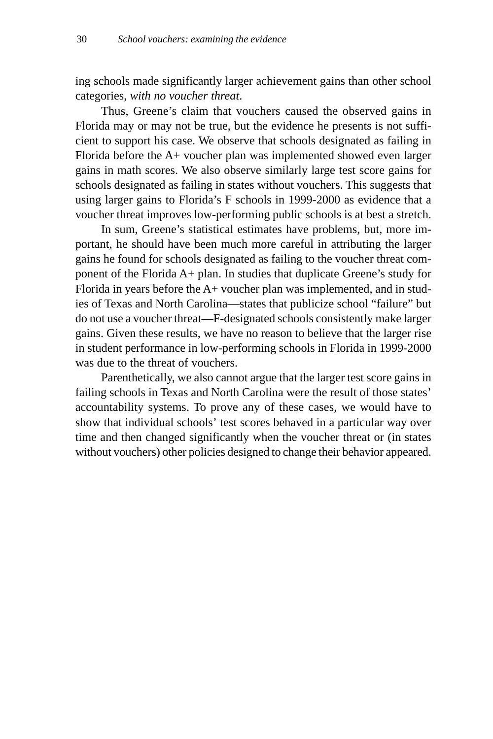ing schools made significantly larger achievement gains than other school categories, *with no voucher threat*.

Thus, Greene's claim that vouchers caused the observed gains in Florida may or may not be true, but the evidence he presents is not sufficient to support his case. We observe that schools designated as failing in Florida before the A+ voucher plan was implemented showed even larger gains in math scores. We also observe similarly large test score gains for schools designated as failing in states without vouchers. This suggests that using larger gains to Florida's F schools in 1999-2000 as evidence that a voucher threat improves low-performing public schools is at best a stretch.

In sum, Greene's statistical estimates have problems, but, more important, he should have been much more careful in attributing the larger gains he found for schools designated as failing to the voucher threat component of the Florida A+ plan. In studies that duplicate Greene's study for Florida in years before the A+ voucher plan was implemented, and in studies of Texas and North Carolina—states that publicize school "failure" but do not use a voucher threat—F-designated schools consistently make larger gains. Given these results, we have no reason to believe that the larger rise in student performance in low-performing schools in Florida in 1999-2000 was due to the threat of vouchers.

Parenthetically, we also cannot argue that the larger test score gains in failing schools in Texas and North Carolina were the result of those states' accountability systems. To prove any of these cases, we would have to show that individual schools' test scores behaved in a particular way over time and then changed significantly when the voucher threat or (in states without vouchers) other policies designed to change their behavior appeared.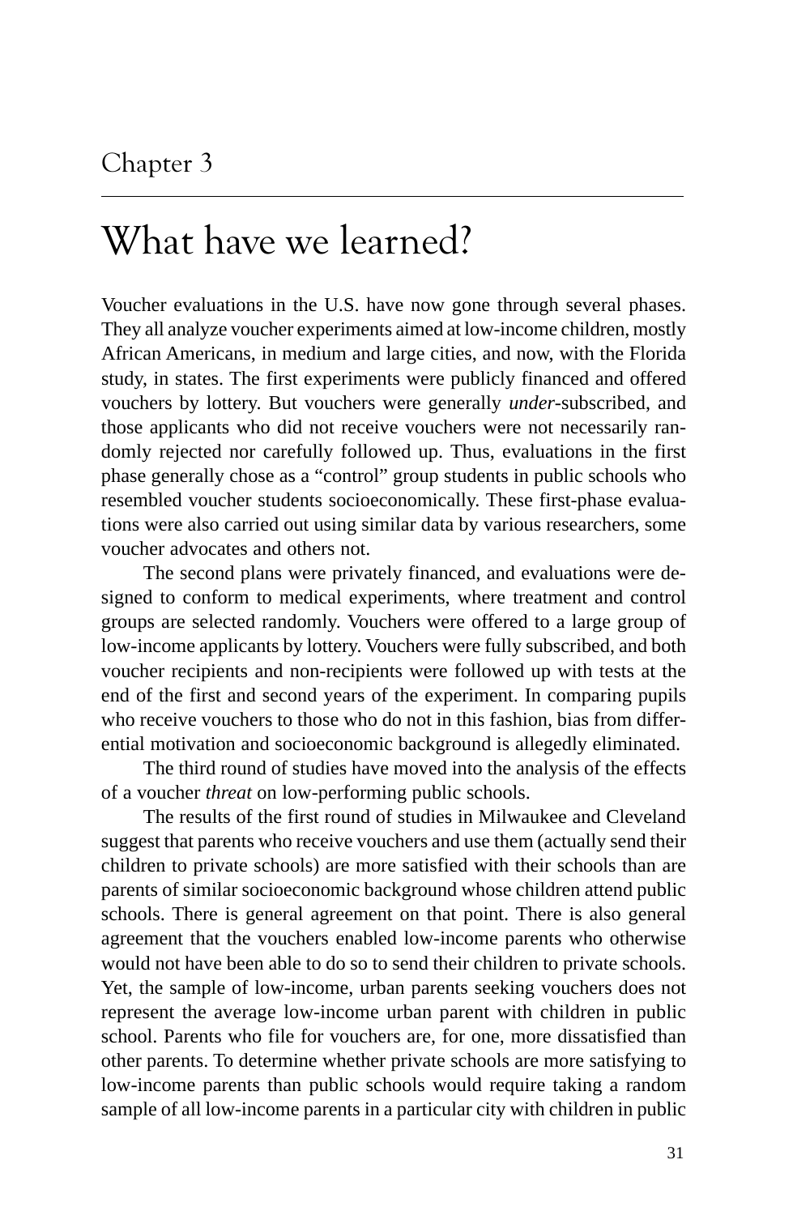Chapter 3

# What have we learned?

Voucher evaluations in the U.S. have now gone through several phases. They all analyze voucher experiments aimed at low-income children, mostly African Americans, in medium and large cities, and now, with the Florida study, in states. The first experiments were publicly financed and offered vouchers by lottery. But vouchers were generally *under*-subscribed, and those applicants who did not receive vouchers were not necessarily randomly rejected nor carefully followed up. Thus, evaluations in the first phase generally chose as a "control" group students in public schools who resembled voucher students socioeconomically. These first-phase evaluations were also carried out using similar data by various researchers, some voucher advocates and others not.

The second plans were privately financed, and evaluations were designed to conform to medical experiments, where treatment and control groups are selected randomly. Vouchers were offered to a large group of low-income applicants by lottery. Vouchers were fully subscribed, and both voucher recipients and non-recipients were followed up with tests at the end of the first and second years of the experiment. In comparing pupils who receive vouchers to those who do not in this fashion, bias from differential motivation and socioeconomic background is allegedly eliminated.

The third round of studies have moved into the analysis of the effects of a voucher *threat* on low-performing public schools.

The results of the first round of studies in Milwaukee and Cleveland suggest that parents who receive vouchers and use them (actually send their children to private schools) are more satisfied with their schools than are parents of similar socioeconomic background whose children attend public schools. There is general agreement on that point. There is also general agreement that the vouchers enabled low-income parents who otherwise would not have been able to do so to send their children to private schools. Yet, the sample of low-income, urban parents seeking vouchers does not represent the average low-income urban parent with children in public school. Parents who file for vouchers are, for one, more dissatisfied than other parents. To determine whether private schools are more satisfying to low-income parents than public schools would require taking a random sample of all low-income parents in a particular city with children in public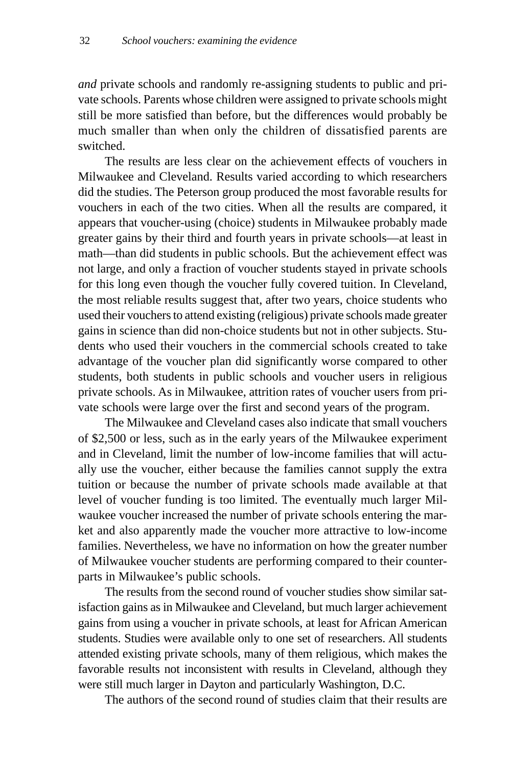*and* private schools and randomly re-assigning students to public and private schools. Parents whose children were assigned to private schools might still be more satisfied than before, but the differences would probably be much smaller than when only the children of dissatisfied parents are switched.

The results are less clear on the achievement effects of vouchers in Milwaukee and Cleveland. Results varied according to which researchers did the studies. The Peterson group produced the most favorable results for vouchers in each of the two cities. When all the results are compared, it appears that voucher-using (choice) students in Milwaukee probably made greater gains by their third and fourth years in private schools—at least in math—than did students in public schools. But the achievement effect was not large, and only a fraction of voucher students stayed in private schools for this long even though the voucher fully covered tuition. In Cleveland, the most reliable results suggest that, after two years, choice students who used their vouchers to attend existing (religious) private schools made greater gains in science than did non-choice students but not in other subjects. Students who used their vouchers in the commercial schools created to take advantage of the voucher plan did significantly worse compared to other students, both students in public schools and voucher users in religious private schools. As in Milwaukee, attrition rates of voucher users from private schools were large over the first and second years of the program.

The Milwaukee and Cleveland cases also indicate that small vouchers of $2,500 or less, such as in the early years of the Milwaukee experiment and in Cleveland, limit the number of low-income families that will actually use the voucher, either because the families cannot supply the extra tuition or because the number of private schools made available at that level of voucher funding is too limited. The eventually much larger Milwaukee voucher increased the number of private schools entering the market and also apparently made the voucher more attractive to low-income families. Nevertheless, we have no information on how the greater number of Milwaukee voucher students are performing compared to their counterparts in Milwaukee's public schools.

The results from the second round of voucher studies show similar satisfaction gains as in Milwaukee and Cleveland, but much larger achievement gains from using a voucher in private schools, at least for African American students. Studies were available only to one set of researchers. All students attended existing private schools, many of them religious, which makes the favorable results not inconsistent with results in Cleveland, although they were still much larger in Dayton and particularly Washington, D.C.

The authors of the second round of studies claim that their results are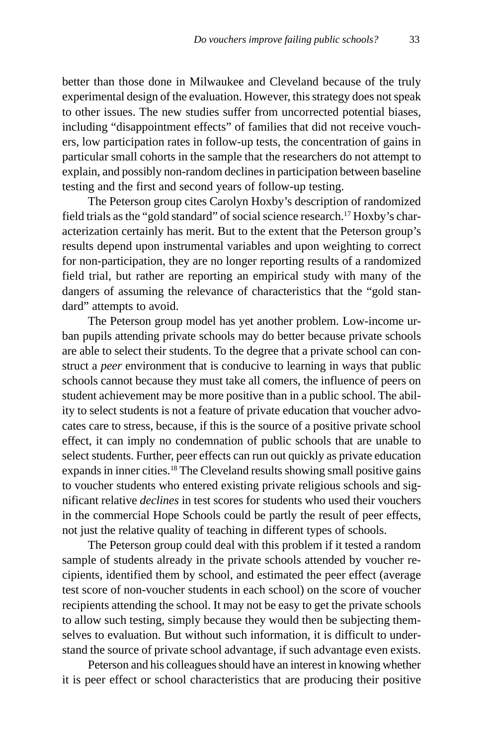better than those done in Milwaukee and Cleveland because of the truly experimental design of the evaluation. However, this strategy does not speak to other issues. The new studies suffer from uncorrected potential biases, including "disappointment effects" of families that did not receive vouchers, low participation rates in follow-up tests, the concentration of gains in particular small cohorts in the sample that the researchers do not attempt to explain, and possibly non-random declines in participation between baseline testing and the first and second years of follow-up testing.

The Peterson group cites Carolyn Hoxby's description of randomized field trials as the "gold standard" of social science research.[17] Hoxby's characterization certainly has merit. But to the extent that the Peterson group's results depend upon instrumental variables and upon weighting to correct for non-participation, they are no longer reporting results of a randomized field trial, but rather are reporting an empirical study with many of the dangers of assuming the relevance of characteristics that the "gold standard" attempts to avoid.

The Peterson group model has yet another problem. Low-income urban pupils attending private schools may do better because private schools are able to select their students. To the degree that a private school can construct a *peer* environment that is conducive to learning in ways that public schools cannot because they must take all comers, the influence of peers on student achievement may be more positive than in a public school. The ability to select students is not a feature of private education that voucher advocates care to stress, because, if this is the source of a positive private school effect, it can imply no condemnation of public schools that are unable to select students. Further, peer effects can run out quickly as private education expands in inner cities.[18] The Cleveland results showing small positive gains to voucher students who entered existing private religious schools and significant relative *declines* in test scores for students who used their vouchers in the commercial Hope Schools could be partly the result of peer effects, not just the relative quality of teaching in different types of schools.

The Peterson group could deal with this problem if it tested a random sample of students already in the private schools attended by voucher recipients, identified them by school, and estimated the peer effect (average test score of non-voucher students in each school) on the score of voucher recipients attending the school. It may not be easy to get the private schools to allow such testing, simply because they would then be subjecting themselves to evaluation. But without such information, it is difficult to understand the source of private school advantage, if such advantage even exists.

Peterson and his colleagues should have an interest in knowing whether it is peer effect or school characteristics that are producing their positive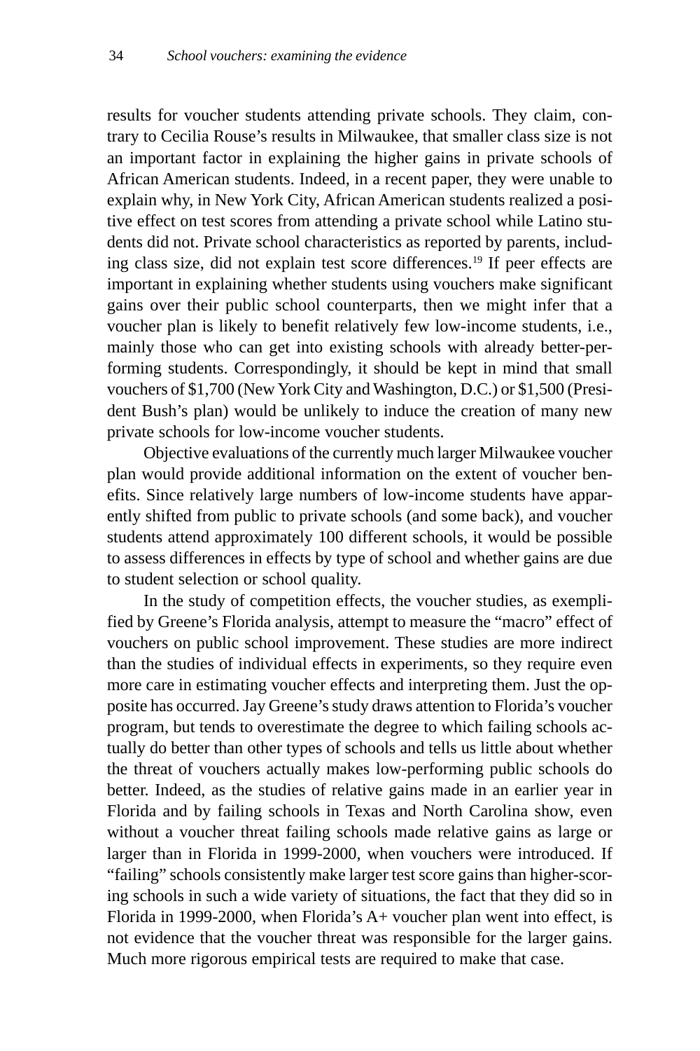results for voucher students attending private schools. They claim, contrary to Cecilia Rouse's results in Milwaukee, that smaller class size is not an important factor in explaining the higher gains in private schools of African American students. Indeed, in a recent paper, they were unable to explain why, in New York City, African American students realized a positive effect on test scores from attending a private school while Latino students did not. Private school characteristics as reported by parents, including class size, did not explain test score differences.[19] If peer effects are important in explaining whether students using vouchers make significant gains over their public school counterparts, then we might infer that a voucher plan is likely to benefit relatively few low-income students, i.e., mainly those who can get into existing schools with already better-performing students. Correspondingly, it should be kept in mind that small vouchers of $1,700 (New York City and Washington, D.C.) or $1,500 (President Bush's plan) would be unlikely to induce the creation of many new private schools for low-income voucher students.

Objective evaluations of the currently much larger Milwaukee voucher plan would provide additional information on the extent of voucher benefits. Since relatively large numbers of low-income students have apparently shifted from public to private schools (and some back), and voucher students attend approximately 100 different schools, it would be possible to assess differences in effects by type of school and whether gains are due to student selection or school quality.

In the study of competition effects, the voucher studies, as exemplified by Greene's Florida analysis, attempt to measure the "macro" effect of vouchers on public school improvement. These studies are more indirect than the studies of individual effects in experiments, so they require even more care in estimating voucher effects and interpreting them. Just the opposite has occurred. Jay Greene's study draws attention to Florida's voucher program, but tends to overestimate the degree to which failing schools actually do better than other types of schools and tells us little about whether the threat of vouchers actually makes low-performing public schools do better. Indeed, as the studies of relative gains made in an earlier year in Florida and by failing schools in Texas and North Carolina show, even without a voucher threat failing schools made relative gains as large or larger than in Florida in 1999-2000, when vouchers were introduced. If "failing" schools consistently make larger test score gains than higher-scoring schools in such a wide variety of situations, the fact that they did so in Florida in 1999-2000, when Florida's A+ voucher plan went into effect, is not evidence that the voucher threat was responsible for the larger gains. Much more rigorous empirical tests are required to make that case.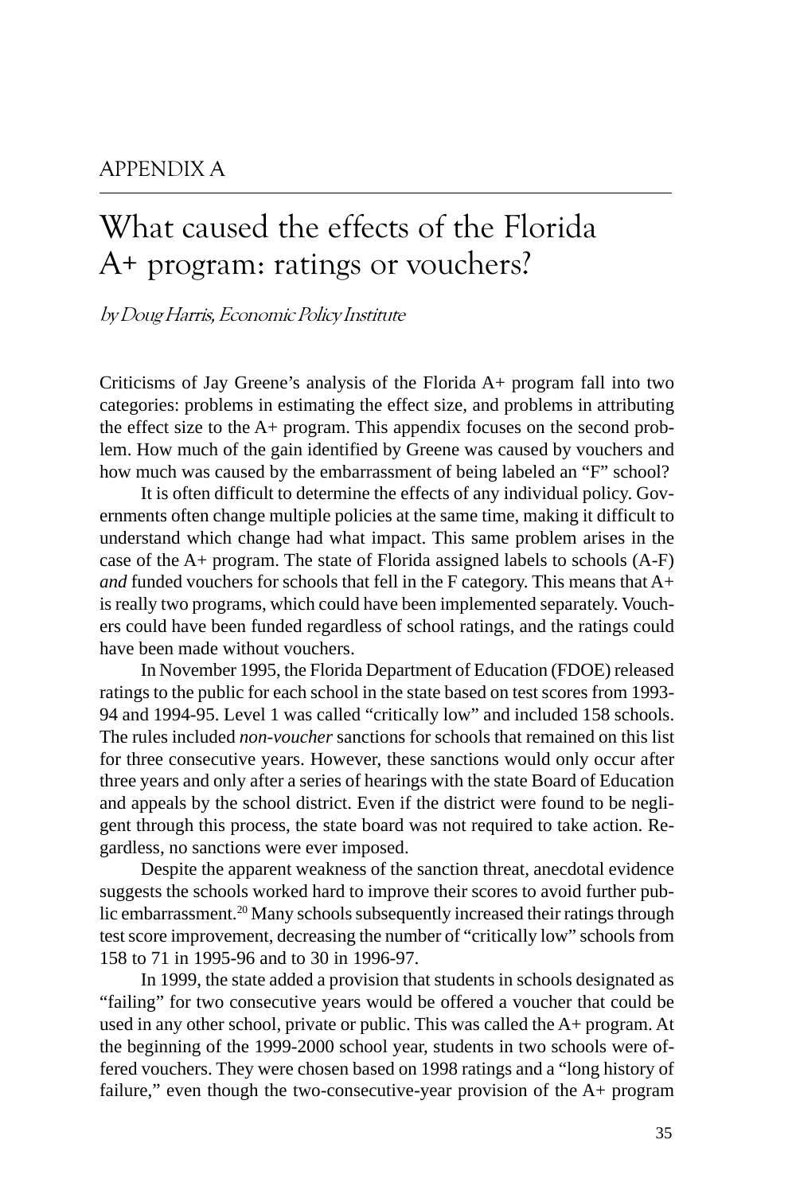APPENDIX A

# What caused the effects of the Florida A+ program: ratings or vouchers?

*by Doug Harris, Economic Policy Institute*

Criticisms of Jay Greene's analysis of the Florida A+ program fall into two categories: problems in estimating the effect size, and problems in attributing the effect size to the A+ program. This appendix focuses on the second problem. How much of the gain identified by Greene was caused by vouchers and how much was caused by the embarrassment of being labeled an "F" school?

It is often difficult to determine the effects of any individual policy. Governments often change multiple policies at the same time, making it difficult to understand which change had what impact. This same problem arises in the case of the A+ program. The state of Florida assigned labels to schools (A-F) *and* funded vouchers for schools that fell in the F category. This means that A+ is really two programs, which could have been implemented separately. Vouchers could have been funded regardless of school ratings, and the ratings could have been made without vouchers.

In November 1995, the Florida Department of Education (FDOE) released ratings to the public for each school in the state based on test scores from 1993-94 and 1994-95. Level 1 was called "critically low" and included 158 schools. The rules included *non-voucher* sanctions for schools that remained on this list for three consecutive years. However, these sanctions would only occur after three years and only after a series of hearings with the state Board of Education and appeals by the school district. Even if the district were found to be negligent through this process, the state board was not required to take action. Regardless, no sanctions were ever imposed.

Despite the apparent weakness of the sanction threat, anecdotal evidence suggests the schools worked hard to improve their scores to avoid further public embarrassment.[20] Many schools subsequently increased their ratings through test score improvement, decreasing the number of "critically low" schools from 158 to 71 in 1995-96 and to 30 in 1996-97.

In 1999, the state added a provision that students in schools designated as "failing" for two consecutive years would be offered a voucher that could be used in any other school, private or public. This was called the A+ program. At the beginning of the 1999-2000 school year, students in two schools were offered vouchers. They were chosen based on 1998 ratings and a "long history of failure," even though the two-consecutive-year provision of the A+ program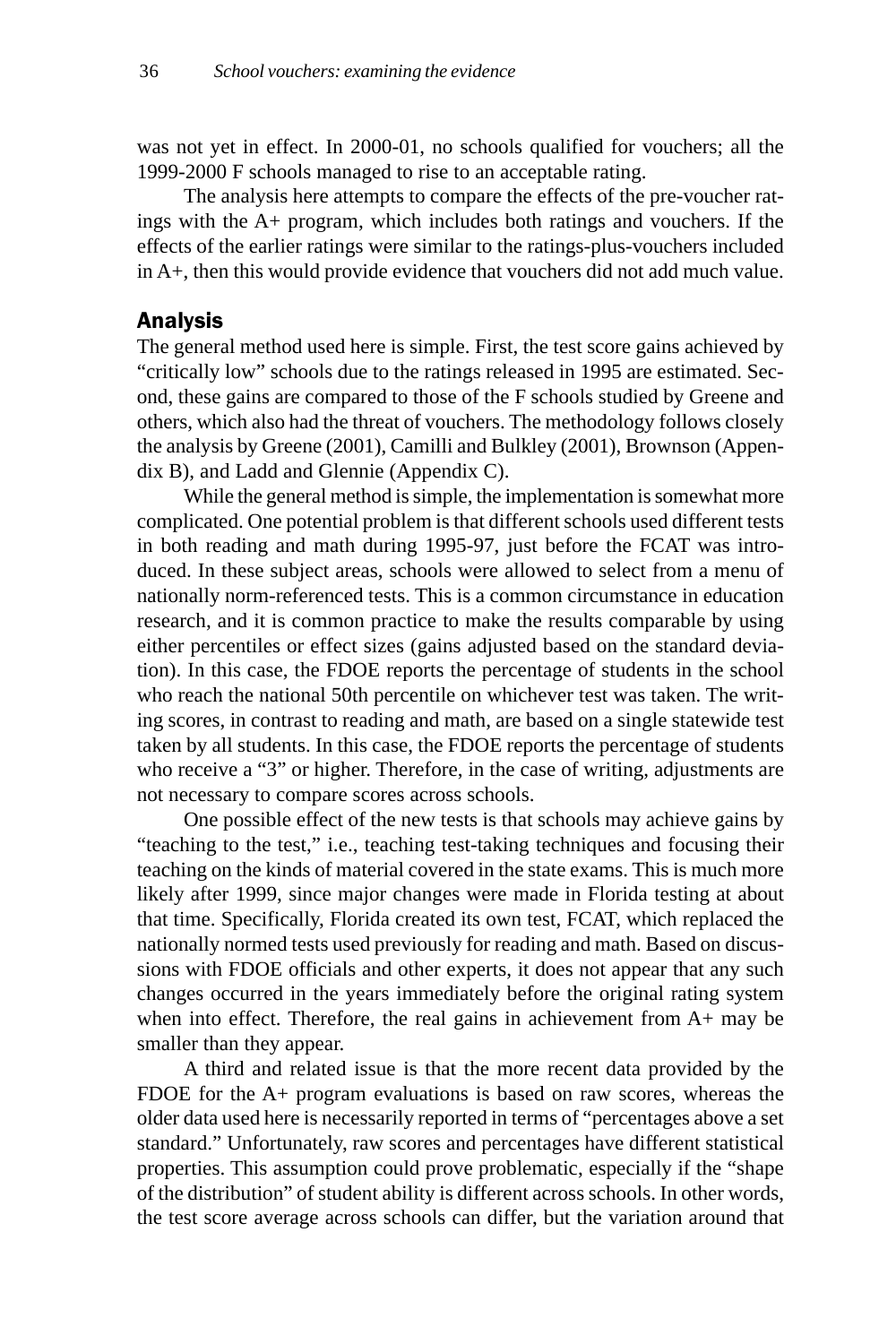was not yet in effect. In 2000-01, no schools qualified for vouchers; all the 1999-2000 F schools managed to rise to an acceptable rating.

The analysis here attempts to compare the effects of the pre-voucher ratings with the A+ program, which includes both ratings and vouchers. If the effects of the earlier ratings were similar to the ratings-plus-vouchers included in A+, then this would provide evidence that vouchers did not add much value.

## Analysis

The general method used here is simple. First, the test score gains achieved by "critically low" schools due to the ratings released in 1995 are estimated. Second, these gains are compared to those of the F schools studied by Greene and others, which also had the threat of vouchers. The methodology follows closely the analysis by Greene (2001), Camilli and Bulkley (2001), Brownson (Appendix B), and Ladd and Glennie (Appendix C).

While the general method is simple, the implementation is somewhat more complicated. One potential problem is that different schools used different tests in both reading and math during 1995-97, just before the FCAT was introduced. In these subject areas, schools were allowed to select from a menu of nationally norm-referenced tests. This is a common circumstance in education research, and it is common practice to make the results comparable by using either percentiles or effect sizes (gains adjusted based on the standard deviation). In this case, the FDOE reports the percentage of students in the school who reach the national 50th percentile on whichever test was taken. The writing scores, in contrast to reading and math, are based on a single statewide test taken by all students. In this case, the FDOE reports the percentage of students who receive a "3" or higher. Therefore, in the case of writing, adjustments are not necessary to compare scores across schools.

One possible effect of the new tests is that schools may achieve gains by "teaching to the test," i.e., teaching test-taking techniques and focusing their teaching on the kinds of material covered in the state exams. This is much more likely after 1999, since major changes were made in Florida testing at about that time. Specifically, Florida created its own test, FCAT, which replaced the nationally normed tests used previously for reading and math. Based on discussions with FDOE officials and other experts, it does not appear that any such changes occurred in the years immediately before the original rating system when into effect. Therefore, the real gains in achievement from A+ may be smaller than they appear.

A third and related issue is that the more recent data provided by the FDOE for the A+ program evaluations is based on raw scores, whereas the older data used here is necessarily reported in terms of "percentages above a set standard." Unfortunately, raw scores and percentages have different statistical properties. This assumption could prove problematic, especially if the "shape of the distribution" of student ability is different across schools. In other words, the test score average across schools can differ, but the variation around that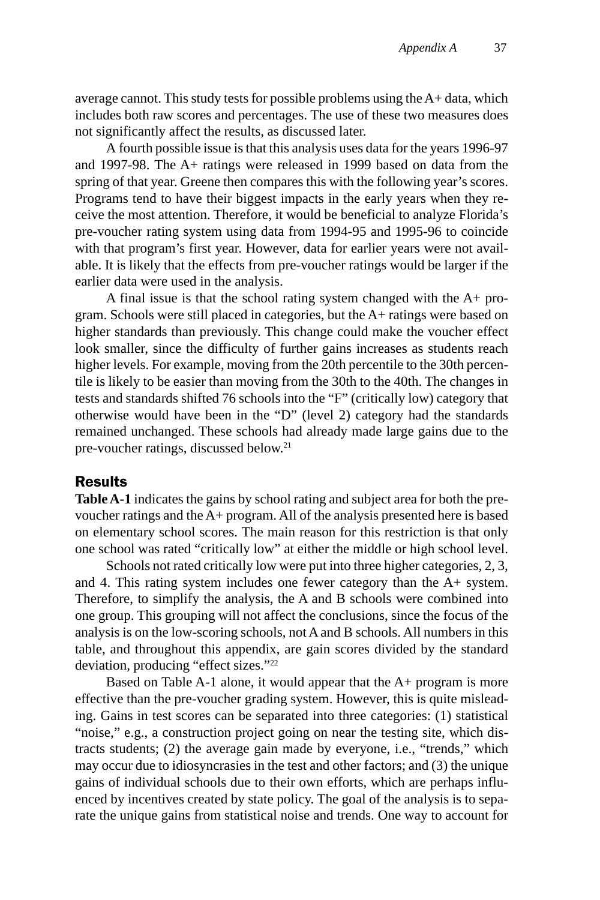average cannot. This study tests for possible problems using the A+ data, which includes both raw scores and percentages. The use of these two measures does not significantly affect the results, as discussed later.

A fourth possible issue is that this analysis uses data for the years 1996-97 and 1997-98. The A+ ratings were released in 1999 based on data from the spring of that year. Greene then compares this with the following year's scores. Programs tend to have their biggest impacts in the early years when they receive the most attention. Therefore, it would be beneficial to analyze Florida's pre-voucher rating system using data from 1994-95 and 1995-96 to coincide with that program's first year. However, data for earlier years were not available. It is likely that the effects from pre-voucher ratings would be larger if the earlier data were used in the analysis.

A final issue is that the school rating system changed with the A+ program. Schools were still placed in categories, but the A+ ratings were based on higher standards than previously. This change could make the voucher effect look smaller, since the difficulty of further gains increases as students reach higher levels. For example, moving from the 20th percentile to the 30th percentile is likely to be easier than moving from the 30th to the 40th. The changes in tests and standards shifted 76 schools into the "F" (critically low) category that otherwise would have been in the "D" (level 2) category had the standards remained unchanged. These schools had already made large gains due to the pre-voucher ratings, discussed below.[21]

## Results

**Table A-1** indicates the gains by school rating and subject area for both the pre-voucher ratings and the A+ program. All of the analysis presented here is based on elementary school scores. The main reason for this restriction is that only one school was rated "critically low" at either the middle or high school level.

Schools not rated critically low were put into three higher categories, 2, 3, and 4. This rating system includes one fewer category than the A+ system. Therefore, to simplify the analysis, the A and B schools were combined into one group. This grouping will not affect the conclusions, since the focus of the analysis is on the low-scoring schools, not A and B schools. All numbers in this table, and throughout this appendix, are gain scores divided by the standard deviation, producing "effect sizes."[22]

Based on Table A-1 alone, it would appear that the A+ program is more effective than the pre-voucher grading system. However, this is quite misleading. Gains in test scores can be separated into three categories: (1) statistical "noise," e.g., a construction project going on near the testing site, which distracts students; (2) the average gain made by everyone, i.e., "trends," which may occur due to idiosyncrasies in the test and other factors; and (3) the unique gains of individual schools due to their own efforts, which are perhaps influenced by incentives created by state policy. The goal of the analysis is to separate the unique gains from statistical noise and trends. One way to account for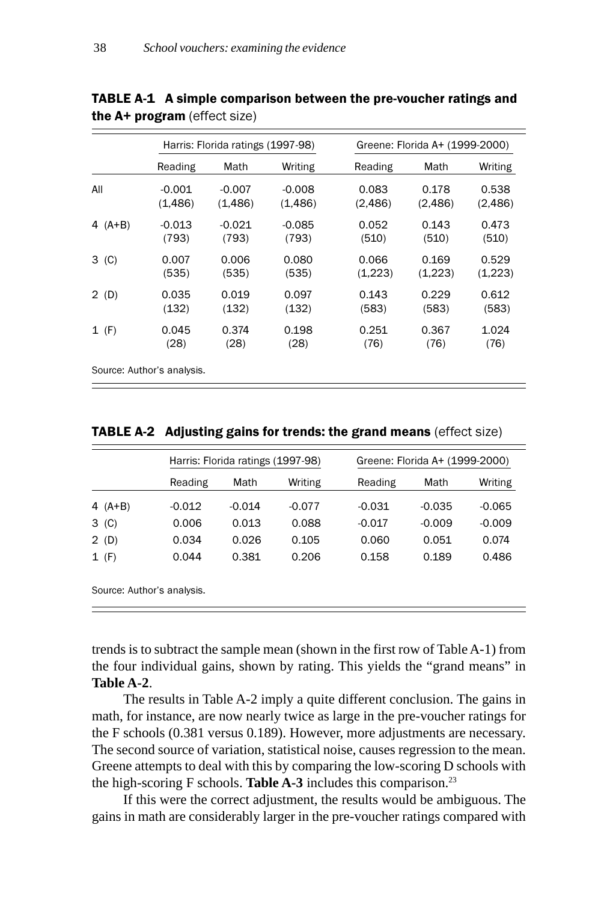**TABLE A-1 A simple comparison between the pre-voucher ratings and the A+ program** (effect size)

| | Harris: Florida ratings (1997-98) | | | Greene: Florida A+ (1999-2000) | | |
|---|---|---|---|---|---|---|
| | Reading | Math | Writing | Reading | Math | Writing |
| All | -0.001<br>(1,486) | -0.007<br>(1,486) | -0.008<br>(1,486) | 0.083<br>(2,486) | 0.178<br>(2,486) | 0.538<br>(2,486) |
| 4 (A+B) | -0.013<br>(793) | -0.021<br>(793) | -0.085<br>(793) | 0.052<br>(510) | 0.143<br>(510) | 0.473<br>(510) |
| 3 (C) | 0.007<br>(535) | 0.006<br>(535) | 0.080<br>(535) | 0.066<br>(1,223) | 0.169<br>(1,223) | 0.529<br>(1,223) |
| 2 (D) | 0.035<br>(132) | 0.019<br>(132) | 0.097<br>(132) | 0.143<br>(583) | 0.229<br>(583) | 0.612<br>(583) |
| 1 (F) | 0.045<br>(28) | 0.374<br>(28) | 0.198<br>(28) | 0.251<br>(76) | 0.367<br>(76) | 1.024<br>(76) |

Source: Author's analysis.

**TABLE A-2 Adjusting gains for trends: the grand means** (effect size)

| | Harris: Florida ratings (1997-98) | | | Greene: Florida A+ (1999-2000) | | |
|---|---|---|---|---|---|---|
| | Reading | Math | Writing | Reading | Math | Writing |
| 4 (A+B) | -0.012 | -0.014 | -0.077 | -0.031 | -0.035 | -0.065 |
| 3 (C) | 0.006 | 0.013 | 0.088 | -0.017 | -0.009 | -0.009 |
| 2 (D) | 0.034 | 0.026 | 0.105 | 0.060 | 0.051 | 0.074 |
| 1 (F) | 0.044 | 0.381 | 0.206 | 0.158 | 0.189 | 0.486 |

Source: Author's analysis.

trends is to subtract the sample mean (shown in the first row of Table A-1) from the four individual gains, shown by rating. This yields the "grand means" in **Table A-2**.

The results in Table A-2 imply a quite different conclusion. The gains in math, for instance, are now nearly twice as large in the pre-voucher ratings for the F schools (0.381 versus 0.189). However, more adjustments are necessary. The second source of variation, statistical noise, causes regression to the mean. Greene attempts to deal with this by comparing the low-scoring D schools with the high-scoring F schools. **Table A-3** includes this comparison.[23]

If this were the correct adjustment, the results would be ambiguous. The gains in math are considerably larger in the pre-voucher ratings compared with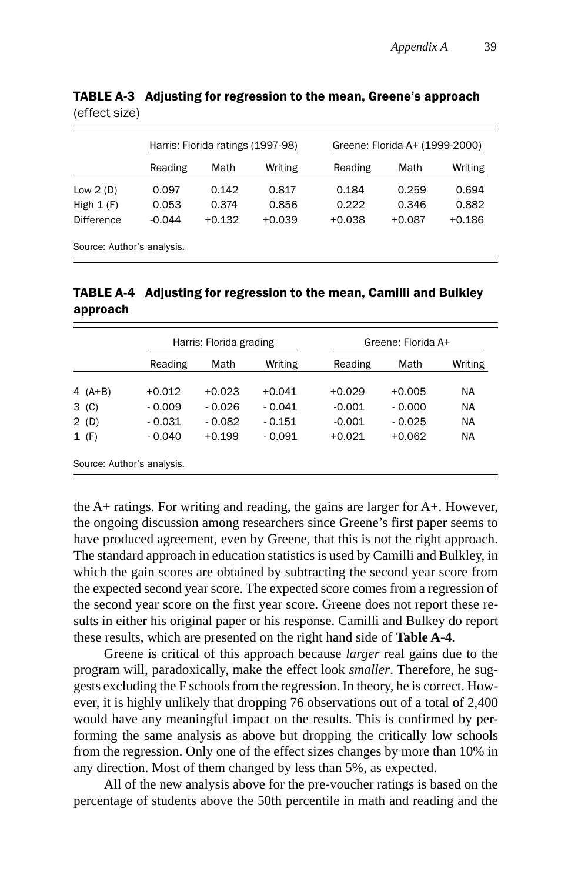**TABLE A-3 Adjusting for regression to the mean, Greene's approach** (effect size)

| | Harris: Florida ratings (1997-98) | | | Greene: Florida A+ (1999-2000) | | |
|---|---|---|---|---|---|---|
| | Reading | Math | Writing | Reading | Math | Writing |
| Low 2 (D) | 0.097 | 0.142 | 0.817 | 0.184 | 0.259 | 0.694 |
| High 1 (F) | 0.053 | 0.374 | 0.856 | 0.222 | 0.346 | 0.882 |
| Difference | -0.044 | +0.132 | +0.039 | +0.038 | +0.087 | +0.186 |

Source: Author's analysis.

**TABLE A-4 Adjusting for regression to the mean, Camilli and Bulkley approach**

| | Harris: Florida grading | | | Greene: Florida A+ | | |
|---|---|---|---|---|---|---|
| | Reading | Math | Writing | Reading | Math | Writing |
| 4 (A+B) | +0.012 | +0.023 | +0.041 | +0.029 | +0.005 | NA |
| 3 (C) | - 0.009 | - 0.026 | - 0.041 | -0.001 | - 0.000 | NA |
| 2 (D) | - 0.031 | - 0.082 | - 0.151 | -0.001 | - 0.025 | NA |
| 1 (F) | - 0.040 | +0.199 | - 0.091 | +0.021 | +0.062 | NA |

Source: Author's analysis.

the A+ ratings. For writing and reading, the gains are larger for A+. However, the ongoing discussion among researchers since Greene's first paper seems to have produced agreement, even by Greene, that this is not the right approach. The standard approach in education statistics is used by Camilli and Bulkley, in which the gain scores are obtained by subtracting the second year score from the expected second year score. The expected score comes from a regression of the second year score on the first year score. Greene does not report these results in either his original paper or his response. Camilli and Bulkey do report these results, which are presented on the right hand side of **Table A-4**.

Greene is critical of this approach because *larger* real gains due to the program will, paradoxically, make the effect look *smaller*. Therefore, he suggests excluding the F schools from the regression. In theory, he is correct. However, it is highly unlikely that dropping 76 observations out of a total of 2,400 would have any meaningful impact on the results. This is confirmed by performing the same analysis as above but dropping the critically low schools from the regression. Only one of the effect sizes changes by more than 10% in any direction. Most of them changed by less than 5%, as expected.

All of the new analysis above for the pre-voucher ratings is based on the percentage of students above the 50th percentile in math and reading and the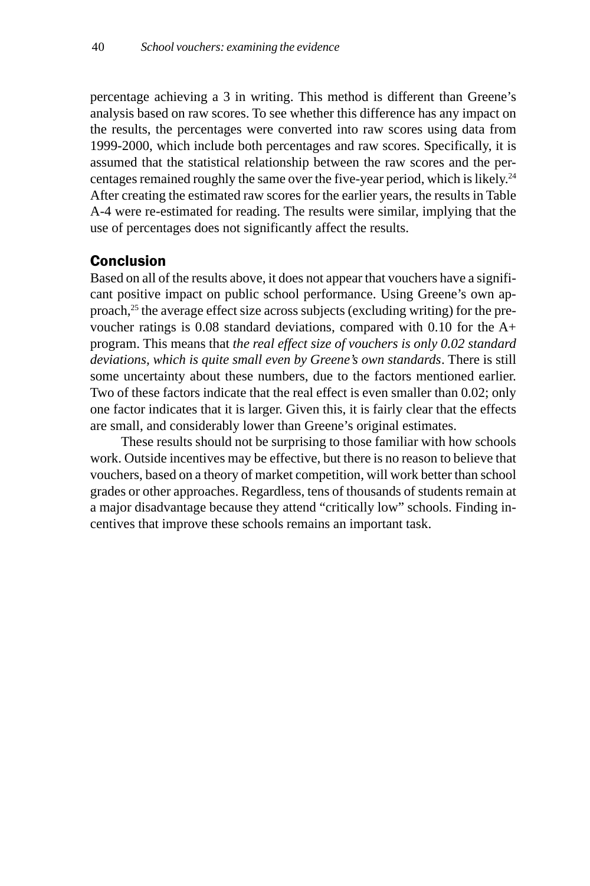percentage achieving a 3 in writing. This method is different than Greene's analysis based on raw scores. To see whether this difference has any impact on the results, the percentages were converted into raw scores using data from 1999-2000, which include both percentages and raw scores. Specifically, it is assumed that the statistical relationship between the raw scores and the percentages remained roughly the same over the five-year period, which is likely.[24] After creating the estimated raw scores for the earlier years, the results in Table A-4 were re-estimated for reading. The results were similar, implying that the use of percentages does not significantly affect the results.

## Conclusion

Based on all of the results above, it does not appear that vouchers have a significant positive impact on public school performance. Using Greene's own approach,[25] the average effect size across subjects (excluding writing) for the pre-voucher ratings is 0.08 standard deviations, compared with 0.10 for the A+ program. This means that *the real effect size of vouchers is only 0.02 standard deviations, which is quite small even by Greene's own standards*. There is still some uncertainty about these numbers, due to the factors mentioned earlier. Two of these factors indicate that the real effect is even smaller than 0.02; only one factor indicates that it is larger. Given this, it is fairly clear that the effects are small, and considerably lower than Greene's original estimates.

These results should not be surprising to those familiar with how schools work. Outside incentives may be effective, but there is no reason to believe that vouchers, based on a theory of market competition, will work better than school grades or other approaches. Regardless, tens of thousands of students remain at a major disadvantage because they attend "critically low" schools. Finding incentives that improve these schools remains an important task.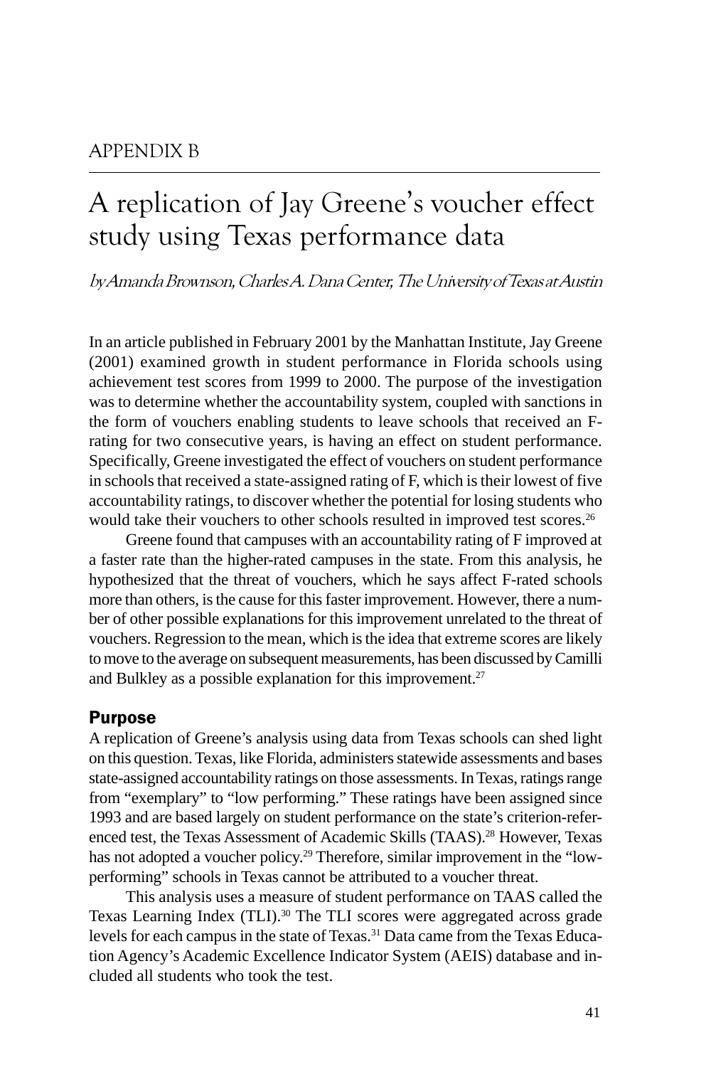APPENDIX B

# A replication of Jay Greene's voucher effect study using Texas performance data

*by Amanda Brownson, Charles A. Dana Center, The University of Texas at Austin*

In an article published in February 2001 by the Manhattan Institute, Jay Greene (2001) examined growth in student performance in Florida schools using achievement test scores from 1999 to 2000. The purpose of the investigation was to determine whether the accountability system, coupled with sanctions in the form of vouchers enabling students to leave schools that received an F-rating for two consecutive years, is having an effect on student performance. Specifically, Greene investigated the effect of vouchers on student performance in schools that received a state-assigned rating of F, which is their lowest of five accountability ratings, to discover whether the potential for losing students who would take their vouchers to other schools resulted in improved test scores.[26]

Greene found that campuses with an accountability rating of F improved at a faster rate than the higher-rated campuses in the state. From this analysis, he hypothesized that the threat of vouchers, which he says affect F-rated schools more than others, is the cause for this faster improvement. However, there a number of other possible explanations for this improvement unrelated to the threat of vouchers. Regression to the mean, which is the idea that extreme scores are likely to move to the average on subsequent measurements, has been discussed by Camilli and Bulkley as a possible explanation for this improvement.[27]

## Purpose

A replication of Greene's analysis using data from Texas schools can shed light on this question. Texas, like Florida, administers statewide assessments and bases state-assigned accountability ratings on those assessments. In Texas, ratings range from "exemplary" to "low performing." These ratings have been assigned since 1993 and are based largely on student performance on the state's criterion-referenced test, the Texas Assessment of Academic Skills (TAAS).[28] However, Texas has not adopted a voucher policy.[29] Therefore, similar improvement in the "low-performing" schools in Texas cannot be attributed to a voucher threat.

This analysis uses a measure of student performance on TAAS called the Texas Learning Index (TLI).[30] The TLI scores were aggregated across grade levels for each campus in the state of Texas.[31] Data came from the Texas Education Agency's Academic Excellence Indicator System (AEIS) database and included all students who took the test.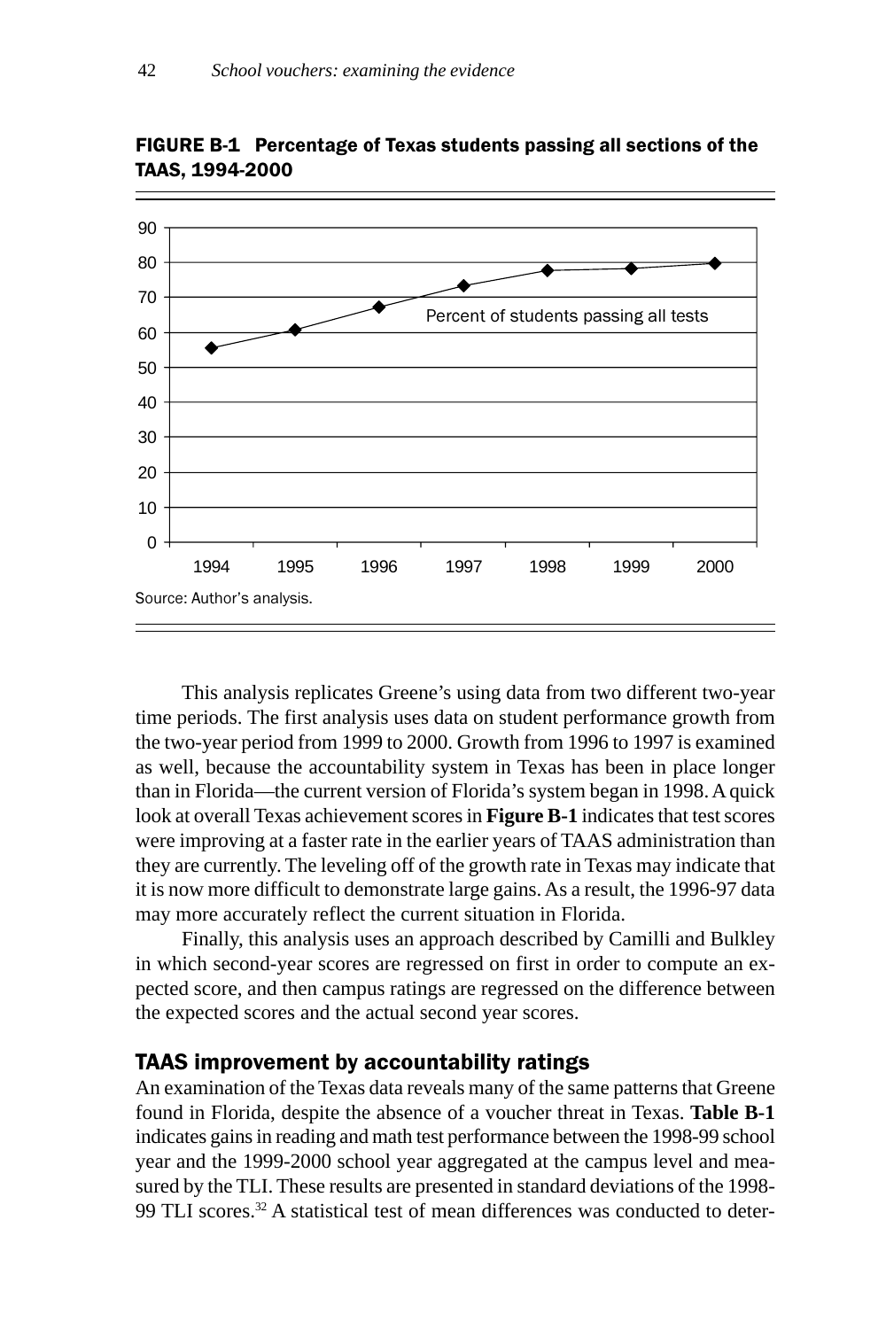**FIGURE B-1 Percentage of Texas students passing all sections of the TAAS, 1994-2000**

90
80
70
60
50
40
30
20
10
0

1994 1995 1996 1997 1998 1999 2000

Percent of students passing all tests

Source: Author's analysis.

This analysis replicates Greene's using data from two different two-year time periods. The first analysis uses data on student performance growth from the two-year period from 1999 to 2000. Growth from 1996 to 1997 is examined as well, because the accountability system in Texas has been in place longer than in Florida—the current version of Florida's system began in 1998. A quick look at overall Texas achievement scores in **Figure B-1** indicates that test scores were improving at a faster rate in the earlier years of TAAS administration than they are currently. The leveling off of the growth rate in Texas may indicate that it is now more difficult to demonstrate large gains. As a result, the 1996-97 data may more accurately reflect the current situation in Florida.

Finally, this analysis uses an approach described by Camilli and Bulkley in which second-year scores are regressed on first in order to compute an expected score, and then campus ratings are regressed on the difference between the expected scores and the actual second year scores.

## TAAS improvement by accountability ratings

An examination of the Texas data reveals many of the same patterns that Greene found in Florida, despite the absence of a voucher threat in Texas. **Table B-1** indicates gains in reading and math test performance between the 1998-99 school year and the 1999-2000 school year aggregated at the campus level and measured by the TLI. These results are presented in standard deviations of the 1998-99 TLI scores.[32] A statistical test of mean differences was conducted to deter-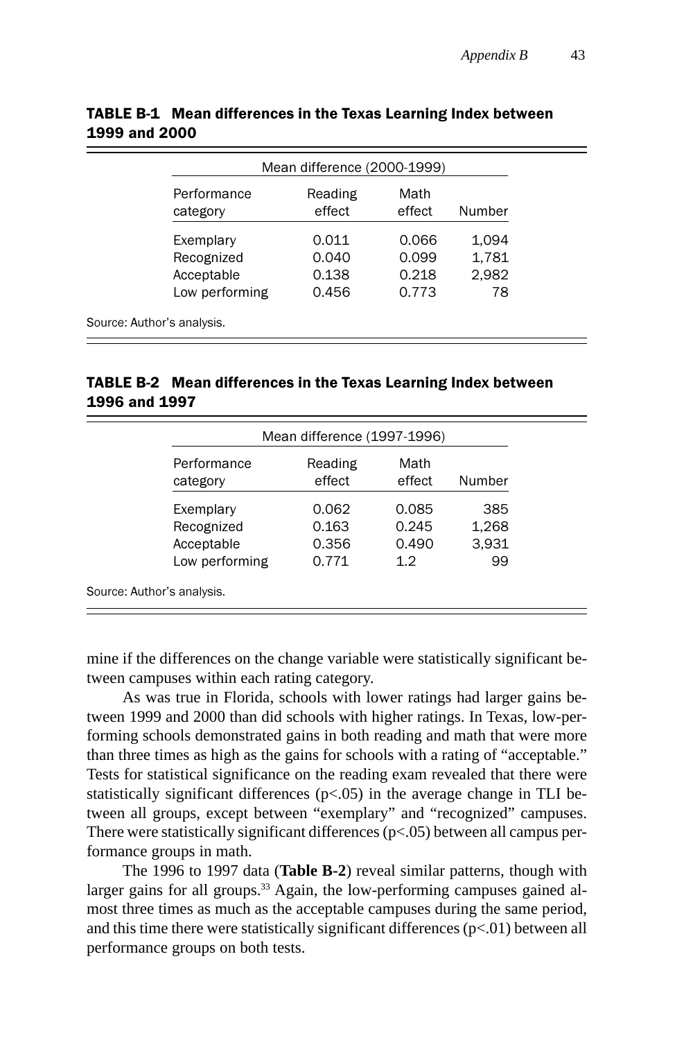**TABLE B-1 Mean differences in the Texas Learning Index between 1999 and 2000**

| Mean difference (2000-1999) | | | |
|---|---|---|---|
| Performance category | Reading effect | Math effect | Number |
| Exemplary | 0.011 | 0.066 | 1,094 |
| Recognized | 0.040 | 0.099 | 1,781 |
| Acceptable | 0.138 | 0.218 | 2,982 |
| Low performing | 0.456 | 0.773 | 78 |

Source: Author's analysis.

**TABLE B-2 Mean differences in the Texas Learning Index between 1996 and 1997**

| Mean difference (1997-1996) | | | |
|---|---|---|---|
| Performance category | Reading effect | Math effect | Number |
| Exemplary | 0.062 | 0.085 | 385 |
| Recognized | 0.163 | 0.245 | 1,268 |
| Acceptable | 0.356 | 0.490 | 3,931 |
| Low performing | 0.771 | 1.2 | 99 |

Source: Author's analysis.

mine if the differences on the change variable were statistically significant between campuses within each rating category.

As was true in Florida, schools with lower ratings had larger gains between 1999 and 2000 than did schools with higher ratings. In Texas, low-performing schools demonstrated gains in both reading and math that were more than three times as high as the gains for schools with a rating of "acceptable." Tests for statistical significance on the reading exam revealed that there were statistically significant differences ($p<.05$) in the average change in TLI between all groups, except between "exemplary" and "recognized" campuses. There were statistically significant differences ($p<.05$) between all campus performance groups in math.

The 1996 to 1997 data (**Table B-2**) reveal similar patterns, though with larger gains for all groups.[33] Again, the low-performing campuses gained almost three times as much as the acceptable campuses during the same period, and this time there were statistically significant differences ($p<.01$) between all performance groups on both tests.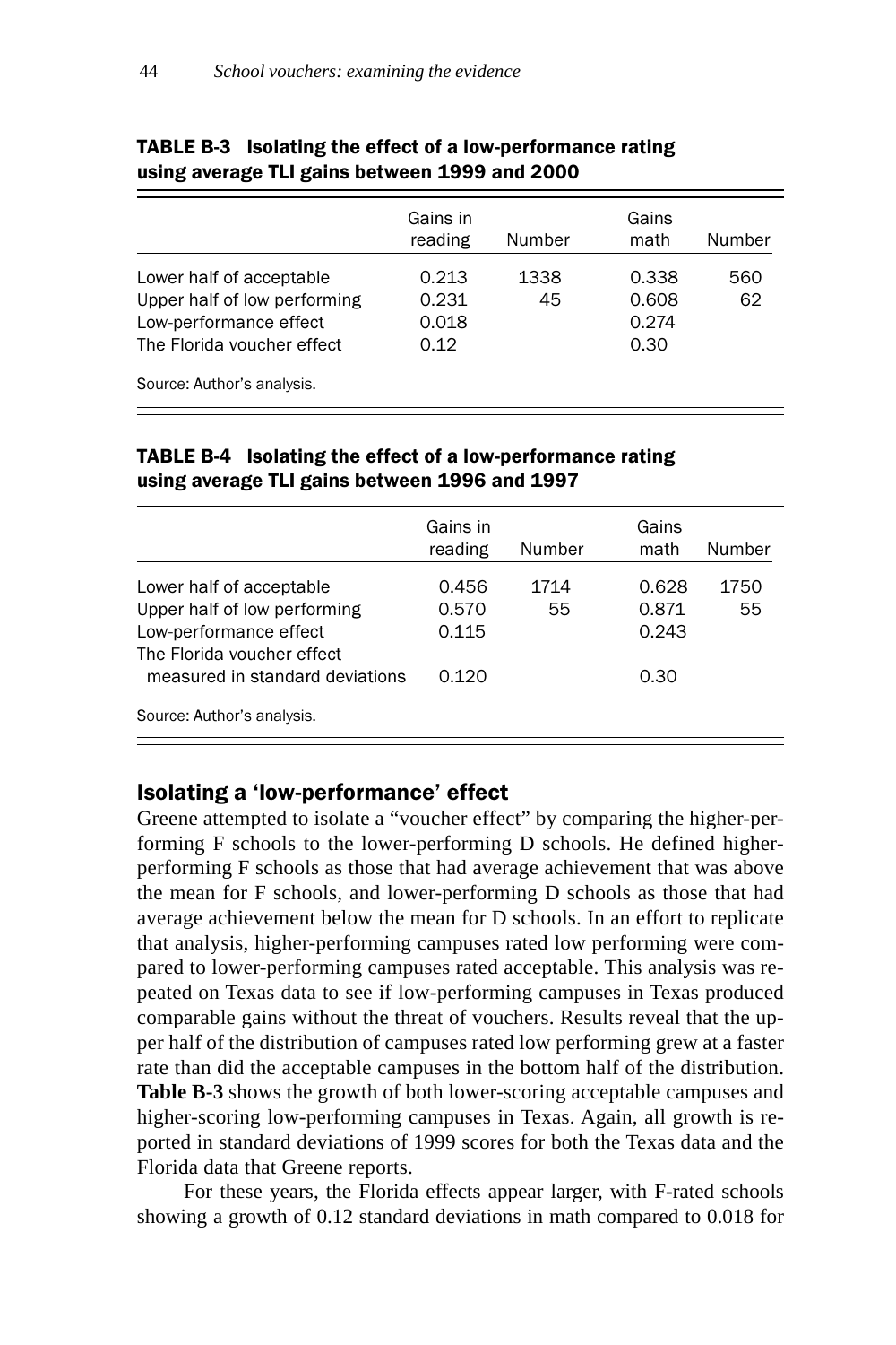**TABLE B-3 Isolating the effect of a low-performance rating using average TLI gains between 1999 and 2000**

| | Gains in reading | Number | Gains math | Number |
|---|---|---|---|---|
| Lower half of acceptable | 0.213 | 1338 | 0.338 | 560 |
| Upper half of low performing | 0.231 | 45 | 0.608 | 62 |
| Low-performance effect | 0.018 | | 0.274 | |
| The Florida voucher effect | 0.12 | | 0.30 | |

Source: Author's analysis.

**TABLE B-4 Isolating the effect of a low-performance rating using average TLI gains between 1996 and 1997**

| | Gains in reading | Number | Gains math | Number |
|---|---|---|---|---|
| Lower half of acceptable | 0.456 | 1714 | 0.628 | 1750 |
| Upper half of low performing | 0.570 | 55 | 0.871 | 55 |
| Low-performance effect | 0.115 | | 0.243 | |
| The Florida voucher effect measured in standard deviations | 0.120 | | 0.30 | |

Source: Author's analysis.

## Isolating a 'low-performance' effect

Greene attempted to isolate a "voucher effect" by comparing the higher-performing F schools to the lower-performing D schools. He defined higher-performing F schools as those that had average achievement that was above the mean for F schools, and lower-performing D schools as those that had average achievement below the mean for D schools. In an effort to replicate that analysis, higher-performing campuses rated low performing were compared to lower-performing campuses rated acceptable. This analysis was repeated on Texas data to see if low-performing campuses in Texas produced comparable gains without the threat of vouchers. Results reveal that the upper half of the distribution of campuses rated low performing grew at a faster rate than did the acceptable campuses in the bottom half of the distribution. **Table B-3** shows the growth of both lower-scoring acceptable campuses and higher-scoring low-performing campuses in Texas. Again, all growth is reported in standard deviations of 1999 scores for both the Texas data and the Florida data that Greene reports.

For these years, the Florida effects appear larger, with F-rated schools showing a growth of 0.12 standard deviations in math compared to 0.018 for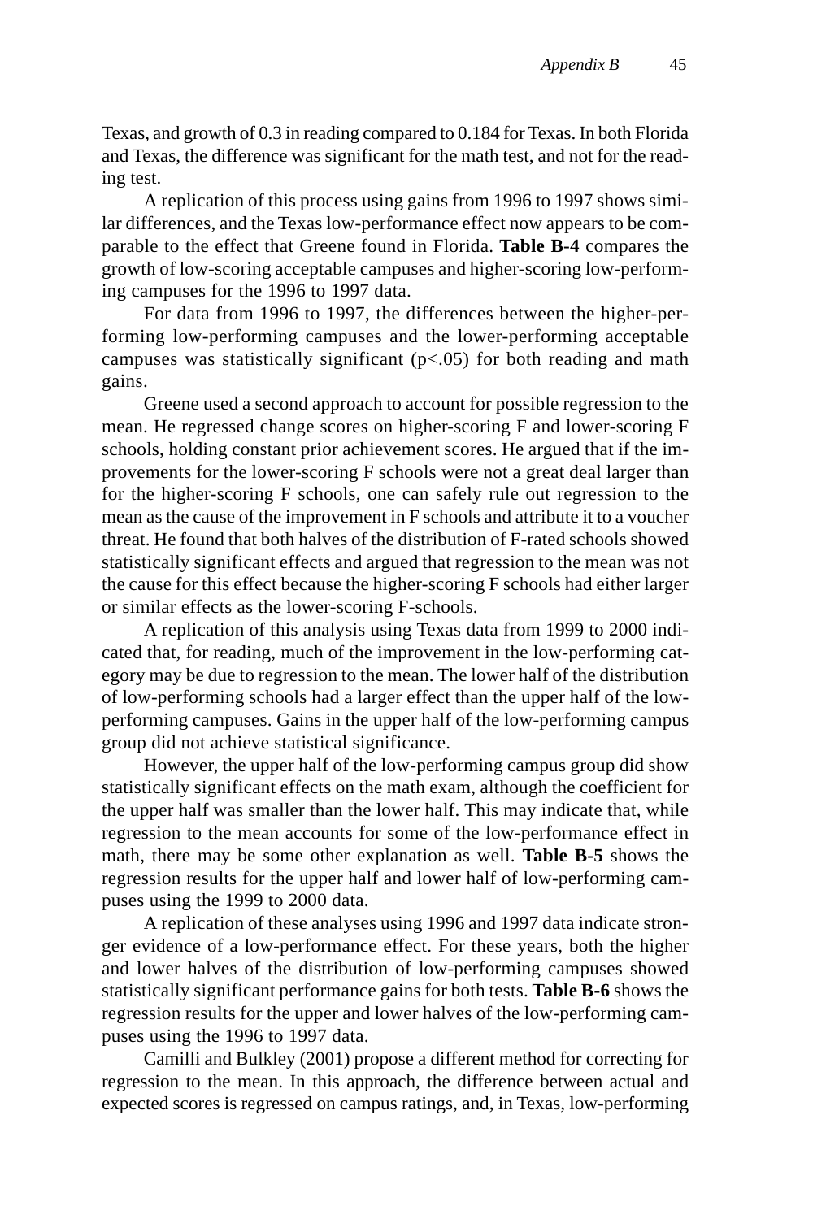Texas, and growth of 0.3 in reading compared to 0.184 for Texas. In both Florida and Texas, the difference was significant for the math test, and not for the reading test.

A replication of this process using gains from 1996 to 1997 shows similar differences, and the Texas low-performance effect now appears to be comparable to the effect that Greene found in Florida. **Table B-4** compares the growth of low-scoring acceptable campuses and higher-scoring low-performing campuses for the 1996 to 1997 data.

For data from 1996 to 1997, the differences between the higher-performing low-performing campuses and the lower-performing acceptable campuses was statistically significant ($p<.05$) for both reading and math gains.

Greene used a second approach to account for possible regression to the mean. He regressed change scores on higher-scoring F and lower-scoring F schools, holding constant prior achievement scores. He argued that if the improvements for the lower-scoring F schools were not a great deal larger than for the higher-scoring F schools, one can safely rule out regression to the mean as the cause of the improvement in F schools and attribute it to a voucher threat. He found that both halves of the distribution of F-rated schools showed statistically significant effects and argued that regression to the mean was not the cause for this effect because the higher-scoring F schools had either larger or similar effects as the lower-scoring F-schools.

A replication of this analysis using Texas data from 1999 to 2000 indicated that, for reading, much of the improvement in the low-performing category may be due to regression to the mean. The lower half of the distribution of low-performing schools had a larger effect than the upper half of the low-performing campuses. Gains in the upper half of the low-performing campus group did not achieve statistical significance.

However, the upper half of the low-performing campus group did show statistically significant effects on the math exam, although the coefficient for the upper half was smaller than the lower half. This may indicate that, while regression to the mean accounts for some of the low-performance effect in math, there may be some other explanation as well. **Table B-5** shows the regression results for the upper half and lower half of low-performing campuses using the 1999 to 2000 data.

A replication of these analyses using 1996 and 1997 data indicate stronger evidence of a low-performance effect. For these years, both the higher and lower halves of the distribution of low-performing campuses showed statistically significant performance gains for both tests. **Table B-6** shows the regression results for the upper and lower halves of the low-performing campuses using the 1996 to 1997 data.

Camilli and Bulkley (2001) propose a different method for correcting for regression to the mean. In this approach, the difference between actual and expected scores is regressed on campus ratings, and, in Texas, low-performing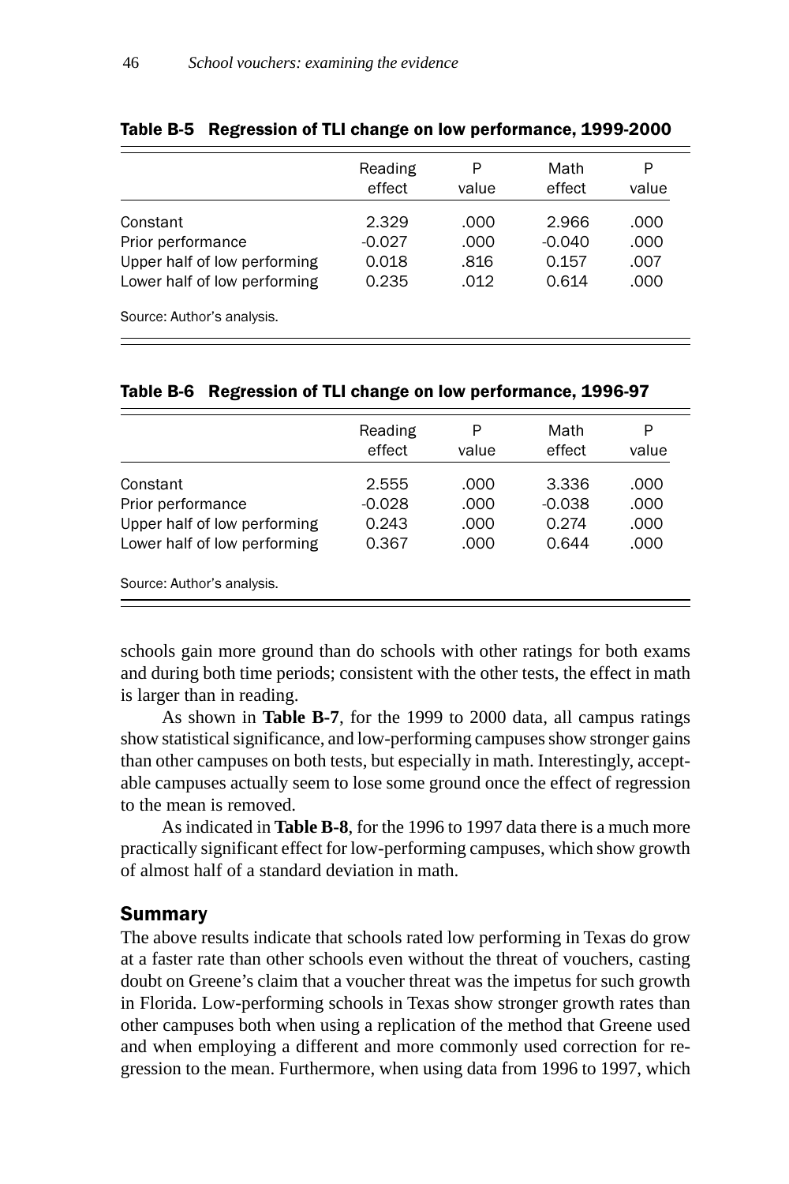**Table B-5 Regression of TLI change on low performance, 1999-2000**

| | Reading effect | P value | Math effect | P value |
|---|---|---|---|---|
| Constant | 2.329 | .000 | 2.966 | .000 |
| Prior performance | -0.027 | .000 | -0.040 | .000 |
| Upper half of low performing | 0.018 | .816 | 0.157 | .007 |
| Lower half of low performing | 0.235 | .012 | 0.614 | .000 |

Source: Author's analysis.

**Table B-6 Regression of TLI change on low performance, 1996-97**

| | Reading effect | P value | Math effect | P value |
|---|---|---|---|---|
| Constant | 2.555 | .000 | 3.336 | .000 |
| Prior performance | -0.028 | .000 | -0.038 | .000 |
| Upper half of low performing | 0.243 | .000 | 0.274 | .000 |
| Lower half of low performing | 0.367 | .000 | 0.644 | .000 |

Source: Author's analysis.

schools gain more ground than do schools with other ratings for both exams and during both time periods; consistent with the other tests, the effect in math is larger than in reading.

As shown in **Table B-7**, for the 1999 to 2000 data, all campus ratings show statistical significance, and low-performing campuses show stronger gains than other campuses on both tests, but especially in math. Interestingly, acceptable campuses actually seem to lose some ground once the effect of regression to the mean is removed.

As indicated in **Table B-8**, for the 1996 to 1997 data there is a much more practically significant effect for low-performing campuses, which show growth of almost half of a standard deviation in math.

## Summary

The above results indicate that schools rated low performing in Texas do grow at a faster rate than other schools even without the threat of vouchers, casting doubt on Greene's claim that a voucher threat was the impetus for such growth in Florida. Low-performing schools in Texas show stronger growth rates than other campuses both when using a replication of the method that Greene used and when employing a different and more commonly used correction for regression to the mean. Furthermore, when using data from 1996 to 1997, which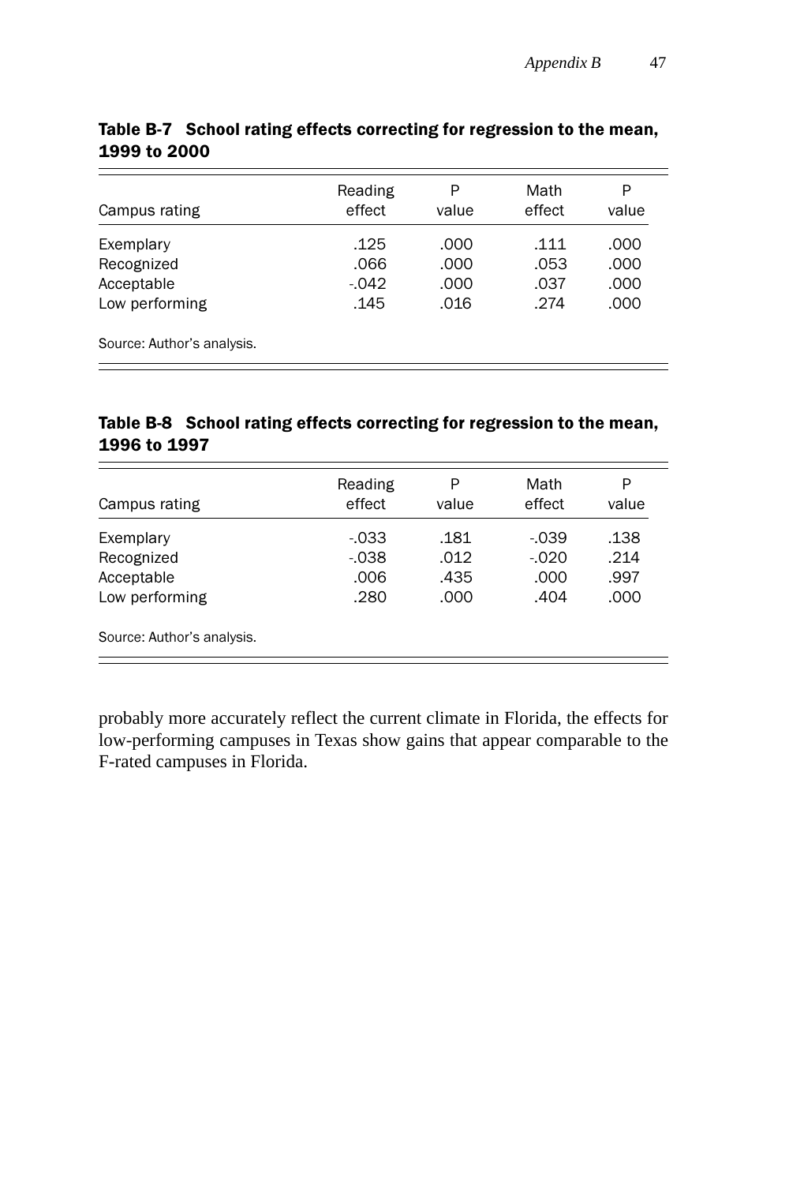**Table B-7 School rating effects correcting for regression to the mean, 1999 to 2000**

| Campus rating | Reading effect | P value | Math effect | P value |
|---|---|---|---|---|
| Exemplary | .125 | .000 | .111 | .000 |
| Recognized | .066 | .000 | .053 | .000 |
| Acceptable | -.042 | .000 | .037 | .000 |
| Low performing | .145 | .016 | .274 | .000 |

Source: Author's analysis.

**Table B-8 School rating effects correcting for regression to the mean, 1996 to 1997**

| Campus rating | Reading effect | P value | Math effect | P value |
|---|---|---|---|---|
| Exemplary | -.033 | .181 | -.039 | .138 |
| Recognized | -.038 | .012 | -.020 | .214 |
| Acceptable | .006 | .435 | .000 | .997 |
| Low performing | .280 | .000 | .404 | .000 |

Source: Author's analysis.

probably more accurately reflect the current climate in Florida, the effects for low-performing campuses in Texas show gains that appear comparable to the F-rated campuses in Florida.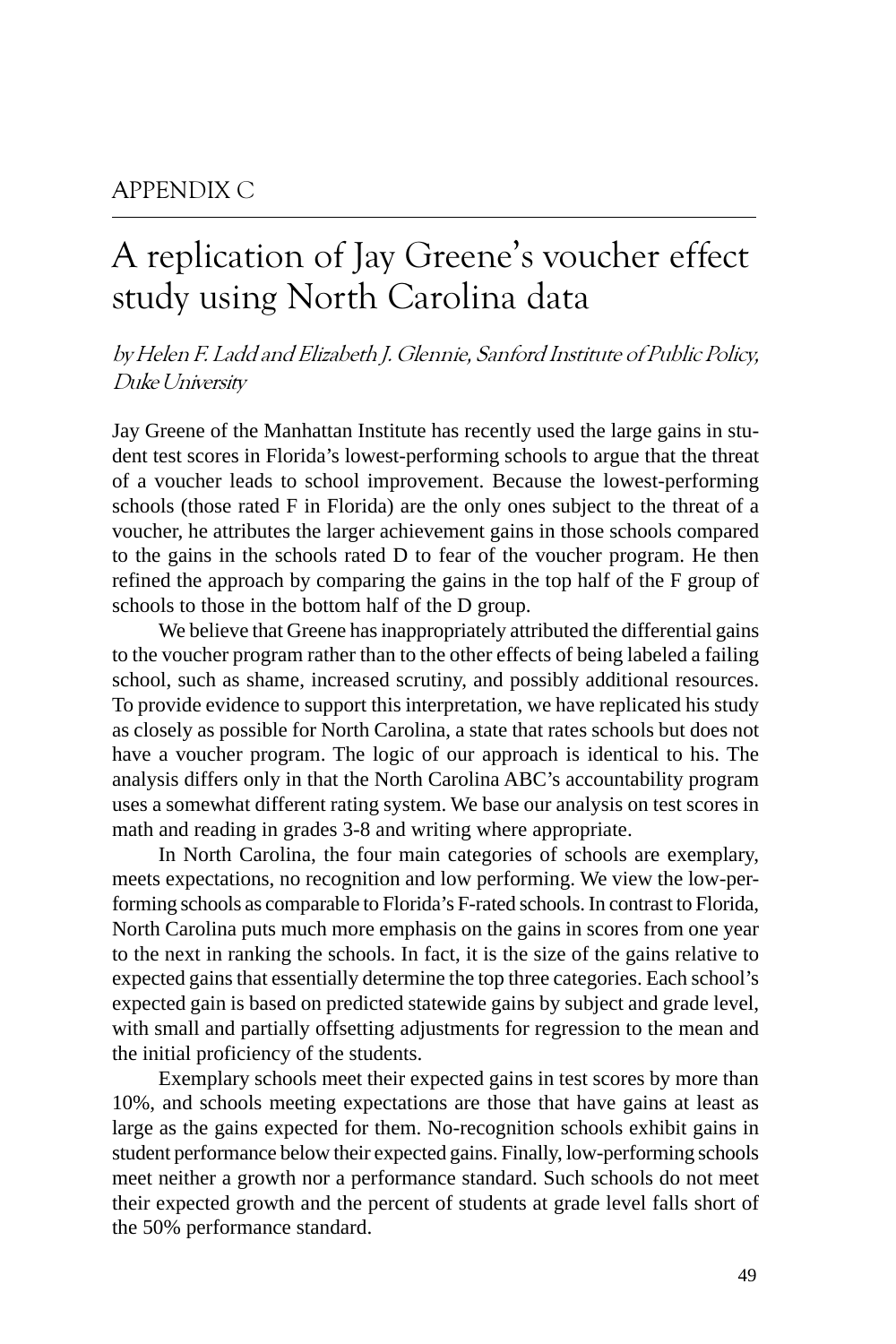APPENDIX C

# A replication of Jay Greene's voucher effect study using North Carolina data

*by Helen F. Ladd and Elizabeth J. Glennie, Sanford Institute of Public Policy, Duke University*

Jay Greene of the Manhattan Institute has recently used the large gains in student test scores in Florida's lowest-performing schools to argue that the threat of a voucher leads to school improvement. Because the lowest-performing schools (those rated F in Florida) are the only ones subject to the threat of a voucher, he attributes the larger achievement gains in those schools compared to the gains in the schools rated D to fear of the voucher program. He then refined the approach by comparing the gains in the top half of the F group of schools to those in the bottom half of the D group.

We believe that Greene has inappropriately attributed the differential gains to the voucher program rather than to the other effects of being labeled a failing school, such as shame, increased scrutiny, and possibly additional resources. To provide evidence to support this interpretation, we have replicated his study as closely as possible for North Carolina, a state that rates schools but does not have a voucher program. The logic of our approach is identical to his. The analysis differs only in that the North Carolina ABC's accountability program uses a somewhat different rating system. We base our analysis on test scores in math and reading in grades 3-8 and writing where appropriate.

In North Carolina, the four main categories of schools are exemplary, meets expectations, no recognition and low performing. We view the low-performing schools as comparable to Florida's F-rated schools. In contrast to Florida, North Carolina puts much more emphasis on the gains in scores from one year to the next in ranking the schools. In fact, it is the size of the gains relative to expected gains that essentially determine the top three categories. Each school's expected gain is based on predicted statewide gains by subject and grade level, with small and partially offsetting adjustments for regression to the mean and the initial proficiency of the students.

Exemplary schools meet their expected gains in test scores by more than 10%, and schools meeting expectations are those that have gains at least as large as the gains expected for them. No-recognition schools exhibit gains in student performance below their expected gains. Finally, low-performing schools meet neither a growth nor a performance standard. Such schools do not meet their expected growth and the percent of students at grade level falls short of the 50% performance standard.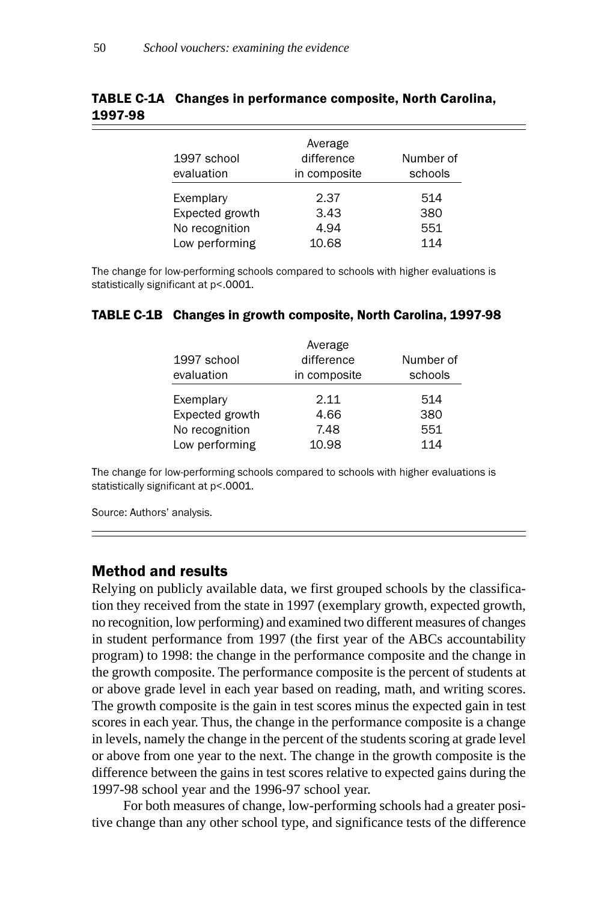**TABLE C-1A Changes in performance composite, North Carolina, 1997-98**

| 1997 school evaluation | Average difference in composite | Number of schools |
|---|---|---|
| Exemplary | 2.37 | 514 |
| Expected growth | 3.43 | 380 |
| No recognition | 4.94 | 551 |
| Low performing | 10.68 | 114 |

The change for low-performing schools compared to schools with higher evaluations is statistically significant at p<.0001.

**TABLE C-1B Changes in growth composite, North Carolina, 1997-98**

| 1997 school evaluation | Average difference in composite | Number of schools |
|---|---|---|
| Exemplary | 2.11 | 514 |
| Expected growth | 4.66 | 380 |
| No recognition | 7.48 | 551 |
| Low performing | 10.98 | 114 |

The change for low-performing schools compared to schools with higher evaluations is statistically significant at p<.0001.

Source: Authors' analysis.

## Method and results

Relying on publicly available data, we first grouped schools by the classification they received from the state in 1997 (exemplary growth, expected growth, no recognition, low performing) and examined two different measures of changes in student performance from 1997 (the first year of the ABCs accountability program) to 1998: the change in the performance composite and the change in the growth composite. The performance composite is the percent of students at or above grade level in each year based on reading, math, and writing scores. The growth composite is the gain in test scores minus the expected gain in test scores in each year. Thus, the change in the performance composite is a change in levels, namely the change in the percent of the students scoring at grade level or above from one year to the next. The change in the growth composite is the difference between the gains in test scores relative to expected gains during the 1997-98 school year and the 1996-97 school year.

For both measures of change, low-performing schools had a greater positive change than any other school type, and significance tests of the difference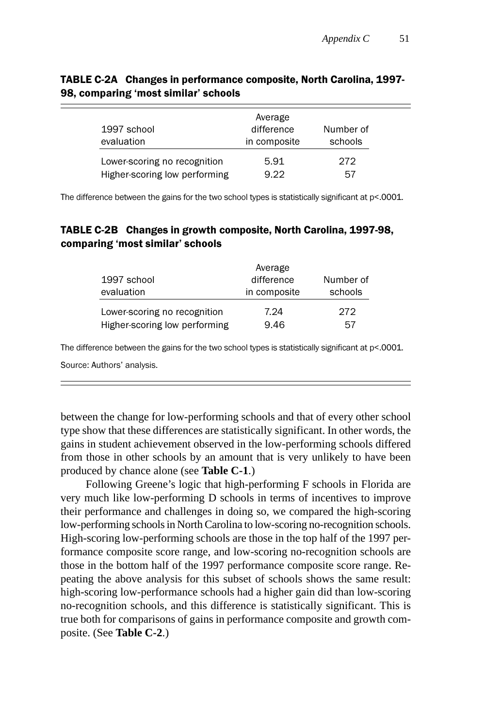**TABLE C-2A Changes in performance composite, North Carolina, 1997-98, comparing 'most similar' schools**

| 1997 school evaluation | Average difference in composite | Number of schools |
|---|---|---|
| Lower-scoring no recognition | 5.91 | 272 |
| Higher-scoring low performing | 9.22 | 57 |

The difference between the gains for the two school types is statistically significant at p<.0001.

**TABLE C-2B Changes in growth composite, North Carolina, 1997-98, comparing 'most similar' schools**

| 1997 school evaluation | Average difference in composite | Number of schools |
|---|---|---|
| Lower-scoring no recognition | 7.24 | 272 |
| Higher-scoring low performing | 9.46 | 57 |

The difference between the gains for the two school types is statistically significant at p<.0001.

Source: Authors' analysis.

between the change for low-performing schools and that of every other school type show that these differences are statistically significant. In other words, the gains in student achievement observed in the low-performing schools differed from those in other schools by an amount that is very unlikely to have been produced by chance alone (see **Table C-1**.)

Following Greene's logic that high-performing F schools in Florida are very much like low-performing D schools in terms of incentives to improve their performance and challenges in doing so, we compared the high-scoring low-performing schools in North Carolina to low-scoring no-recognition schools. High-scoring low-performing schools are those in the top half of the 1997 performance composite score range, and low-scoring no-recognition schools are those in the bottom half of the 1997 performance composite score range. Repeating the above analysis for this subset of schools shows the same result: high-scoring low-performance schools had a higher gain did than low-scoring no-recognition schools, and this difference is statistically significant. This is true both for comparisons of gains in performance composite and growth composite. (See **Table C-2**.)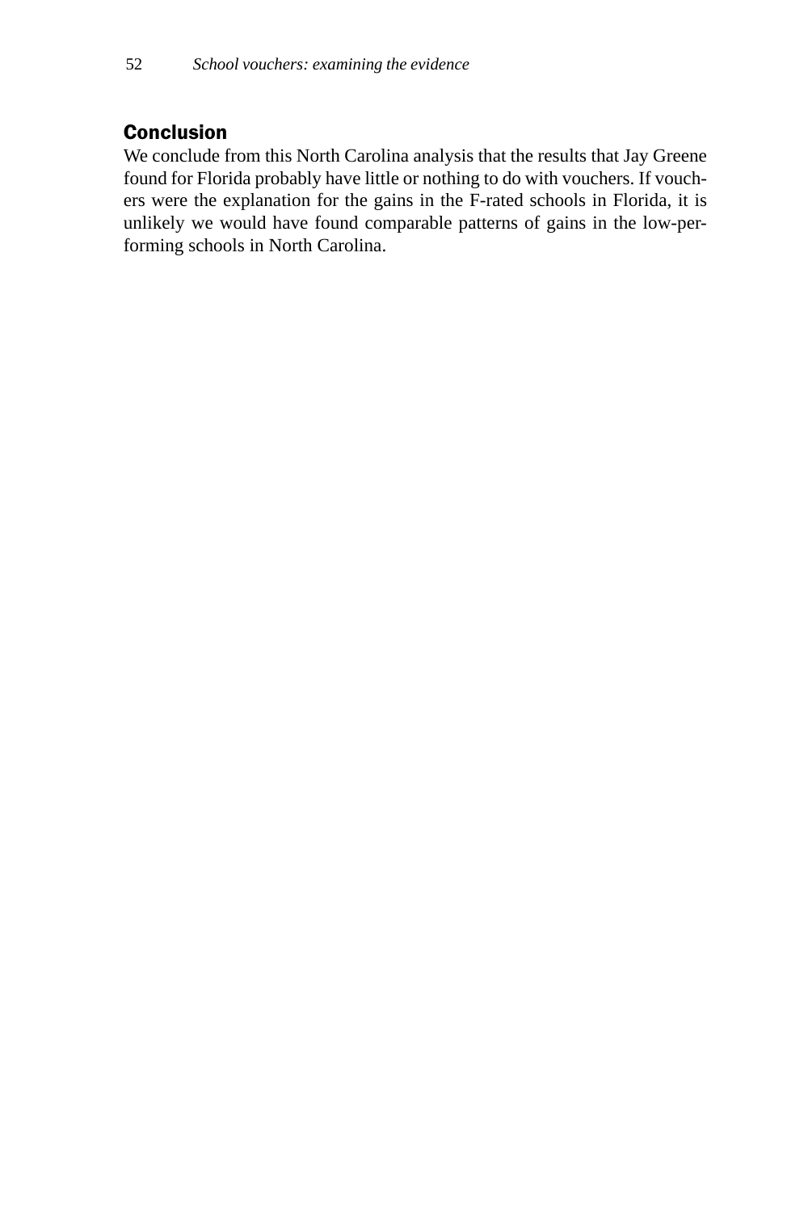## Conclusion

We conclude from this North Carolina analysis that the results that Jay Greene found for Florida probably have little or nothing to do with vouchers. If vouchers were the explanation for the gains in the F-rated schools in Florida, it is unlikely we would have found comparable patterns of gains in the low-performing schools in North Carolina.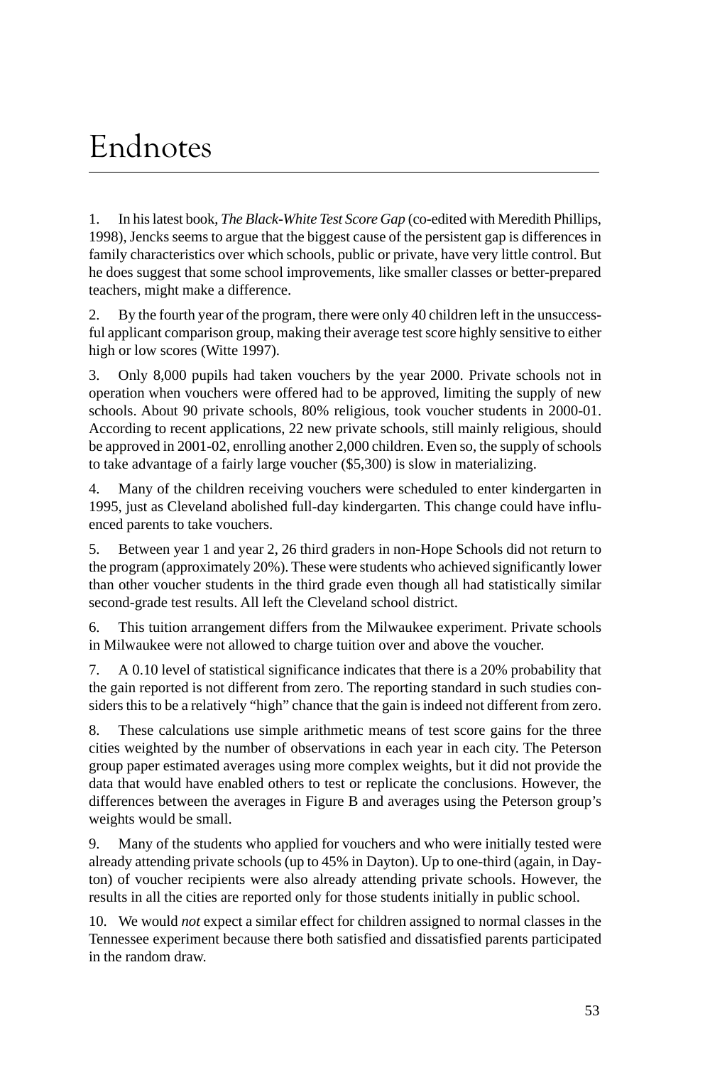# Endnotes

1. In his latest book, *The Black-White Test Score Gap* (co-edited with Meredith Phillips, 1998), Jencks seems to argue that the biggest cause of the persistent gap is differences in family characteristics over which schools, public or private, have very little control. But he does suggest that some school improvements, like smaller classes or better-prepared teachers, might make a difference.

2. By the fourth year of the program, there were only 40 children left in the unsuccessful applicant comparison group, making their average test score highly sensitive to either high or low scores (Witte 1997).

3. Only 8,000 pupils had taken vouchers by the year 2000. Private schools not in operation when vouchers were offered had to be approved, limiting the supply of new schools. About 90 private schools, 80% religious, took voucher students in 2000-01. According to recent applications, 22 new private schools, still mainly religious, should be approved in 2001-02, enrolling another 2,000 children. Even so, the supply of schools to take advantage of a fairly large voucher ($5,300) is slow in materializing.

4. Many of the children receiving vouchers were scheduled to enter kindergarten in 1995, just as Cleveland abolished full-day kindergarten. This change could have influenced parents to take vouchers.

5. Between year 1 and year 2, 26 third graders in non-Hope Schools did not return to the program (approximately 20%). These were students who achieved significantly lower than other voucher students in the third grade even though all had statistically similar second-grade test results. All left the Cleveland school district.

6. This tuition arrangement differs from the Milwaukee experiment. Private schools in Milwaukee were not allowed to charge tuition over and above the voucher.

7. A 0.10 level of statistical significance indicates that there is a 20% probability that the gain reported is not different from zero. The reporting standard in such studies considers this to be a relatively "high" chance that the gain is indeed not different from zero.

8. These calculations use simple arithmetic means of test score gains for the three cities weighted by the number of observations in each year in each city. The Peterson group paper estimated averages using more complex weights, but it did not provide the data that would have enabled others to test or replicate the conclusions. However, the differences between the averages in Figure B and averages using the Peterson group's weights would be small.

9. Many of the students who applied for vouchers and who were initially tested were already attending private schools (up to 45% in Dayton). Up to one-third (again, in Dayton) of voucher recipients were also already attending private schools. However, the results in all the cities are reported only for those students initially in public school.

10. We would *not* expect a similar effect for children assigned to normal classes in the Tennessee experiment because there both satisfied and dissatisfied parents participated in the random draw.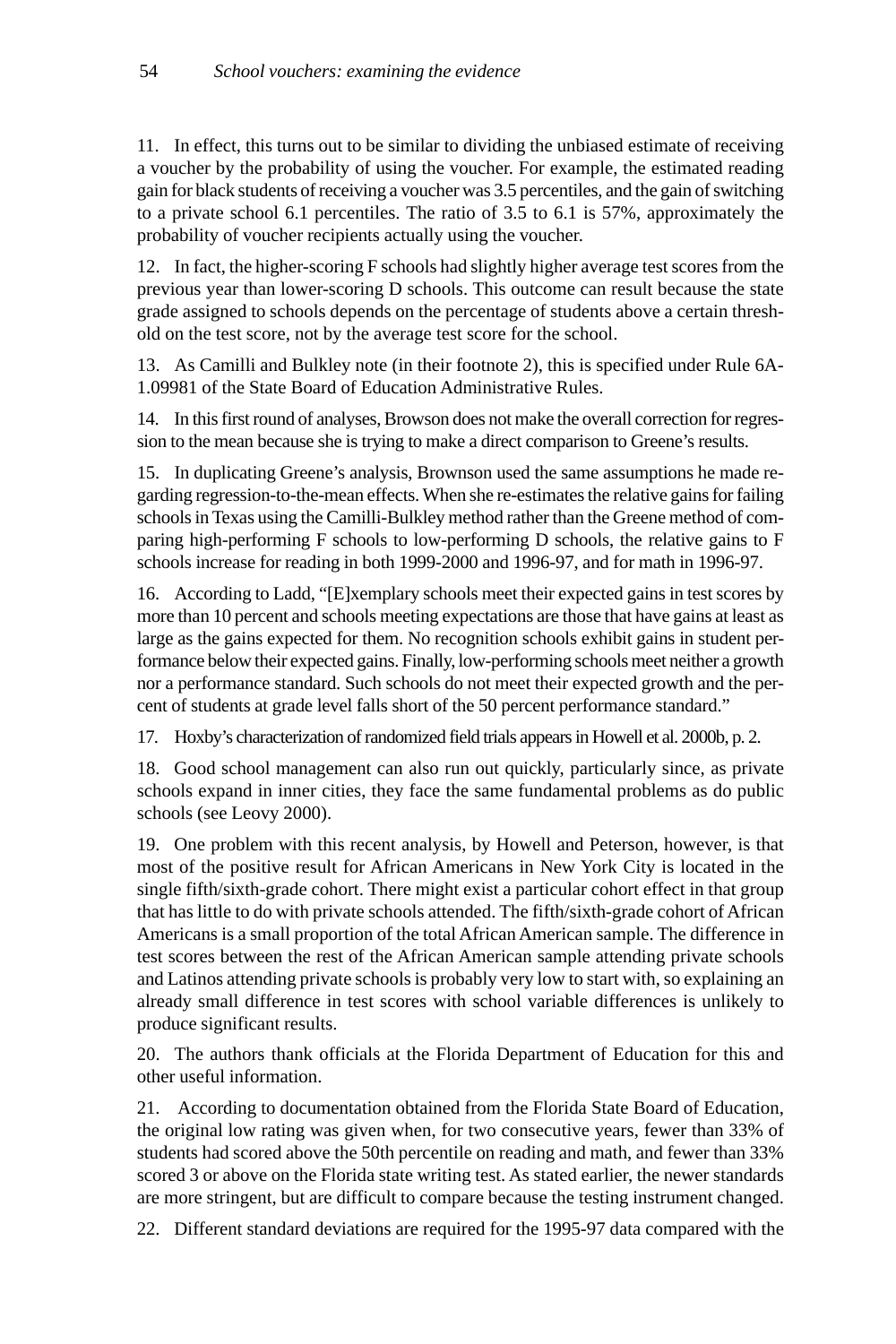11. In effect, this turns out to be similar to dividing the unbiased estimate of receiving a voucher by the probability of using the voucher. For example, the estimated reading gain for black students of receiving a voucher was 3.5 percentiles, and the gain of switching to a private school 6.1 percentiles. The ratio of 3.5 to 6.1 is 57%, approximately the probability of voucher recipients actually using the voucher.

12. In fact, the higher-scoring F schools had slightly higher average test scores from the previous year than lower-scoring D schools. This outcome can result because the state grade assigned to schools depends on the percentage of students above a certain threshold on the test score, not by the average test score for the school.

13. As Camilli and Bulkley note (in their footnote 2), this is specified under Rule 6A-1.09981 of the State Board of Education Administrative Rules.

14. In this first round of analyses, Browson does not make the overall correction for regression to the mean because she is trying to make a direct comparison to Greene's results.

15. In duplicating Greene's analysis, Brownson used the same assumptions he made regarding regression-to-the-mean effects. When she re-estimates the relative gains for failing schools in Texas using the Camilli-Bulkley method rather than the Greene method of comparing high-performing F schools to low-performing D schools, the relative gains to F schools increase for reading in both 1999-2000 and 1996-97, and for math in 1996-97.

16. According to Ladd, "[E]xemplary schools meet their expected gains in test scores by more than 10 percent and schools meeting expectations are those that have gains at least as large as the gains expected for them. No recognition schools exhibit gains in student performance below their expected gains. Finally, low-performing schools meet neither a growth nor a performance standard. Such schools do not meet their expected growth and the percent of students at grade level falls short of the 50 percent performance standard."

17. Hoxby's characterization of randomized field trials appears in Howell et al. 2000b, p. 2.

18. Good school management can also run out quickly, particularly since, as private schools expand in inner cities, they face the same fundamental problems as do public schools (see Leovy 2000).

19. One problem with this recent analysis, by Howell and Peterson, however, is that most of the positive result for African Americans in New York City is located in the single fifth/sixth-grade cohort. There might exist a particular cohort effect in that group that has little to do with private schools attended. The fifth/sixth-grade cohort of African Americans is a small proportion of the total African American sample. The difference in test scores between the rest of the African American sample attending private schools and Latinos attending private schools is probably very low to start with, so explaining an already small difference in test scores with school variable differences is unlikely to produce significant results.

20. The authors thank officials at the Florida Department of Education for this and other useful information.

21. According to documentation obtained from the Florida State Board of Education, the original low rating was given when, for two consecutive years, fewer than 33% of students had scored above the 50th percentile on reading and math, and fewer than 33% scored 3 or above on the Florida state writing test. As stated earlier, the newer standards are more stringent, but are difficult to compare because the testing instrument changed.

22. Different standard deviations are required for the 1995-97 data compared with the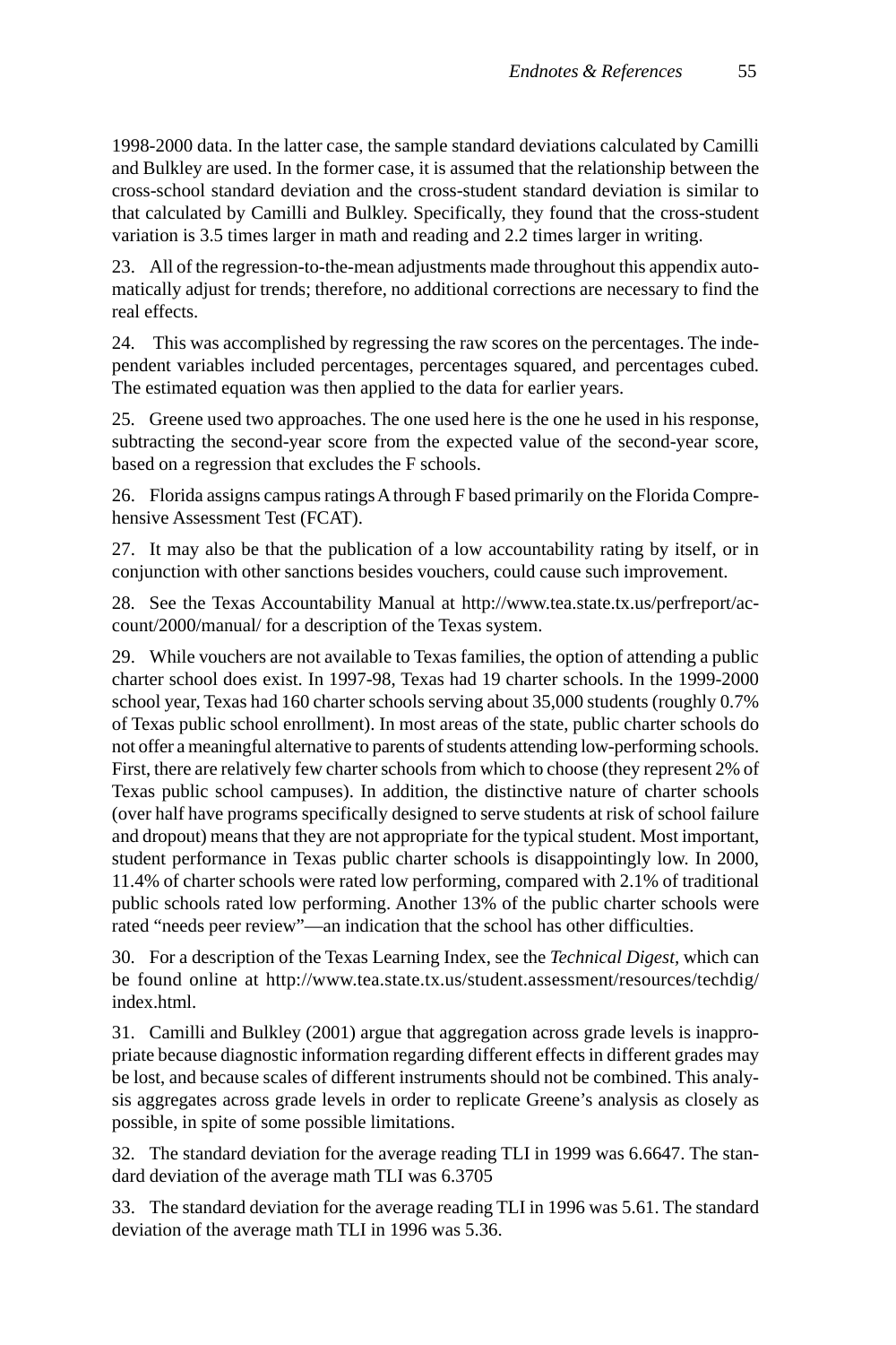1998-2000 data. In the latter case, the sample standard deviations calculated by Camilli and Bulkley are used. In the former case, it is assumed that the relationship between the cross-school standard deviation and the cross-student standard deviation is similar to that calculated by Camilli and Bulkley. Specifically, they found that the cross-student variation is 3.5 times larger in math and reading and 2.2 times larger in writing.

23. All of the regression-to-the-mean adjustments made throughout this appendix automatically adjust for trends; therefore, no additional corrections are necessary to find the real effects.

24. This was accomplished by regressing the raw scores on the percentages. The independent variables included percentages, percentages squared, and percentages cubed. The estimated equation was then applied to the data for earlier years.

25. Greene used two approaches. The one used here is the one he used in his response, subtracting the second-year score from the expected value of the second-year score, based on a regression that excludes the F schools.

26. Florida assigns campus ratings A through F based primarily on the Florida Comprehensive Assessment Test (FCAT).

27. It may also be that the publication of a low accountability rating by itself, or in conjunction with other sanctions besides vouchers, could cause such improvement.

28. See the Texas Accountability Manual at http://www.tea.state.tx.us/perfreport/account/2000/manual/ for a description of the Texas system.

29. While vouchers are not available to Texas families, the option of attending a public charter school does exist. In 1997-98, Texas had 19 charter schools. In the 1999-2000 school year, Texas had 160 charter schools serving about 35,000 students (roughly 0.7% of Texas public school enrollment). In most areas of the state, public charter schools do not offer a meaningful alternative to parents of students attending low-performing schools. First, there are relatively few charter schools from which to choose (they represent 2% of Texas public school campuses). In addition, the distinctive nature of charter schools (over half have programs specifically designed to serve students at risk of school failure and dropout) means that they are not appropriate for the typical student. Most important, student performance in Texas public charter schools is disappointingly low. In 2000, 11.4% of charter schools were rated low performing, compared with 2.1% of traditional public schools rated low performing. Another 13% of the public charter schools were rated "needs peer review"—an indication that the school has other difficulties.

30. For a description of the Texas Learning Index, see the *Technical Digest*, which can be found online at http://www.tea.state.tx.us/student.assessment/resources/techdig/index.html.

31. Camilli and Bulkley (2001) argue that aggregation across grade levels is inappropriate because diagnostic information regarding different effects in different grades may be lost, and because scales of different instruments should not be combined. This analysis aggregates across grade levels in order to replicate Greene's analysis as closely as possible, in spite of some possible limitations.

32. The standard deviation for the average reading TLI in 1999 was 6.6647. The standard deviation of the average math TLI was 6.3705

33. The standard deviation for the average reading TLI in 1996 was 5.61. The standard deviation of the average math TLI in 1996 was 5.36.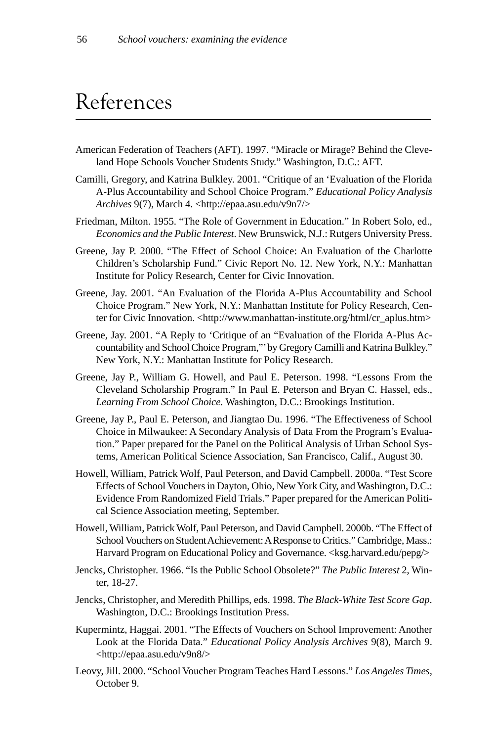# References

American Federation of Teachers (AFT). 1997. "Miracle or Mirage? Behind the Cleveland Hope Schools Voucher Students Study." Washington, D.C.: AFT.

Camilli, Gregory, and Katrina Bulkley. 2001. "Critique of an 'Evaluation of the Florida A-Plus Accountability and School Choice Program." *Educational Policy Analysis Archives* 9(7), March 4. <http://epaa.asu.edu/v9n7/>

Friedman, Milton. 1955. "The Role of Government in Education." In Robert Solo, ed., *Economics and the Public Interest*. New Brunswick, N.J.: Rutgers University Press.

Greene, Jay P. 2000. "The Effect of School Choice: An Evaluation of the Charlotte Children's Scholarship Fund." Civic Report No. 12. New York, N.Y.: Manhattan Institute for Policy Research, Center for Civic Innovation.

Greene, Jay. 2001. "An Evaluation of the Florida A-Plus Accountability and School Choice Program." New York, N.Y.: Manhattan Institute for Policy Research, Center for Civic Innovation. <http://www.manhattan-institute.org/html/cr_aplus.htm>

Greene, Jay. 2001. "A Reply to 'Critique of an "Evaluation of the Florida A-Plus Accountability and School Choice Program,"' by Gregory Camilli and Katrina Bulkley." New York, N.Y.: Manhattan Institute for Policy Research.

Greene, Jay P., William G. Howell, and Paul E. Peterson. 1998. "Lessons From the Cleveland Scholarship Program." In Paul E. Peterson and Bryan C. Hassel, eds., *Learning From School Choice.* Washington, D.C.: Brookings Institution.

Greene, Jay P., Paul E. Peterson, and Jiangtao Du. 1996. "The Effectiveness of School Choice in Milwaukee: A Secondary Analysis of Data From the Program's Evaluation." Paper prepared for the Panel on the Political Analysis of Urban School Systems, American Political Science Association, San Francisco, Calif., August 30.

Howell, William, Patrick Wolf, Paul Peterson, and David Campbell. 2000a. "Test Score Effects of School Vouchers in Dayton, Ohio, New York City, and Washington, D.C.: Evidence From Randomized Field Trials." Paper prepared for the American Political Science Association meeting, September.

Howell, William, Patrick Wolf, Paul Peterson, and David Campbell. 2000b. "The Effect of School Vouchers on Student Achievement: A Response to Critics." Cambridge, Mass.: Harvard Program on Educational Policy and Governance. <ksg.harvard.edu/pepg/>

Jencks, Christopher. 1966. "Is the Public School Obsolete?" *The Public Interest* 2, Winter, 18-27.

Jencks, Christopher, and Meredith Phillips, eds. 1998. *The Black-White Test Score Gap*. Washington, D.C.: Brookings Institution Press.

Kupermintz, Haggai. 2001. "The Effects of Vouchers on School Improvement: Another Look at the Florida Data." *Educational Policy Analysis Archives* 9(8), March 9. <http://epaa.asu.edu/v9n8/>

Leovy, Jill. 2000. "School Voucher Program Teaches Hard Lessons." *Los Angeles Times*, October 9.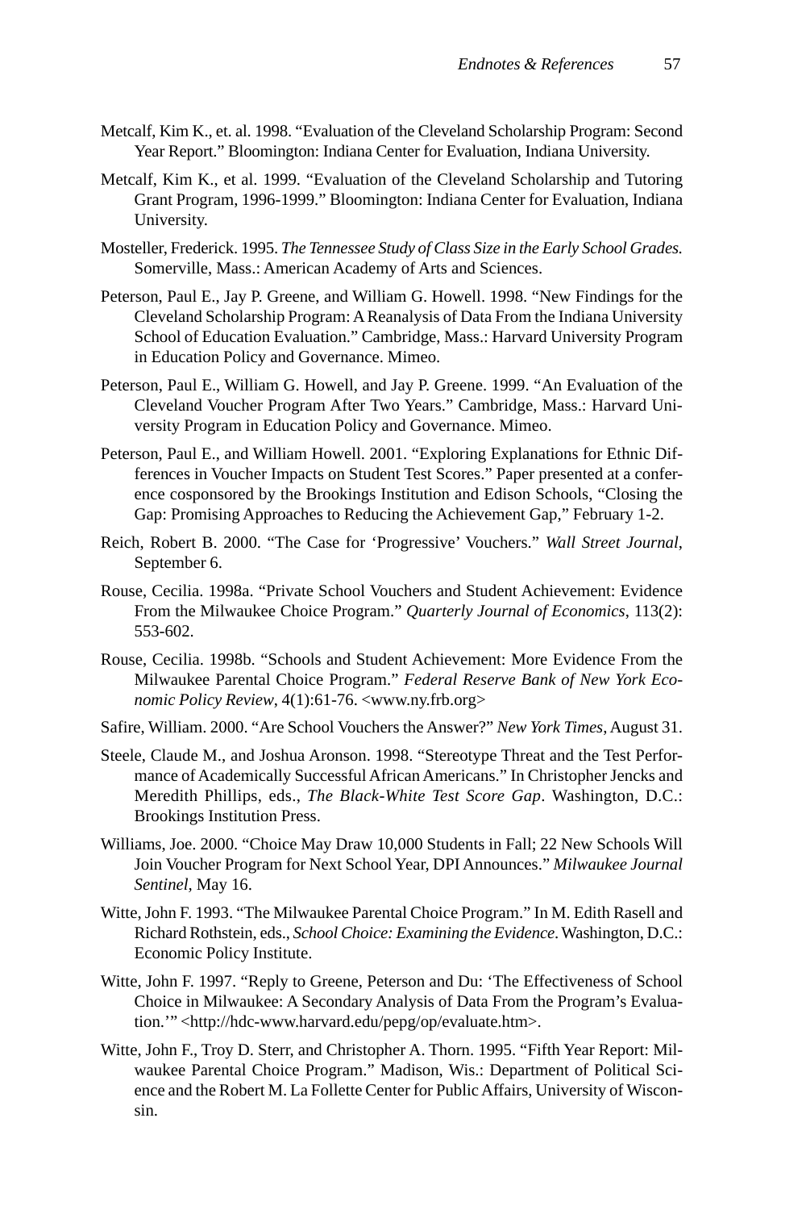Metcalf, Kim K., et. al. 1998. "Evaluation of the Cleveland Scholarship Program: Second Year Report." Bloomington: Indiana Center for Evaluation, Indiana University.

Metcalf, Kim K., et al. 1999. "Evaluation of the Cleveland Scholarship and Tutoring Grant Program, 1996-1999." Bloomington: Indiana Center for Evaluation, Indiana University.

Mosteller, Frederick. 1995. *The Tennessee Study of Class Size in the Early School Grades.* Somerville, Mass.: American Academy of Arts and Sciences.

Peterson, Paul E., Jay P. Greene, and William G. Howell. 1998. "New Findings for the Cleveland Scholarship Program: A Reanalysis of Data From the Indiana University School of Education Evaluation." Cambridge, Mass.: Harvard University Program in Education Policy and Governance. Mimeo.

Peterson, Paul E., William G. Howell, and Jay P. Greene. 1999. "An Evaluation of the Cleveland Voucher Program After Two Years." Cambridge, Mass.: Harvard University Program in Education Policy and Governance. Mimeo.

Peterson, Paul E., and William Howell. 2001. "Exploring Explanations for Ethnic Differences in Voucher Impacts on Student Test Scores." Paper presented at a conference cosponsored by the Brookings Institution and Edison Schools, "Closing the Gap: Promising Approaches to Reducing the Achievement Gap," February 1-2.

Reich, Robert B. 2000. "The Case for 'Progressive' Vouchers." *Wall Street Journal*, September 6.

Rouse, Cecilia. 1998a. "Private School Vouchers and Student Achievement: Evidence From the Milwaukee Choice Program." *Quarterly Journal of Economics*, 113(2): 553-602.

Rouse, Cecilia. 1998b. "Schools and Student Achievement: More Evidence From the Milwaukee Parental Choice Program." *Federal Reserve Bank of New York Economic Policy Review*, 4(1):61-76. <www.ny.frb.org>

Safire, William. 2000. "Are School Vouchers the Answer?" *New York Times*, August 31.

Steele, Claude M., and Joshua Aronson. 1998. "Stereotype Threat and the Test Performance of Academically Successful African Americans." In Christopher Jencks and Meredith Phillips, eds., *The Black-White Test Score Gap*. Washington, D.C.: Brookings Institution Press.

Williams, Joe. 2000. "Choice May Draw 10,000 Students in Fall; 22 New Schools Will Join Voucher Program for Next School Year, DPI Announces." *Milwaukee Journal Sentinel*, May 16.

Witte, John F. 1993. "The Milwaukee Parental Choice Program." In M. Edith Rasell and Richard Rothstein, eds., *School Choice: Examining the Evidence*. Washington, D.C.: Economic Policy Institute.

Witte, John F. 1997. "Reply to Greene, Peterson and Du: 'The Effectiveness of School Choice in Milwaukee: A Secondary Analysis of Data From the Program's Evaluation.'" <http://hdc-www.harvard.edu/pepg/op/evaluate.htm>.

Witte, John F., Troy D. Sterr, and Christopher A. Thorn. 1995. "Fifth Year Report: Milwaukee Parental Choice Program." Madison, Wis.: Department of Political Science and the Robert M. La Follette Center for Public Affairs, University of Wisconsin.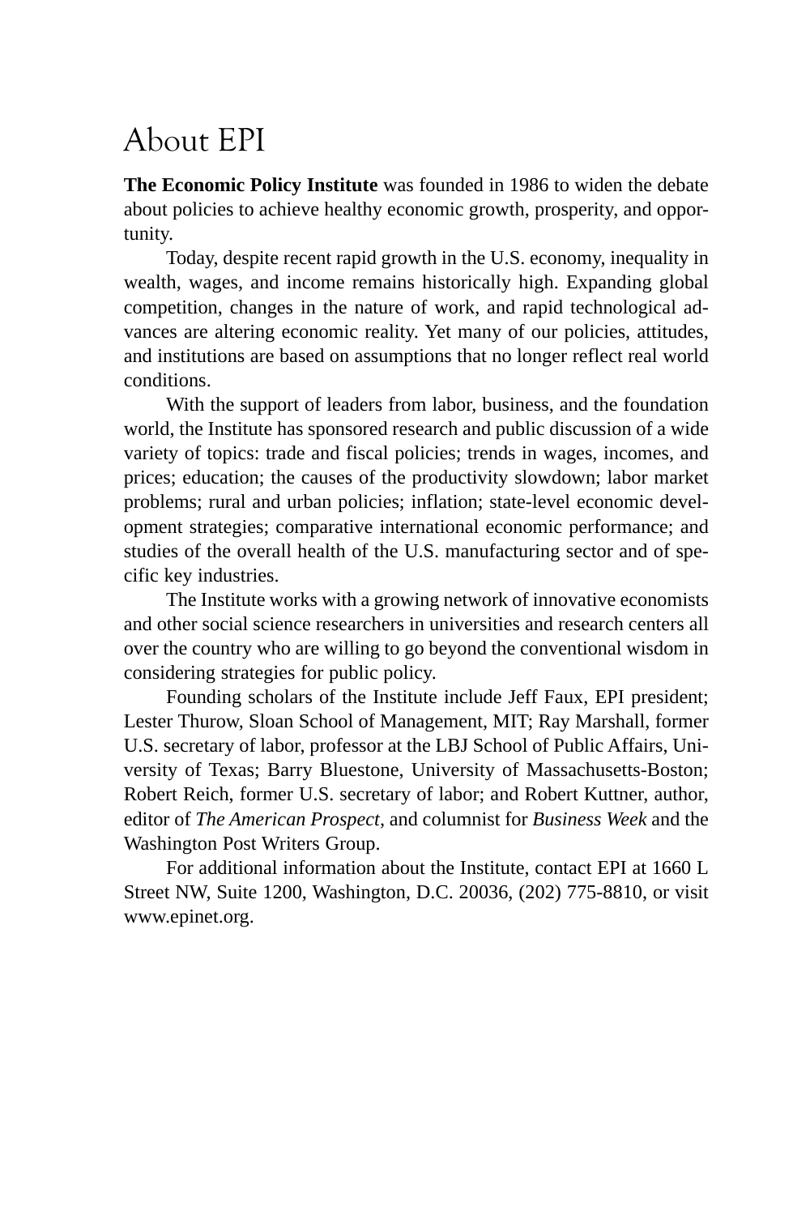# About EPI

**The Economic Policy Institute** was founded in 1986 to widen the debate about policies to achieve healthy economic growth, prosperity, and opportunity.

Today, despite recent rapid growth in the U.S. economy, inequality in wealth, wages, and income remains historically high. Expanding global competition, changes in the nature of work, and rapid technological advances are altering economic reality. Yet many of our policies, attitudes, and institutions are based on assumptions that no longer reflect real world conditions.

With the support of leaders from labor, business, and the foundation world, the Institute has sponsored research and public discussion of a wide variety of topics: trade and fiscal policies; trends in wages, incomes, and prices; education; the causes of the productivity slowdown; labor market problems; rural and urban policies; inflation; state-level economic development strategies; comparative international economic performance; and studies of the overall health of the U.S. manufacturing sector and of specific key industries.

The Institute works with a growing network of innovative economists and other social science researchers in universities and research centers all over the country who are willing to go beyond the conventional wisdom in considering strategies for public policy.

Founding scholars of the Institute include Jeff Faux, EPI president; Lester Thurow, Sloan School of Management, MIT; Ray Marshall, former U.S. secretary of labor, professor at the LBJ School of Public Affairs, University of Texas; Barry Bluestone, University of Massachusetts-Boston; Robert Reich, former U.S. secretary of labor; and Robert Kuttner, author, editor of *The American Prospect*, and columnist for *Business Week* and the Washington Post Writers Group.

For additional information about the Institute, contact EPI at 1660 L Street NW, Suite 1200, Washington, D.C. 20036, (202) 775-8810, or visit www.epinet.org.